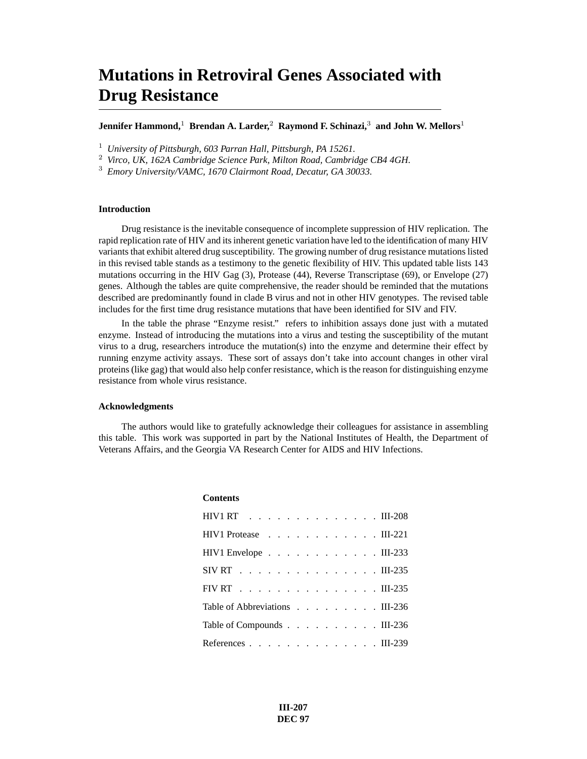# Mutations in Retroviral Genes Associated with Drug Resistance

**Jennifer Hammond,**[1] **Brendan A. Larder,**[2] **Raymond F. Schinazi,**[3] **and John W. Mellors**[1]

[1] *University of Pittsburgh, 603 Parran Hall, Pittsburgh, PA 15261.*
[2] *Virco, UK, 162A Cambridge Science Park, Milton Road, Cambridge CB4 4GH.*
[3] *Emory University/VAMC, 1670 Clairmont Road, Decatur, GA 30033.*

### Introduction

Drug resistance is the inevitable consequence of incomplete suppression of HIV replication. The rapid replication rate of HIV and its inherent genetic variation have led to the identification of many HIV variants that exhibit altered drug susceptibility. The growing number of drug resistance mutations listed in this revised table stands as a testimony to the genetic flexibility of HIV. This updated table lists 143 mutations occurring in the HIV Gag (3), Protease (44), Reverse Transcriptase (69), or Envelope (27) genes. Although the tables are quite comprehensive, the reader should be reminded that the mutations described are predominantly found in clade B virus and not in other HIV genotypes. The revised table includes for the first time drug resistance mutations that have been identified for SIV and FIV.

In the table the phrase "Enzyme resist." refers to inhibition assays done just with a mutated enzyme. Instead of introducing the mutations into a virus and testing the susceptibility of the mutant virus to a drug, researchers introduce the mutation(s) into the enzyme and determine their effect by running enzyme activity assays. These sort of assays don't take into account changes in other viral proteins (like gag) that would also help confer resistance, which is the reason for distinguishing enzyme resistance from whole virus resistance.

### Acknowledgments

The authors would like to gratefully acknowledge their colleagues for assistance in assembling this table. This work was supported in part by the National Institutes of Health, the Department of Veterans Affairs, and the Georgia VA Research Center for AIDS and HIV Infections.

### Contents

| | |
|---|---|
| HIV1 RT | III-208 |
| HIV1 Protease | III-221 |
| HIV1 Envelope | III-233 |
| SIV RT | III-235 |
| FIV RT | III-235 |
| Table of Abbreviations | III-236 |
| Table of Compounds | III-236 |
| References | III-239 |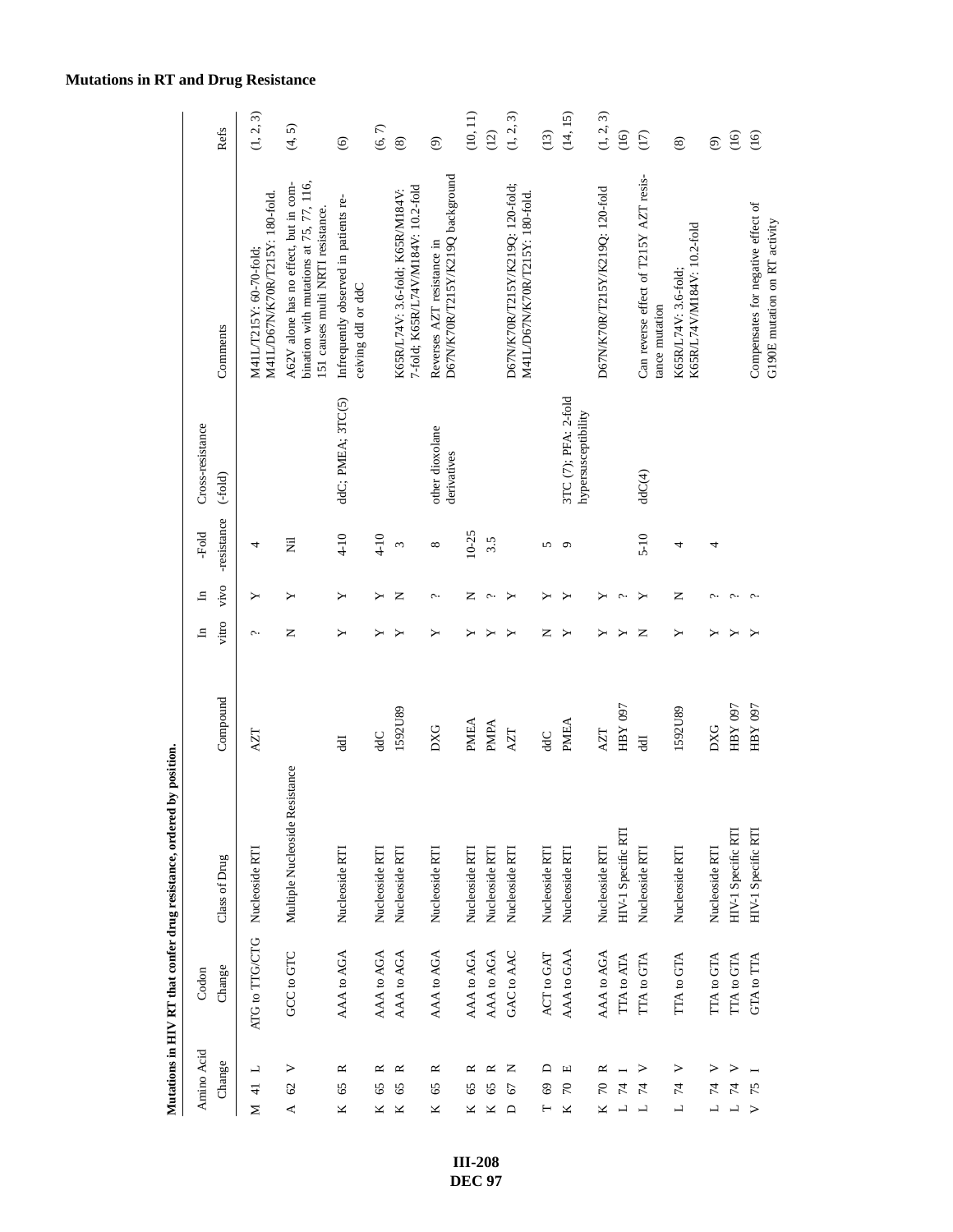## Mutations in RT and Drug Resistance

**Mutations in HIV RT that confer drug resistance, ordered by position.**

| Amino Acid Change | Codon Change | Class of Drug | Compound | In vitro | In vivo | -Fold -resistance | Cross-resistance (-fold) | Comments | Refs |
|---|---|---|---|---|---|---|---|---|---|
| M 41 L | ATG to TTG/CTG | Nucleoside RTI | AZT | ? | Y | 4 | | M41L/T215Y: 60-70-fold; M41L/D67N/K70R/T215Y: 180-fold. | (1, 2, 3) |
| A 62 V | GCC to GTC | Multiple Nucleoside Resistance | | N | Y | Nil | | A62V alone has no effect, but in combination with mutations at 75, 77, 116, 151 causes multi NRTI resistance. | (4, 5) |
| K 65 R | AAA to AGA | Nucleoside RTI | ddI | Y | Y | 4-10 | ddC; PMEA; 3TC(5) | Infrequently observed in patients receiving ddI or ddC | (6) |
| K 65 R | AAA to AGA | Nucleoside RTI | ddC | Y | Y | 4-10 | | | (6, 7) |
| K 65 R | AAA to AGA | Nucleoside RTI | 1592U89 | Y | N | 3 | | K65R/L74V: 3.6-fold; K65R/M184V: 7-fold; K65R/L74V/M184V: 10.2-fold | (8) |
| K 65 R | AAA to AGA | Nucleoside RTI | DXG | Y | ? | 8 | other dioxolane derivatives | Reverses AZT resistance in D67N/K70R/T215Y/K219Q background | (9) |
| K 65 R | AAA to AGA | Nucleoside RTI | PMEA | Y | N | 10-25 | | | (10, 11) |
| K 65 R | AAA to AGA | Nucleoside RTI | PMPA | Y | ? | 3.5 | | | (12) |
| D 67 N | GAC to AAC | Nucleoside RTI | AZT | Y | Y | | | D67N/K70R/T215Y/K219Q: 120-fold; M41L/D67N/K70R/T215Y: 180-fold. | (1, 2, 3) |
| T 69 D | ACT to GAT | Nucleoside RTI | ddC | N | Y | 5 | | | (13) |
| K 70 E | AAA to GAA | Nucleoside RTI | PMEA | Y | Y | 9 | 3TC (7); PFA: 2-fold hypersusceptibility | | (14, 15) |
| K 70 R | AAA to AGA | Nucleoside RTI | AZT | Y | Y | | | D67N/K70R/T215Y/K219Q: 120-fold | (1, 2, 3) |
| L 74 I | TTA to ATA | HIV-1 Specific RTI | HBY 097 | Y | ? | | | | (16) |
| L 74 V | TTA to GTA | Nucleoside RTI | ddI | N | Y | 5-10 | ddC(4) | Can reverse effect of T215Y AZT resistance mutation | (17) |
| L 74 V | TTA to GTA | Nucleoside RTI | 1592U89 | Y | N | 4 | | K65R/L74V: 3.6-fold; K65R/L74V/M184V: 10.2-fold | (8) |
| L 74 V | TTA to GTA | Nucleoside RTI | DXG | Y | ? | 4 | | | (9) |
| L 74 V | TTA to GTA | HIV-1 Specific RTI | HBY 097 | Y | ? | | | | (16) |
| V 75 I | GTA to TTA | HIV-1 Specific RTI | HBY 097 | Y | ? | | | Compensates for negative effect of G190E mutation on RT activity | (16) |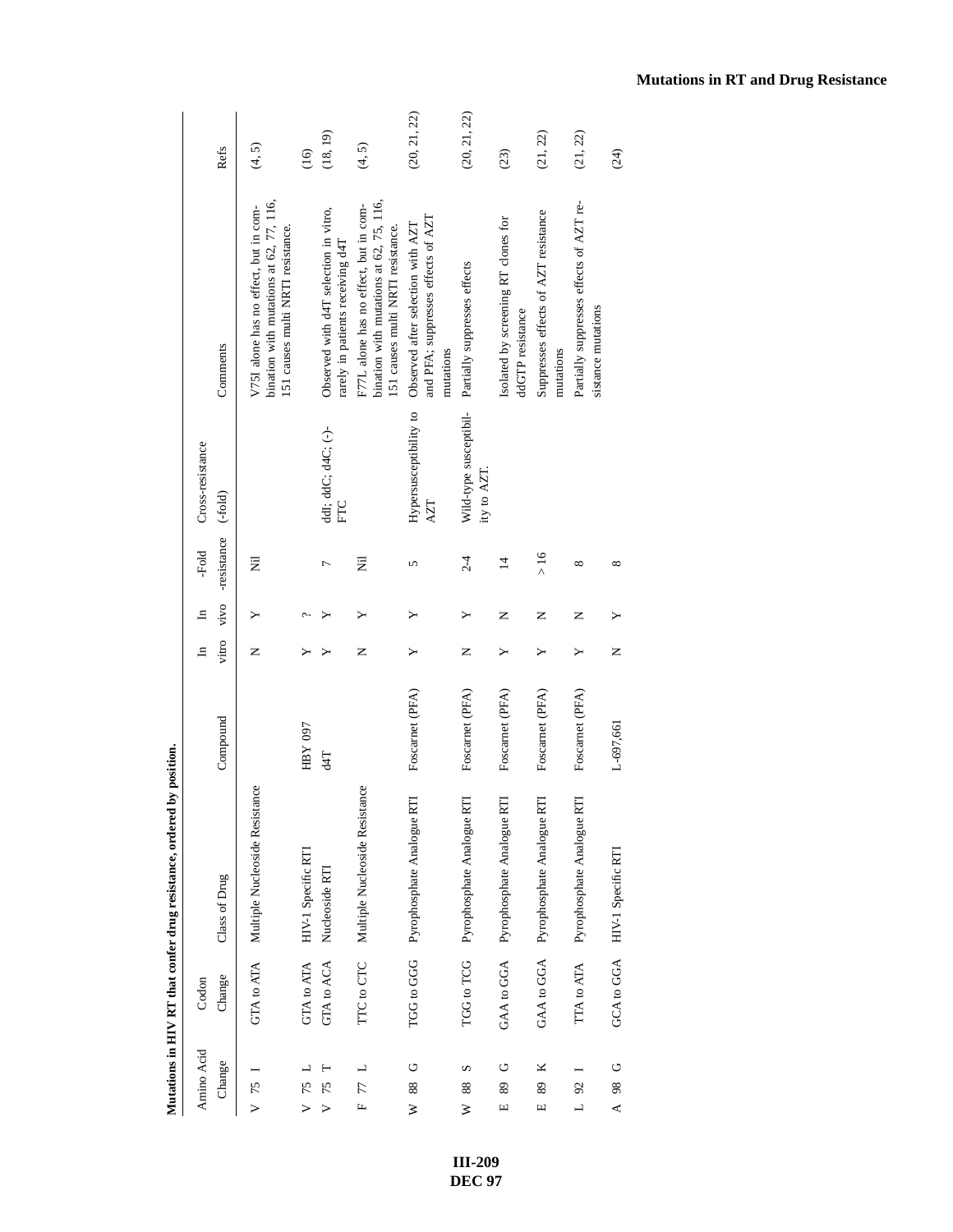**Mutations in HIV RT that confer drug resistance, ordered by position.**

| Amino Acid Change | Codon Change | Class of Drug | Compound | In vitro | In vivo | -Fold -resistance | Cross-resistance (-fold) | Comments | Refs |
|---|---|---|---|---|---|---|---|---|---|
| V 75 I | GTA to ATA | Multiple Nucleoside Resistance | | N | Y | Nil | | V75I alone has no effect, but in combination with mutations at 62, 77, 116, 151 causes multi NRTI resistance. | (4, 5) |
| V 75 L | GTA to ATA | HIV-1 Specific RTI | HBY 097 | Y | ? | | | | (16) |
| V 75 T | GTA to ACA | Nucleoside RTI | d4T | Y | Y | 7 | ddI; ddC; d4C; (-)-FTC | Observed with d4T selection in vitro, rarely in patients receiving d4T | (18, 19) |
| F 77 L | TTC to CTC | Multiple Nucleoside Resistance | | N | Y | Nil | | F77L alone has no effect, but in combination with mutations at 62, 75, 116, 151 causes multi NRTI resistance. | (4, 5) |
| W 88 G | TGG to GGG | Pyrophosphate Analogue RTI | Foscarnet (PFA) | Y | Y | 5 | Hypersusceptibility to AZT | Observed after selection with AZT and PFA; suppresses effects of AZT mutations | (20, 21, 22) |
| W 88 S | TGG to TCG | Pyrophosphate Analogue RTI | Foscarnet (PFA) | N | Y | 2-4 | Wild-type susceptibility to AZT. | Partially suppresses effects | (20, 21, 22) |
| E 89 G | GAA to GGA | Pyrophosphate Analogue RTI | Foscarnet (PFA) | Y | N | 14 | | Isolated by screening RT clones for ddGTP resistance | (23) |
| E 89 K | GAA to GGA | Pyrophosphate Analogue RTI | Foscarnet (PFA) | Y | N | > 16 | | Suppresses effects of AZT resistance mutations | (21, 22) |
| L 92 I | TTA to ATA | Pyrophosphate Analogue RTI | Foscarnet (PFA) | Y | N | 8 | | Partially suppresses effects of AZT resistance mutations | (21, 22) |
| A 98 G | GCA to GGA | HIV-1 Specific RTI | L-697,661 | N | Y | 8 | | | (24) |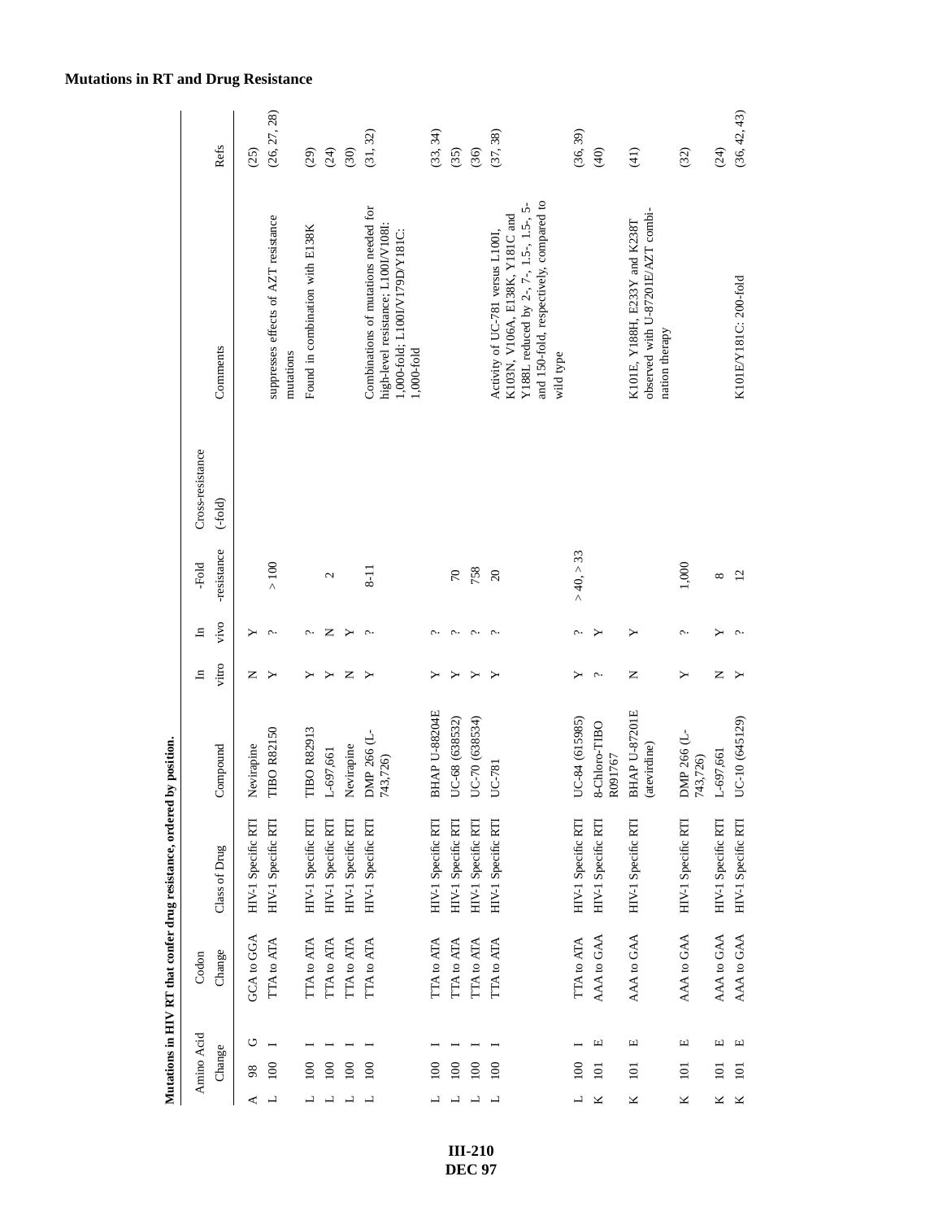## Mutations in RT and Drug Resistance

**Mutations in HIV RT that confer drug resistance, ordered by position.**

| Amino Acid Change | | | Codon Change | Class of Drug | Compound | In vitro | In vivo | -Fold -resistance | Cross-resistance (-fold) | Comments | Refs |
|---|---|---|---|---|---|---|---|---|---|---|---|
| A | 98 | G | GCA to GGA | HIV-1 Specific RTI | Nevirapine | N | Y | | | | (25) |
| L | 100 | I | TTA to ATA | HIV-1 Specific RTI | TIBO R82150 | Y | ? | > 100 | | suppresses effects of AZT resistance mutations | (26, 27, 28) |
| L | 100 | I | TTA to ATA | HIV-1 Specific RTI | TIBO R82913 | Y | ? | | | Found in combination with E138K | (29) |
| L | 100 | I | TTA to ATA | HIV-1 Specific RTI | L-697,661 | Y | N | 2 | | | (24) |
| L | 100 | I | TTA to ATA | HIV-1 Specific RTI | Nevirapine | N | Y | | | | (30) |
| L | 100 | I | TTA to ATA | HIV-1 Specific RTI | DMP 266 (L-743,726) | Y | ? | 8-11 | | Combinations of mutations needed for high-level resistance; L100I/V108I: 1,000-fold; L100I/V179D/Y181C: 1,000-fold | (31, 32) |
| L | 100 | I | TTA to ATA | HIV-1 Specific RTI | BHAP U-88204E | Y | ? | | | | (33, 34) |
| L | 100 | I | TTA to ATA | HIV-1 Specific RTI | UC-68 (638532) | Y | ? | 70 | | | (35) |
| L | 100 | I | TTA to ATA | HIV-1 Specific RTI | UC-70 (638534) | Y | ? | 758 | | | (36) |
| L | 100 | I | TTA to ATA | HIV-1 Specific RTI | UC-781 | Y | ? | 20 | | Activity of UC-781 versus L100I, K103N, V106A, E138K, Y181C and Y188L reduced by 2-, 7-, 1.5-, 5- and 150-fold, respectively, compared to wild type | (37, 38) |
| L | 100 | I | TTA to ATA | HIV-1 Specific RTI | UC-84 (615985) | Y | ? | > 40, > 33 | | | (36, 39) |
| K | 101 | E | AAA to GAA | HIV-1 Specific RTI | 8-Chloro-TIBO R091767 | ? | Y | | | | (40) |
| K | 101 | E | AAA to GAA | HIV-1 Specific RTI | BHAP U-87201E (atevirdine) | N | Y | | | K101E, Y188H, E233Y and K238T observed with U-87201E/AZT combination therapy | (41) |
| K | 101 | E | AAA to GAA | HIV-1 Specific RTI | DMP 266 (L-743,726) | Y | ? | 1,000 | | | (32) |
| K | 101 | E | AAA to GAA | HIV-1 Specific RTI | L-697,661 | N | Y | 8 | | | (24) |
| K | 101 | E | AAA to GAA | HIV-1 Specific RTI | UC-10 (645129) | Y | ? | 12 | | K101E/Y181C: 200-fold | (36, 42, 43) |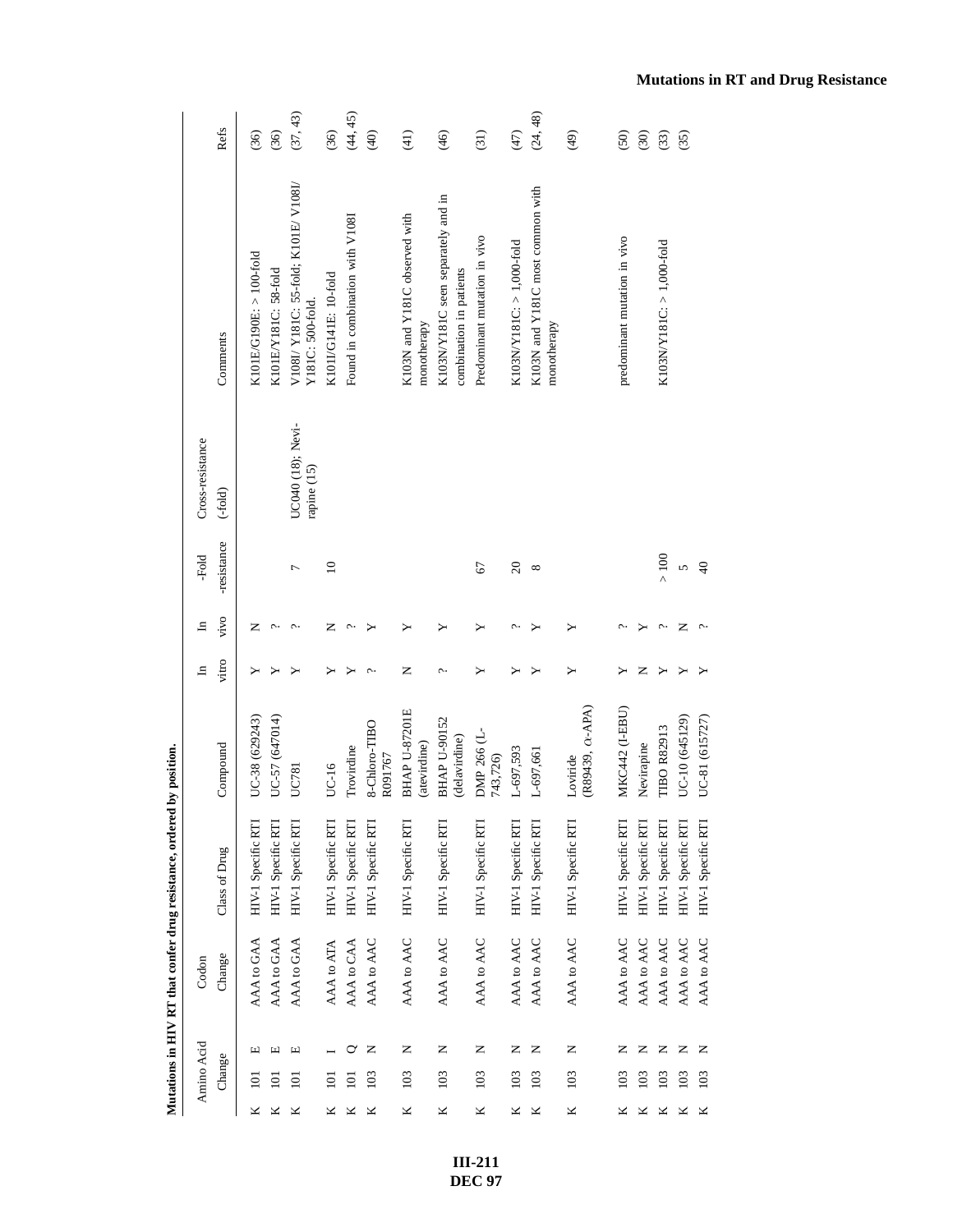**Mutations in HIV RT that confer drug resistance, ordered by position.**

| Amino Acid Change | | | Codon Change | Class of Drug | Compound | In vitro | In vivo | -Fold -resistance | Cross-resistance (-fold) | Comments | Refs |
|---|---|---|---|---|---|---|---|---|---|---|---|
| K | 101 | E | AAA to GAA | HIV-1 Specific RTI | UC-38 (629243) | Y | N | | | K101E/G190E: > 100-fold | (36) |
| K | 101 | E | AAA to GAA | HIV-1 Specific RTI | UC-57 (647014) | Y | ? | | | K101E/Y181C: 58-fold | (36) |
| K | 101 | E | AAA to GAA | HIV-1 Specific RTI | UC781 | Y | ? | 7 | UC040 (18); Nevirapine (15) | V108I/ Y181C: 55-fold; K101E/ V108I/ Y181C: 500-fold. | (37, 43) |
| K | 101 | I | AAA to ATA | HIV-1 Specific RTI | UC-16 | Y | N | 10 | | K101I/G141E: 10-fold | (36) |
| K | 101 | Q | AAA to CAA | HIV-1 Specific RTI | Trovirdine | Y | ? | | | Found in combination with V108I | (44, 45) |
| K | 103 | N | AAA to AAC | HIV-1 Specific RTI | 8-Chloro-TIBO R091767 | ? | Y | | | | (40) |
| K | 103 | N | AAA to AAC | HIV-1 Specific RTI | BHAP U-87201E (atevirdine) | N | Y | | | K103N and Y181C observed with monotherapy | (41) |
| K | 103 | N | AAA to AAC | HIV-1 Specific RTI | BHAP U-90152 (delavirdine) | ? | Y | | | K103N/Y181C seen separately and in combination in patients | (46) |
| K | 103 | N | AAA to AAC | HIV-1 Specific RTI | DMP 266 (L-743,726) | Y | Y | 67 | | Predominant mutation in vivo | (31) |
| K | 103 | N | AAA to AAC | HIV-1 Specific RTI | L-697,593 | Y | ? | 20 | | K103N/Y181C: > 1,000-fold | (47) |
| K | 103 | N | AAA to AAC | HIV-1 Specific RTI | L-697,661 | Y | Y | 8 | | K103N and Y181C most common with monotherapy | (24, 48) |
| K | 103 | N | AAA to AAC | HIV-1 Specific RTI | Loviride (R89439, α-APA) | Y | Y | | | | (49) |
| K | 103 | N | AAA to AAC | HIV-1 Specific RTI | MKC442 (I-EBU) | Y | ? | | | predominant mutation in vivo | (50) |
| K | 103 | N | AAA to AAC | HIV-1 Specific RTI | Nevirapine | N | Y | | | | (30) |
| K | 103 | N | AAA to AAC | HIV-1 Specific RTI | TIBO R82913 | Y | ? | > 100 | | K103N/Y181C: > 1,000-fold | (33) |
| K | 103 | N | AAA to AAC | HIV-1 Specific RTI | UC-10 (645129) | Y | N | 5 | | | (35) |
| K | 103 | N | AAA to AAC | HIV-1 Specific RTI | UC-81 (615727) | Y | ? | 40 | | | |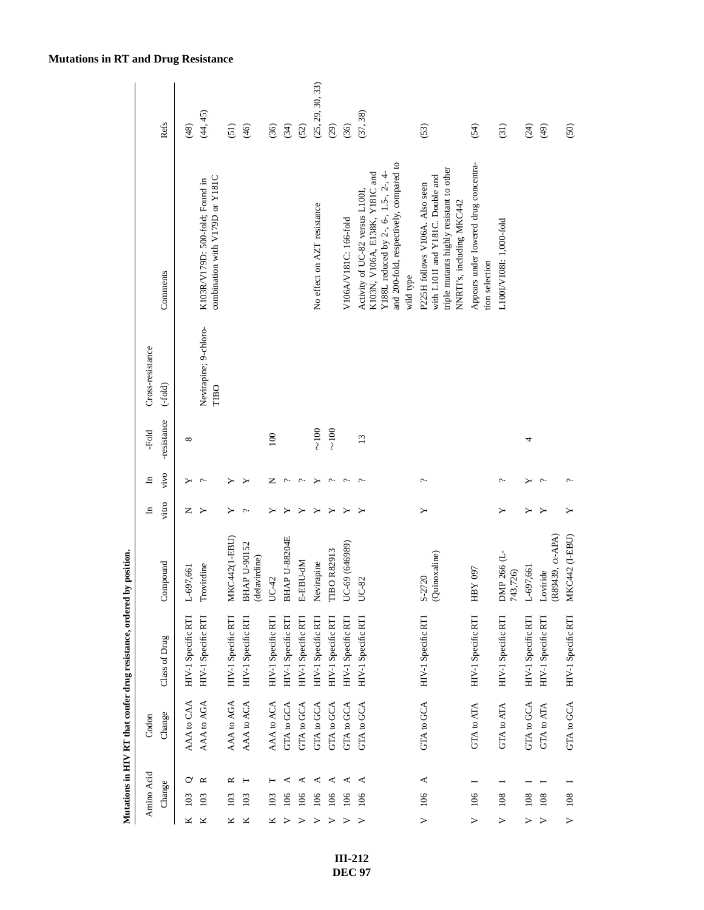## Mutations in RT and Drug Resistance

**Mutations in HIV RT that confer drug resistance, ordered by position.**

| Amino Acid Change | | | Codon Change | Class of Drug | Compound | In vitro | In vivo | -Fold -resistance | Cross-resistance (-fold) | Comments | Refs |
|---|---|---|---|---|---|---|---|---|---|---|---|
| K | 103 | Q | AAA to CAA | HIV-1 Specific RTI | L-697,661 | N | Y | 8 | | | (48) |
| K | 103 | R | AAA to AGA | HIV-1 Specific RTI | Trovirdine | Y | ? | | Nevirapine; 9-chloro-TIBO | K103R/V179D: 500-fold; Found in combination with V179D or Y181C | (44, 45) |
| K | 103 | R | AAA to AGA | HIV-1 Specific RTI | MKC442(I-EBU) | Y | Y | | | | (51) |
| K | 103 | T | AAA to ACA | HIV-1 Specific RTI | BHAP U-90152 (delavirdine) | ? | Y | | | | (46) |
| K | 103 | T | AAA to ACA | HIV-1 Specific RTI | UC-42 | Y | N | 100 | | | (36) |
| V | 106 | A | GTA to GCA | HIV-1 Specific RTI | BHAP U-88204E | Y | ? | | | | (34) |
| V | 106 | A | GTA to GCA | HIV-1 Specific RTI | E-EBU-dM | Y | ? | | | | (52) |
| V | 106 | A | GTA to GCA | HIV-1 Specific RTI | Nevirapine | Y | Y | ~100 | | No effect on AZT resistance | (25, 29, 30, 33) |
| V | 106 | A | GTA to GCA | HIV-1 Specific RTI | TIBO R82913 | Y | ? | ~100 | | | (29) |
| V | 106 | A | GTA to GCA | HIV-1 Specific RTI | UC-69 (646989) | Y | ? | | | V106A/V181C: 166-fold | (36) |
| V | 106 | A | GTA to GCA | HIV-1 Specific RTI | UC-82 | Y | ? | 13 | | Activity of UC-82 versus L100I, K103N, V106A, E138K, Y181C and Y188L reduced by 2-, 6-, 1.5-, 2-, 4- and 200-fold, respectively, compared to wild type | (37, 38) |
| V | 106 | A | GTA to GCA | HIV-1 Specific RTI | S-2720 (Quinoxaline) | Y | ? | | | P225H follows V106A. Also seen with L101I and Y181C. Double and triple mutants highly resistant to other NNRTI's, including MKC442 | (53) |
| V | 106 | I | GTA to ATA | HIV-1 Specific RTI | HBY 097 | | | | | Appears under lowered drug concentration selection | (54) |
| V | 108 | I | GTA to ATA | HIV-1 Specific RTI | DMP 266 (L-743,726) | Y | ? | | | L100I/V108I: 1,000-fold | (31) |
| V | 108 | I | GTA to GCA | HIV-1 Specific RTI | L-697,661 | Y | Y | 4 | | | (24) |
| V | 108 | I | GTA to ATA | HIV-1 Specific RTI | Loviride (R89439, α-APA) | Y | ? | | | | (49) |
| V | 108 | I | GTA to GCA | HIV-1 Specific RTI | MKC442 (I-EBU) | Y | ? | | | | (50) |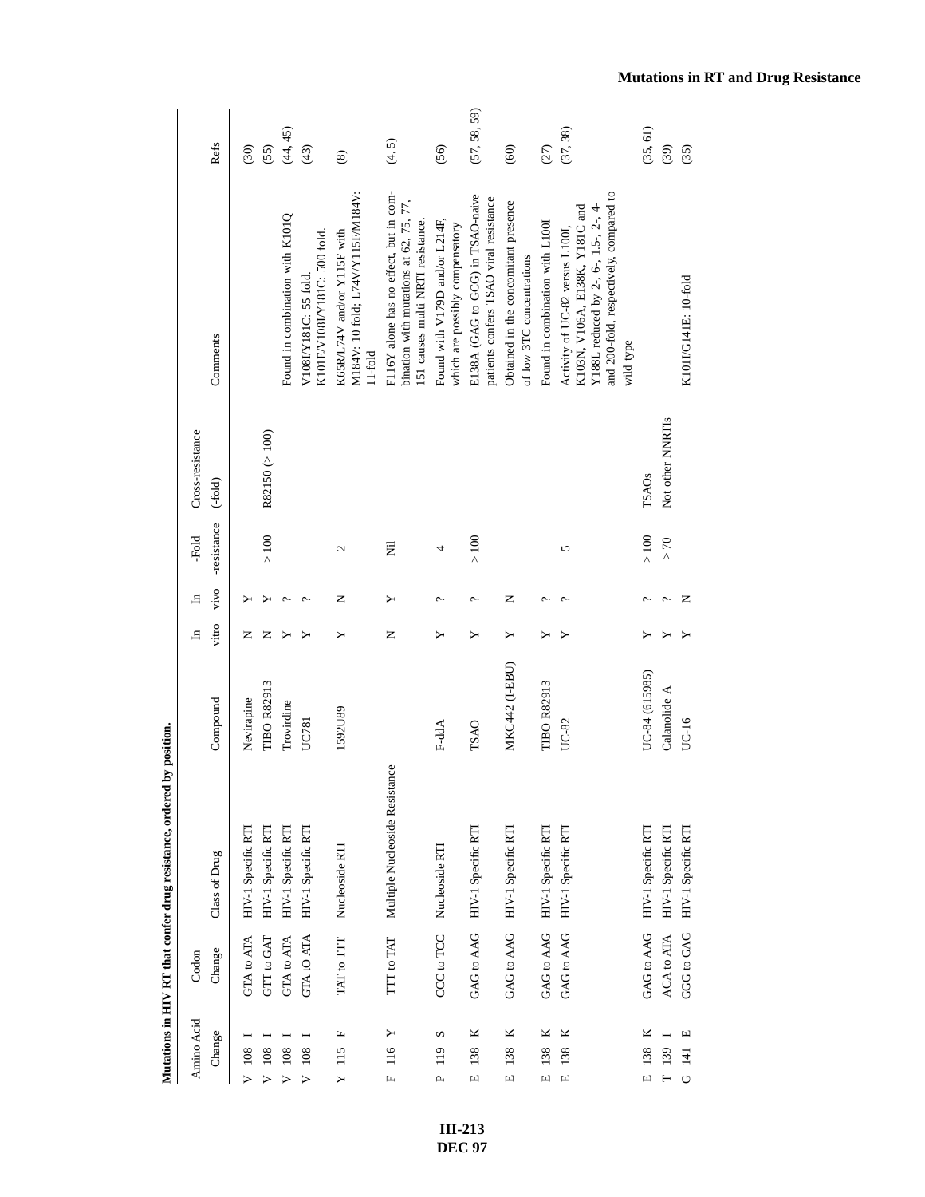**Mutations in HIV RT that confer drug resistance, ordered by position.**

| Amino Acid Change | Codon Change | Class of Drug | Compound | In vitro | In vivo | -Fold -resistance | Cross-resistance (-fold) | Comments | Refs |
|---|---|---|---|---|---|---|---|---|---|
| V 108 I | GTA to ATA | HIV-1 Specific RTI | Nevirapine | N | Y | | | | (30) |
| V 108 I | GTT to GAT | HIV-1 Specific RTI | TIBO R82913 | N | Y | > 100 | R82150 (> 100) | | (55) |
| V 108 I | GTA to ATA | HIV-1 Specific RTI | Trovirdine | Y | ? | | | Found in combination with K101Q | (44, 45) |
| V 108 I | GTA tO ATA | HIV-1 Specific RTI | UC781 | Y | ? | | | V108I/Y181C: 55 fold. K101E/V108I/Y181C: 500 fold. | (43) |
| Y 115 F | TAT to TTT | Nucleoside RTI | 1592U89 | Y | N | 2 | | K65R/L74V and/or Y115F with M184V: 10 fold; L74V/Y115F/M184V: 11-fold | (8) |
| F 116 Y | TTT to TAT | Multiple Nucleoside Resistance | | N | Y | Nil | | F116Y alone has no effect, but in combination with mutations at 62, 75, 77, 151 causes multi NRTI resistance. | (4, 5) |
| P 119 S | CCC to TCC | Nucleoside RTI | F-ddA | Y | ? | 4 | | Found with V179D and/or L214F, which are possibly compensatory | (56) |
| E 138 K | GAG to AAG | HIV-1 Specific RTI | TSAO | Y | ? | > 100 | | E138A (GAG to GCG) in TSAO-naive patients confers TSAO viral resistance | (57, 58, 59) |
| E 138 K | GAG to AAG | HIV-1 Specific RTI | MKC442 (I-EBU) | Y | N | | | Obtained in the concomitant presence of low 3TC concentrations | (60) |
| E 138 K | GAG to AAG | HIV-1 Specific RTI | TIBO R82913 | Y | ? | | | Found in combination with L100I | (27) |
| E 138 K | GAG to AAG | HIV-1 Specific RTI | UC-82 | Y | ? | 5 | | Activity of UC-82 versus L100I, K103N, V106A, E138K, Y181C and Y188L reduced by 2-, 6-, 1.5-, 2-, 4- and 200-fold, respectively, compared to wild type | (37, 38) |
| E 138 K | GAG to AAG | HIV-1 Specific RTI | UC-84 (615985) | Y | ? | > 100 | TSAOs | | (35, 61) |
| T 139 I | ACA to ATA | HIV-1 Specific RTI | Calanolide A | Y | ? | > 70 | Not other NNRTIs | | (39) |
| G 141 E | GGG to GAG | HIV-1 Specific RTI | UC-16 | Y | N | | | K101I/G141E: 10-fold | (35) |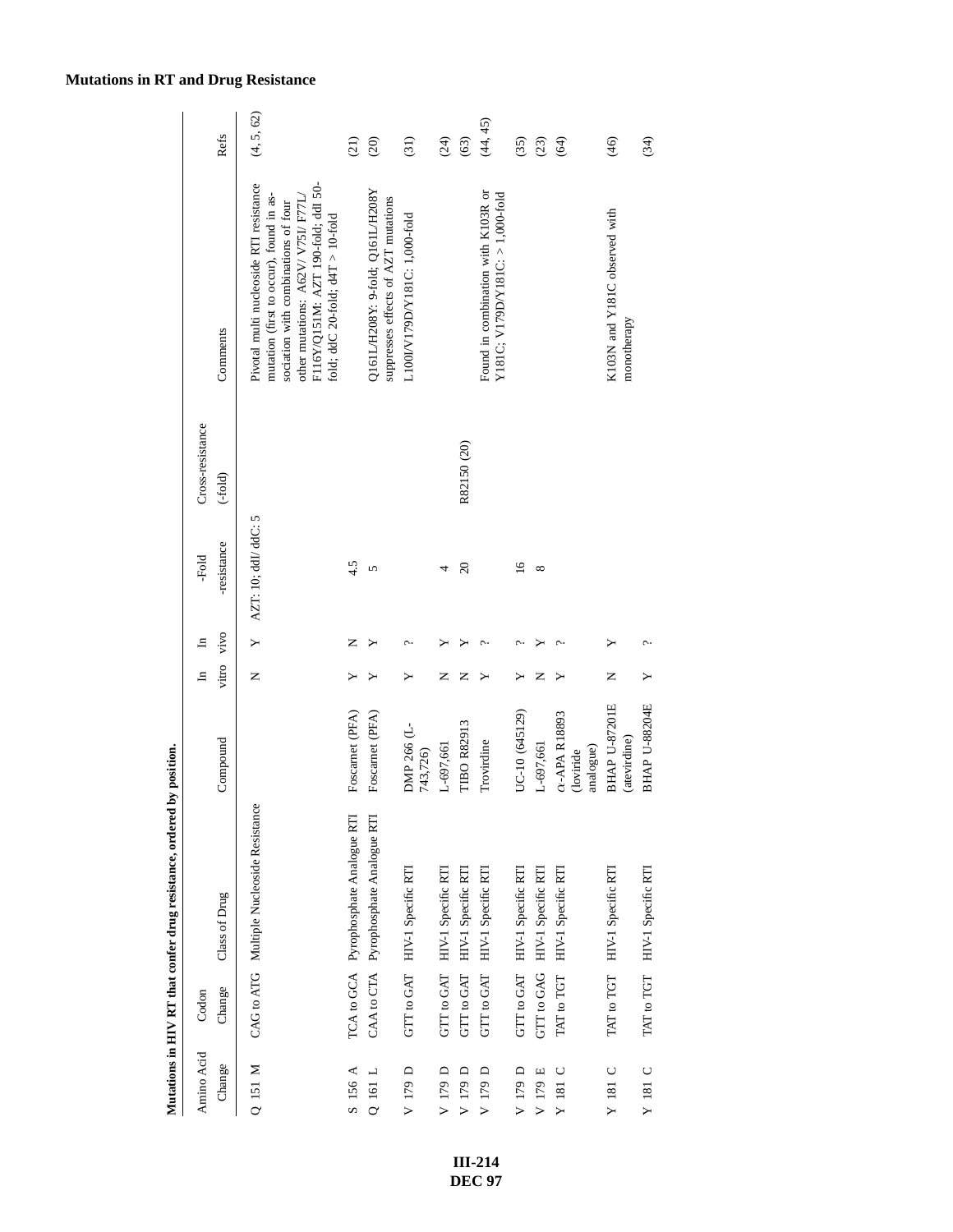## Mutations in RT and Drug Resistance

**Mutations in HIV RT that confer drug resistance, ordered by position.**

| Amino Acid Change | Codon Change | Class of Drug | Compound | In vitro | In vivo | -Fold -resistance | Cross-resistance (-fold) | Comments | Refs |
|---|---|---|---|---|---|---|---|---|---|
| Q 151 M | CAG to ATG | Multiple Nucleoside Resistance | | N | Y | AZT: 10; ddI/ ddC: 5 | | Pivotal multi nucleoside RTI resistance mutation (first to occur), found in association with combinations of four other mutations: A62V/ V75I/ F77L/ F116Y/Q151M: AZT 190-fold; ddI 50-fold; ddC 20-fold; d4T > 10-fold | (4, 5, 62) |
| S 156 A | TCA to GCA | Pyrophosphate Analogue RTI | Foscarnet (PFA) | Y | N | 4.5 | | | (21) |
| Q 161 L | CAA to CTA | Pyrophosphate Analogue RTI | Foscarnet (PFA) | Y | Y | 5 | | Q161L/H208Y: 9-fold; Q161L/H208Y suppresses effects of AZT mutations | (20) |
| V 179 D | GTT to GAT | HIV-1 Specific RTI | DMP 266 (L-743,726) | Y | ? | | | L100I/V179D/Y181C: 1,000-fold | (31) |
| V 179 D | GTT to GAT | HIV-1 Specific RTI | L-697,661 | N | Y | 4 | | | (24) |
| V 179 D | GTT to GAT | HIV-1 Specific RTI | TIBO R82913 | N | Y | 20 | R82150 (20) | | (63) |
| V 179 D | GTT to GAT | HIV-1 Specific RTI | Trovirdine | Y | ? | | | Found in combination with K103R or Y181C; V179D/Y181C: > 1,000-fold | (44, 45) |
| V 179 D | GTT to GAT | HIV-1 Specific RTI | UC-10 (645129) | Y | ? | 16 | | | (35) |
| V 179 E | GTT to GAG | HIV-1 Specific RTI | L-697,661 | N | Y | 8 | | | (23) |
| Y 181 C | TAT to TGT | HIV-1 Specific RTI | α-APA R18893 (loviride analogue) | Y | ? | | | | (64) |
| Y 181 C | TAT to TGT | HIV-1 Specific RTI | BHAP U-87201E (atevirdine) | N | Y | | | K103N and Y181C observed with monotherapy | (46) |
| Y 181 C | TAT to TGT | HIV-1 Specific RTI | BHAP U-88204E | Y | ? | | | | (34) |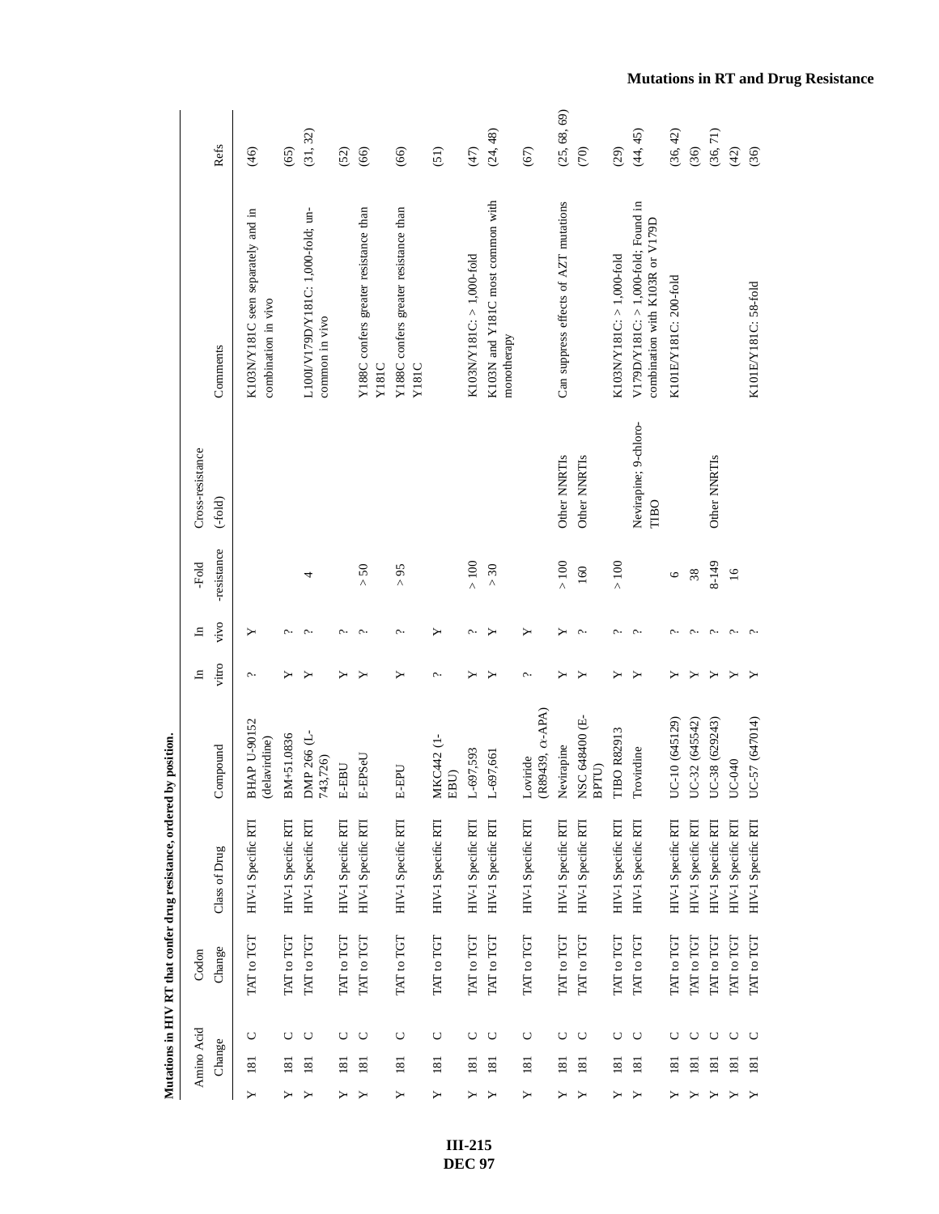**Mutations in HIV RT that confer drug resistance, ordered by position.**

| Amino Acid Change | | | Codon Change | Class of Drug | Compound | In vitro | In vivo | -Fold -resistance | Cross-resistance (-fold) | Comments | Refs |
|---|---|---|---|---|---|---|---|---|---|---|---|
| Y | 181 | C | TAT to TGT | HIV-1 Specific RTI | BHAP U-90152 (delavirdine) | ? | Y | | | K103N/Y181C seen separately and in combination in vivo | (46) |
| Y | 181 | C | TAT to TGT | HIV-1 Specific RTI | BM+51.0836 | Y | ? | | | | (65) |
| Y | 181 | C | TAT to TGT | HIV-1 Specific RTI | DMP 266 (L-743,726) | Y | ? | 4 | | L100I/V179D/Y181C: 1,000-fold; un-common in vivo | (31, 32) |
| Y | 181 | C | TAT to TGT | HIV-1 Specific RTI | E-EBU | Y | ? | | | | (52) |
| Y | 181 | C | TAT to TGT | HIV-1 Specific RTI | E-EPSeU | Y | ? | > 50 | | Y188C confers greater resistance than Y181C | (66) |
| Y | 181 | C | TAT to TGT | HIV-1 Specific RTI | E-EPU | Y | ? | > 95 | | Y188C confers greater resistance than Y181C | (66) |
| Y | 181 | C | TAT to TGT | HIV-1 Specific RTI | MKC442 (1-EBU) | ? | Y | | | | (51) |
| Y | 181 | C | TAT to TGT | HIV-1 Specific RTI | L-697,593 | Y | ? | > 100 | | K103N/Y181C: > 1,000-fold | (47) |
| Y | 181 | C | TAT to TGT | HIV-1 Specific RTI | L-697,661 | Y | Y | > 30 | | K103N and Y181C most common with monotherapy | (24, 48) |
| Y | 181 | C | TAT to TGT | HIV-1 Specific RTI | Loviride (R89439, α-APA) | ? | Y | | | | (67) |
| Y | 181 | C | TAT to TGT | HIV-1 Specific RTI | Nevirapine | Y | Y | > 100 | Other NNRTIs | Can suppress effects of AZT mutations | (25, 68, 69) |
| Y | 181 | C | TAT to TGT | HIV-1 Specific RTI | NSC 648400 (E-BPTU) | Y | ? | 160 | Other NNRTIs | | (70) |
| Y | 181 | C | TAT to TGT | HIV-1 Specific RTI | TIBO R82913 | Y | ? | > 100 | | K103N/Y181C: > 1,000-fold | (29) |
| Y | 181 | C | TAT to TGT | HIV-1 Specific RTI | Trovirdine | Y | ? | | Nevirapine; 9-chloro-TIBO | V179D/Y181C: > 1,000-fold; Found in combination with K103R or V179D | (44, 45) |
| Y | 181 | C | TAT to TGT | HIV-1 Specific RTI | UC-10 (645129) | Y | ? | 6 | | K101E/Y181C: 200-fold | (36, 42) |
| Y | 181 | C | TAT to TGT | HIV-1 Specific RTI | UC-32 (645542) | Y | ? | 38 | | | (36) |
| Y | 181 | C | TAT to TGT | HIV-1 Specific RTI | UC-38 (629243) | Y | ? | 8-149 | Other NNRTIs | | (36, 71) |
| Y | 181 | C | TAT to TGT | HIV-1 Specific RTI | UC-040 | Y | ? | 16 | | | (42) |
| Y | 181 | C | TAT to TGT | HIV-1 Specific RTI | UC-57 (647014) | Y | ? | | | K101E/Y181C: 58-fold | (36) |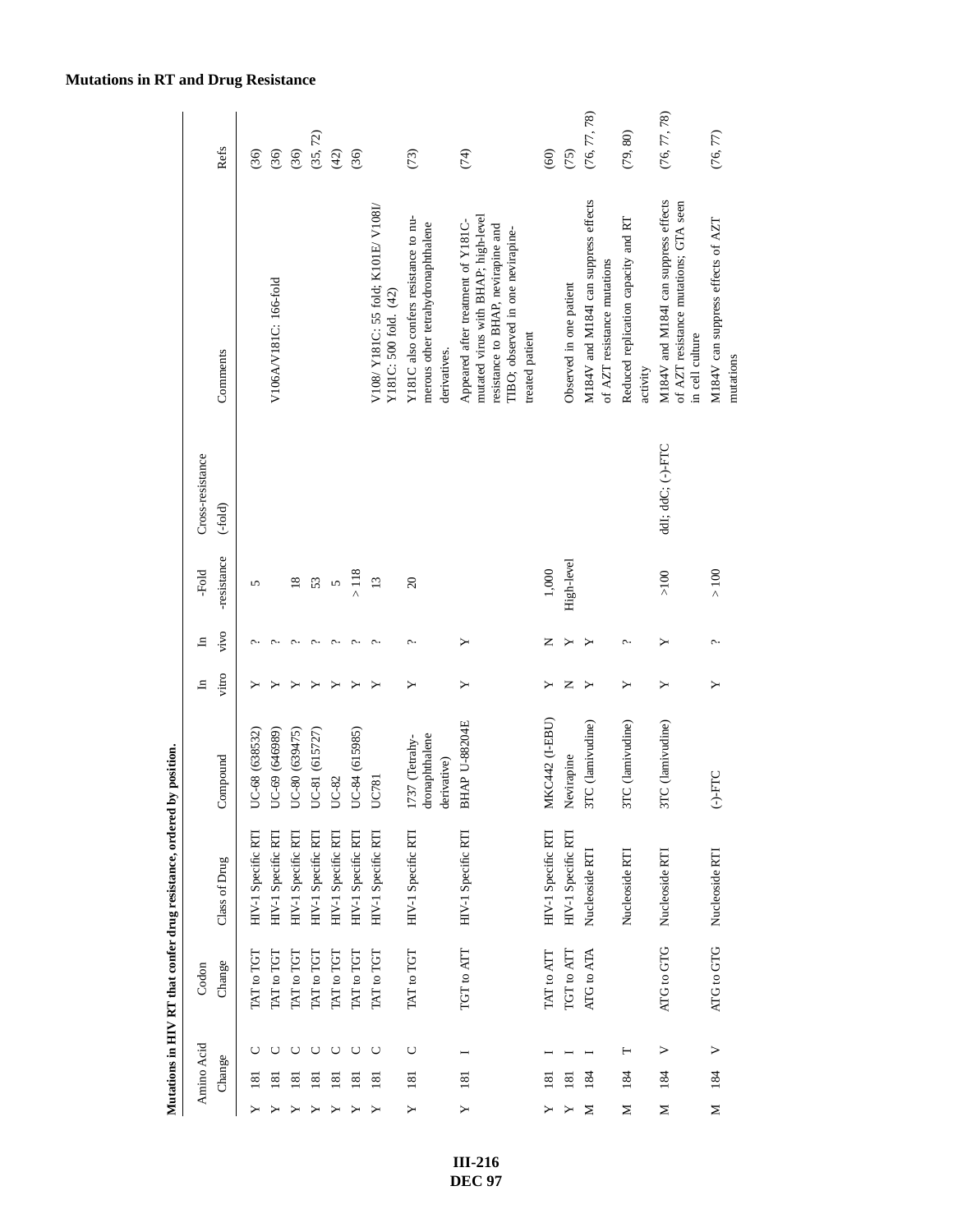## Mutations in RT and Drug Resistance

**Mutations in HIV RT that confer drug resistance, ordered by position.**

| Amino Acid Change | | | Codon Change | Class of Drug | Compound | In vitro | In vivo | -Fold -resistance | Cross-resistance (-fold) | Comments | Refs |
|---|---|---|---|---|---|---|---|---|---|---|---|
| Y | 181 | C | TAT to TGT | HIV-1 Specific RTI | UC-68 (638532) | Y | ? | 5 | | | (36) |
| Y | 181 | C | TAT to TGT | HIV-1 Specific RTI | UC-69 (646989) | Y | ? | | | V106A/V181C: 166-fold | (36) |
| Y | 181 | C | TAT to TGT | HIV-1 Specific RTI | UC-80 (639475) | Y | ? | 18 | | | (36) |
| Y | 181 | C | TAT to TGT | HIV-1 Specific RTI | UC-81 (615727) | Y | ? | 53 | | | (35, 72) |
| Y | 181 | C | TAT to TGT | HIV-1 Specific RTI | UC-82 | Y | ? | 5 | | | (42) |
| Y | 181 | C | TAT to TGT | HIV-1 Specific RTI | UC-84 (615985) | Y | ? | > 118 | | | (36) |
| Y | 181 | C | TAT to TGT | HIV-1 Specific RTI | UC781 | Y | ? | 13 | | V108/ Y181C: 55 fold; K101E/ V108I/ Y181C: 500 fold. (42) | |
| Y | 181 | C | TAT to TGT | HIV-1 Specific RTI | 1737 (Tetrahydronaphthalene derivative) | Y | ? | 20 | | Y181C also confers resistance to numerous other tetrahydronaphthalene derivatives. | (73) |
| Y | 181 | I | TGT to ATT | HIV-1 Specific RTI | BHAP U-88204E | Y | Y | | | Appeared after treatment of Y181C-mutated virus with BHAP; high-level resistance to BHAP, nevirapine and TIBO; observed in one nevirapine-treated patient | (74) |
| Y | 181 | I | TAT to ATT | HIV-1 Specific RTI | MKC442 (I-EBU) | Y | N | 1,000 | | | (60) |
| Y | 181 | I | TGT to ATT | HIV-1 Specific RTI | Nevirapine | N | Y | High-level | | Observed in one patient | (75) |
| M | 184 | I | ATG to ATA | Nucleoside RTI | 3TC (lamivudine) | Y | Y | | | M184V and M184I can suppress effects of AZT resistance mutations | (76, 77, 78) |
| M | 184 | T | | Nucleoside RTI | 3TC (lamivudine) | Y | ? | | | Reduced replication capacity and RT activity | (79, 80) |
| M | 184 | V | ATG to GTG | Nucleoside RTI | 3TC (lamivudine) | Y | Y | >100 | ddI; ddC; (-)-FTC | M184V and M184I can suppress effects of AZT resistance mutations; GTA seen in cell culture | (76, 77, 78) |
| M | 184 | V | ATG to GTG | Nucleoside RTI | (-)-FTC | Y | ? | > 100 | | M184V can suppress effects of AZT mutations | (76, 77) |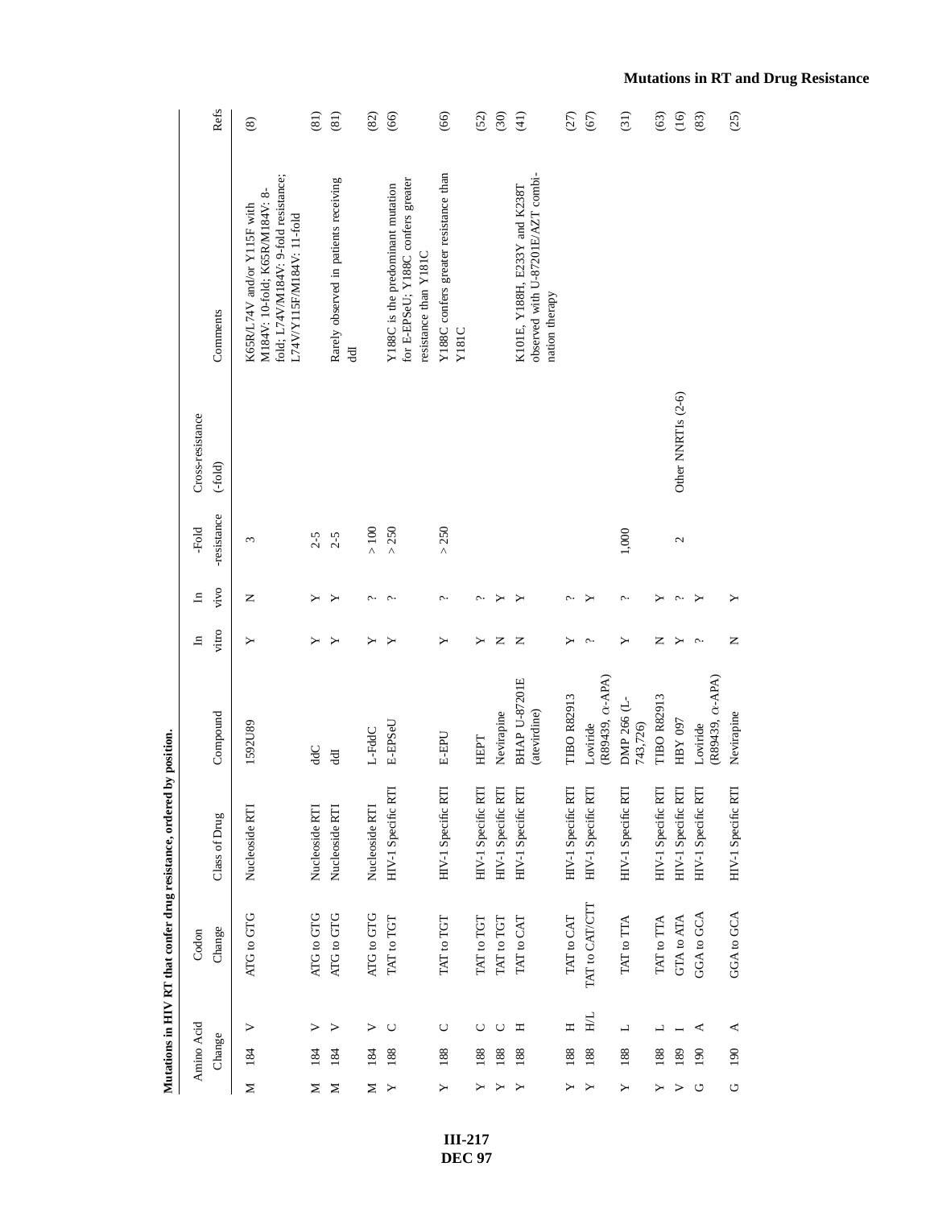**Mutations in HIV RT that confer drug resistance, ordered by position.**

| Amino Acid Change | | | Codon Change | Class of Drug | Compound | In vitro | In vivo | -Fold -resistance | Cross-resistance (-fold) | Comments | Refs |
|---|---|---|---|---|---|---|---|---|---|---|---|
| M | 184 | V | ATG to GTG | Nucleoside RTI | 1592U89 | Y | N | 3 | | K65R/L74V and/or Y115F with M184V: 10-fold; K65R/M184V: 8-fold; L74V/M184V: 9-fold resistance; L74V/Y115F/M184V: 11-fold | (8) |
| M | 184 | V | ATG to GTG | Nucleoside RTI | ddC | Y | Y | 2-5 | | | (81) |
| M | 184 | V | ATG to GTG | Nucleoside RTI | ddI | Y | Y | 2-5 | | Rarely observed in patients receiving ddI | (81) |
| M | 184 | V | ATG to GTG | Nucleoside RTI | L-FddC | Y | ? | > 100 | | | (82) |
| Y | 188 | C | TAT to TGT | HIV-1 Specific RTI | E-EPSeU | Y | ? | > 250 | | Y188C is the predominant mutation for E-EPSeU; Y188C confers greater resistance than Y181C | (66) |
| Y | 188 | C | TAT to TGT | HIV-1 Specific RTI | E-EPU | Y | ? | > 250 | | Y188C confers greater resistance than Y181C | (66) |
| Y | 188 | C | TAT to TGT | HIV-1 Specific RTI | HEPT | Y | ? | | | | (52) |
| Y | 188 | C | TAT to TGT | HIV-1 Specific RTI | Nevirapine | N | Y | | | | (30) |
| Y | 188 | H | TAT to CAT | HIV-1 Specific RTI | BHAP U-87201E (atevirdine) | N | Y | | | K101E, Y188H, E233Y and K238T observed with U-87201E/AZT combination therapy | (41) |
| Y | 188 | H | TAT to CAT | HIV-1 Specific RTI | TIBO R82913 | Y | ? | | | | (27) |
| Y | 188 | H/L | TAT to CAT/CTT | HIV-1 Specific RTI | Loviride (R89439, α-APA) | ? | Y | | | | (67) |
| Y | 188 | L | TAT to TTA | HIV-1 Specific RTI | DMP 266 (L-743,726) | Y | ? | 1,000 | | | (31) |
| Y | 188 | L | TAT to TTA | HIV-1 Specific RTI | TIBO R82913 | N | Y | | | | (63) |
| V | 189 | I | GTA to ATA | HIV-1 Specific RTI | HBY 097 | Y | ? | 2 | Other NNRTIs (2-6) | | (16) |
| G | 190 | A | GGA to GCA | HIV-1 Specific RTI | Loviride (R89439, α-APA) | ? | Y | | | | (83) |
| G | 190 | A | GGA to GCA | HIV-1 Specific RTI | Nevirapine | N | Y | | | | (25) |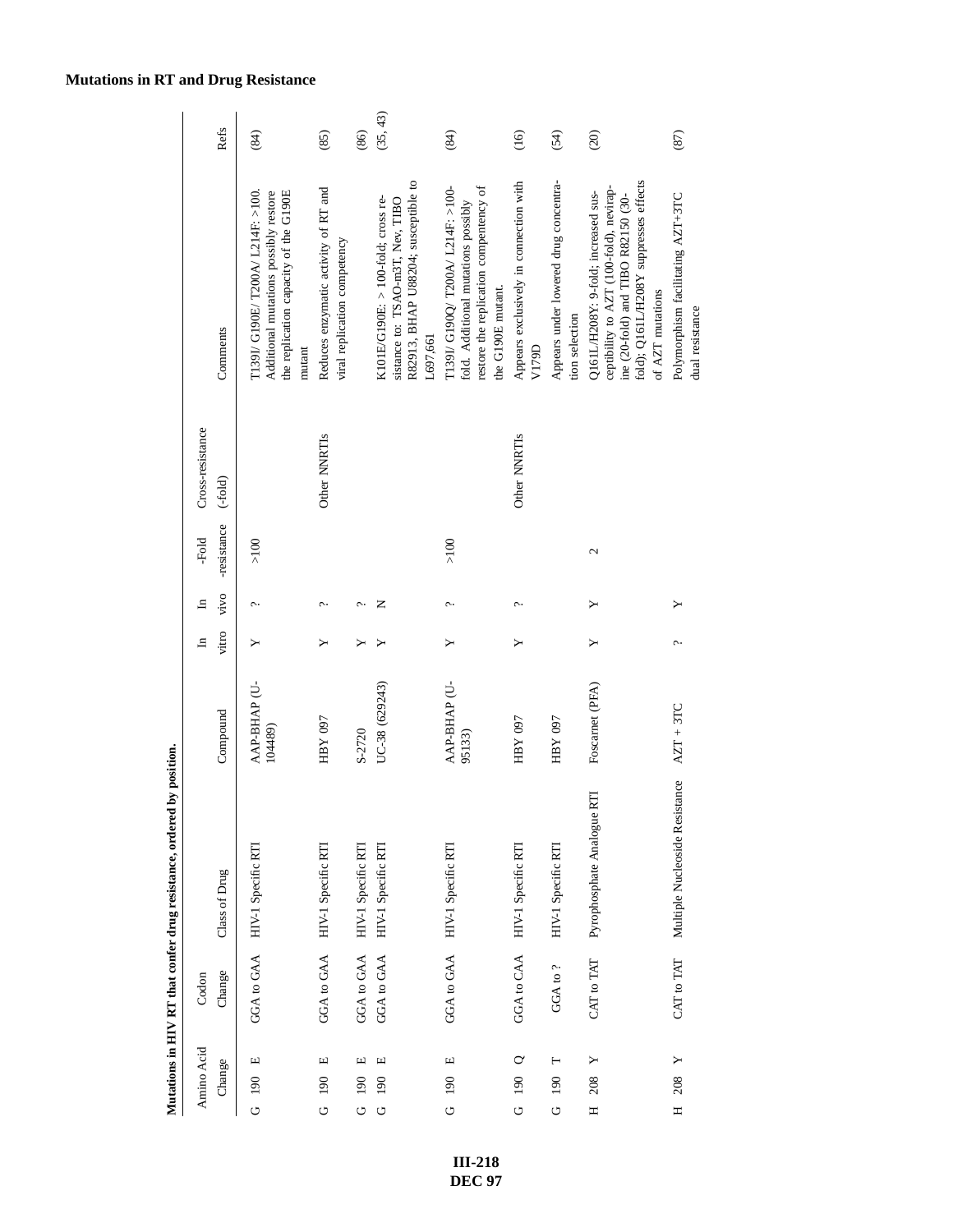## Mutations in RT and Drug Resistance

**Mutations in HIV RT that confer drug resistance, ordered by position.**

| Amino Acid Change | Codon Change | Class of Drug | Compound | In vitro | In vivo | -Fold -resistance | Cross-resistance (-fold) | Comments | Refs |
|---|---|---|---|---|---|---|---|---|---|
| G 190 E | GGA to GAA | HIV-1 Specific RTI | AAP-BHAP (U-104489) | Y | ? | >100 | | T139I/ G190E/ T200A/ L214F: >100. Additional mutations possibly restore the replication capacity of the G190E mutant | (84) |
| G 190 E | GGA to GAA | HIV-1 Specific RTI | HBY 097 | Y | ? | | Other NNRTIs | Reduces enzymatic activity of RT and viral replication competency | (85) |
| G 190 E | GGA to GAA | HIV-1 Specific RTI | S-2720 | Y | ? | | | | (86) |
| G 190 E | GGA to GAA | HIV-1 Specific RTI | UC-38 (629243) | Y | N | | | K101E/G190E: > 100-fold; cross resistance to: TSAO-m3T, Nev, TIBO R82913, BHAP U88204; susceptible to L697,661 | (35, 43) |
| G 190 E | GGA to GAA | HIV-1 Specific RTI | AAP-BHAP (U-95133) | Y | ? | >100 | | T139I/ G190Q/ T200A/ L214F: >100-fold. Additional mutations possibly restore the replication competency of the G190E mutant. | (84) |
| G 190 Q | GGA to CAA | HIV-1 Specific RTI | HBY 097 | Y | ? | | Other NNRTIs | Appears exclusively in connection with V179D | (16) |
| G 190 T | GGA to ? | HIV-1 Specific RTI | HBY 097 | | | | | Appears under lowered drug concentration selection | (54) |
| H 208 Y | CAT to TAT | Pyrophosphate Analogue RTI | Foscarnet (PFA) | Y | Y | 2 | | Q161L/H208Y: 9-fold; increased susceptibility to AZT (100-fold), nevirapine (20-fold) and TIBO R82150 (30-fold); Q161L/H208Y suppresses effects of AZT mutations | (20) |
| H 208 Y | CAT to TAT | Multiple Nucleoside Resistance | AZT + 3TC | ? | Y | | | Polymorphism facilitating AZT+3TC dual resistance | (87) |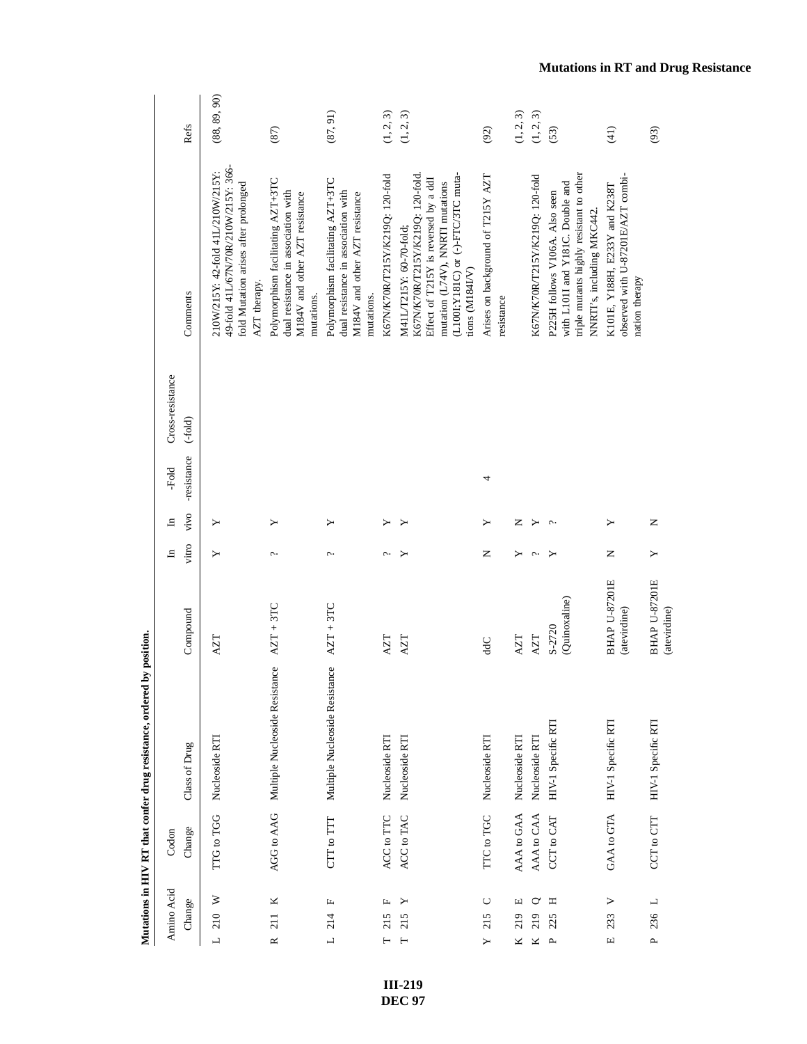**Mutations in HIV RT that confer drug resistance, ordered by position.**

| Amino Acid Change | Codon Change | Class of Drug | Compound | In vitro | In vivo | -Fold -resistance | Cross-resistance (-fold) | Comments | Refs |
|---|---|---|---|---|---|---|---|---|---|
| L 210 W | TTG to TGG | Nucleoside RTI | AZT | Y | Y | | | 210W/215Y: 42-fold 41L/210W/215Y: 49-fold 41L/67N/70R/210W/215Y: 366-fold Mutation arises after prolonged AZT therapy. | (88, 89, 90) |
| R 211 K | AGG to AAG | Multiple Nucleoside Resistance | AZT + 3TC | ? | Y | | | Polymorphism facilitating AZT+3TC dual resistance in association with M184V and other AZT resistance mutations. | (87) |
| L 214 F | CTT to TTT | Multiple Nucleoside Resistance | AZT + 3TC | ? | Y | | | Polymorphism facilitating AZT+3TC dual resistance in association with M184V and other AZT resistance mutations. | (87, 91) |
| T 215 F | ACC to TTC | Nucleoside RTI | AZT | ? | Y | | | K67N/K70R/T215Y/K219Q: 120-fold | (1, 2, 3) |
| T 215 Y | ACC to TAC | Nucleoside RTI | AZT | Y | Y | | | M41L/T215Y: 60-70-fold; K67N/K70R/T215Y/K219Q: 120-fold. Effect of T215Y is reversed by a ddI mutation (L74V), NNRTI mutations (L100I;Y181C) or (-)-FTC/3TC mutations (M184I/V) | (1, 2, 3) |
| Y 215 C | TTC to TGC | Nucleoside RTI | ddC | N | Y | 4 | | Arises on background of T215Y AZT resistance | (92) |
| K 219 E | AAA to GAA | Nucleoside RTI | AZT | Y | N | | | | (1, 2, 3) |
| K 219 Q | AAA to CAA | Nucleoside RTI | AZT | ? | Y | | | K67N/K70R/T215Y/K219Q: 120-fold | (1, 2, 3) |
| P 225 H | CCT to CAT | HIV-1 Specific RTI | S-2720 (Quinoxaline) | Y | ? | | | P225H follows V106A. Also seen with L101I and Y181C. Double and triple mutants highly resistant to other NNRTI's, including MKC442. | (53) |
| E 233 V | GAA to GTA | HIV-1 Specific RTI | BHAP U-87201E (atevirdine) | N | Y | | | K101E, Y188H, E233Y and K238T observed with U-87201E/AZT combination therapy | (41) |
| P 236 L | CCT to CTT | HIV-1 Specific RTI | BHAP U-87201E (atevirdine) | Y | N | | | | (93) |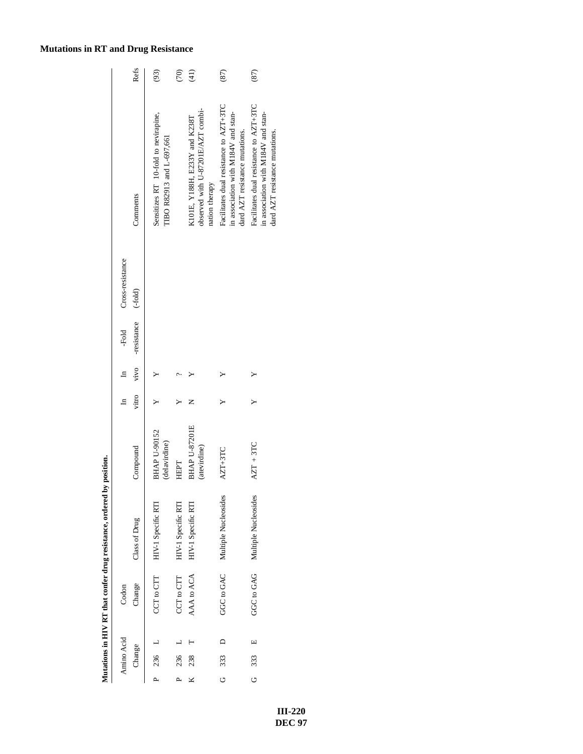## Mutations in RT and Drug Resistance

**Mutations in HIV RT that confer drug resistance, ordered by position.**

| Amino Acid Change | | | Codon Change | Class of Drug | Compound | In vitro | In vivo | -Fold -resistance | Cross-resistance (-fold) | Comments | Refs |
|---|---|---|---|---|---|---|---|---|---|---|---|
| P | 236 | L | CCT to CTT | HIV-1 Specific RTI | BHAP U-90152 (delavirdine) | Y | Y | | | Sensitizes RT 10-fold to nevirapine, TIBO R82913 and L-697,661 | (93) |
| P | 236 | L | CCT to CTT | HIV-1 Specific RTI | HEPT | Y | ? | | | | (70) |
| K | 238 | T | AAA to ACA | HIV-1 Specific RTI | BHAP U-87201E (atevirdine) | N | Y | | | K101E, Y188H, E233Y and K238T observed with U-87201E/AZT combination therapy | (41) |
| G | 333 | D | GGC to GAC | Multiple Nucleosides | AZT+3TC | Y | Y | | | Facilitates dual resistance to AZT+3TC in association with M184V and standard AZT resistance mutations. | (87) |
| G | 333 | E | GGC to GAG | Multiple Nucleosides | AZT + 3TC | Y | Y | | | Facilitates dual resistance to AZT+3TC in association with M184V and standard AZT resistance mutations. | (87) |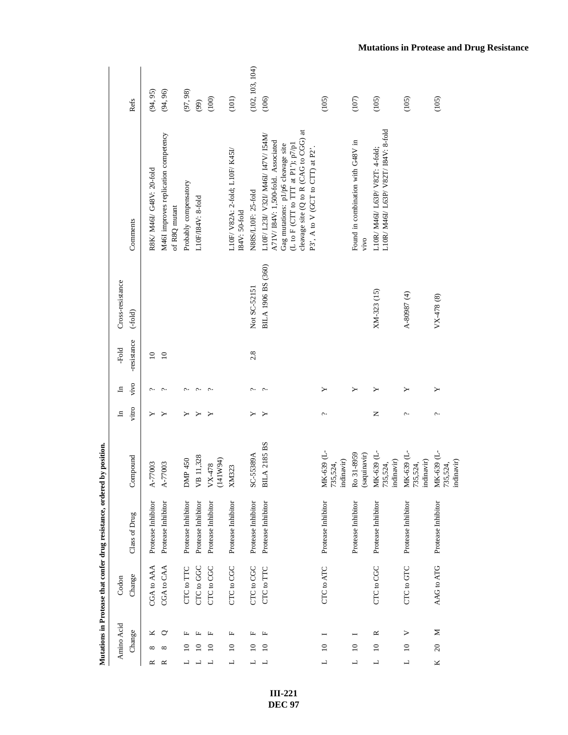**Mutations in Protease that confer drug resistance, ordered by position.**

| Amino Acid Change | | | Codon Change | Class of Drug | Compound | In vitro | In vivo | -Fold -resistance | Cross-resistance (-fold) | Comments | Refs |
|---|---|---|---|---|---|---|---|---|---|---|---|
| R | 8 | K | CGA to AAA | Protease Inhibitor | A-77003 | Y | ? | 10 | | R8K/ M46I/ G48V: 20-fold | (94, 95) |
| R | 8 | Q | CGA to CAA | Protease Inhibitor | A-77003 | Y | ? | 10 | | M46I improves replication competency of R8Q mutant | (94, 96) |
| L | 10 | F | CTC to TTC | Protease Inhibitor | DMP 450 | Y | ? | | | Probably compensatory | (97, 98) |
| L | 10 | F | CTC to GGC | Protease Inhibitor | VB 11,328 | Y | ? | | | L10F/I84V: 8-fold | (99) |
| L | 10 | F | CTC to CGC | Protease Inhibitor | VX-478 (141W94) | Y | ? | | | | (100) |
| L | 10 | F | CTC to CGC | Protease Inhibitor | XM323 | | | | | L10F/ V82A: 2-fold; L10F/ K45I/ I84V: 50-fold | (101) |
| L | 10 | F | CTC to CGC | Protease Inhibitor | SC-55389A | Y | ? | 2.8 | Not SC-52151 | N88S/L10F: 25-fold | (102, 103, 104) |
| L | 10 | F | CTC to TTC | Protease Inhibitor | BILA 2185 BS | Y | ? | | BILA 1906 BS (360) | L10F/ L23I/ V32I/ M46I/ I47V/ I54M/ A71V/ I84V: 1,500-fold. Associated Gag mutations: p1/p6 cleavage site (L to F (CTT to TTT at P1'); p7/p1 cleavage site (Q to R (CAG to CGG) at P3', A to V (GCT to CTT) at P2'. | (106) |
| L | 10 | I | CTC to ATC | Protease Inhibitor | MK-639 (L-735,524, indinavir) | ? | Y | | | | (105) |
| L | 10 | I | | Protease Inhibitor | Ro 31-8959 (saquinavir) | | Y | | | Found in combination with G48V in vivo | (107) |
| L | 10 | R | CTC to CGC | Protease Inhibitor | MK-639 (L-735,524, indinavir) | N | Y | | XM-323 (15) | L10R/ M46I/ L63P/ V82T: 4-fold; L10R/ M46I/ L63P/ V82T/ I84V: 8-fold | (105) |
| L | 10 | V | CTC to GTC | Protease Inhibitor | MK-639 (L-735,524, indinavir) | ? | Y | | A-80987 (4) | | (105) |
| K | 20 | M | AAG to ATG | Protease Inhibitor | MK-639 (L-735,524, indinavir) | ? | Y | | VX-478 (8) | | (105) |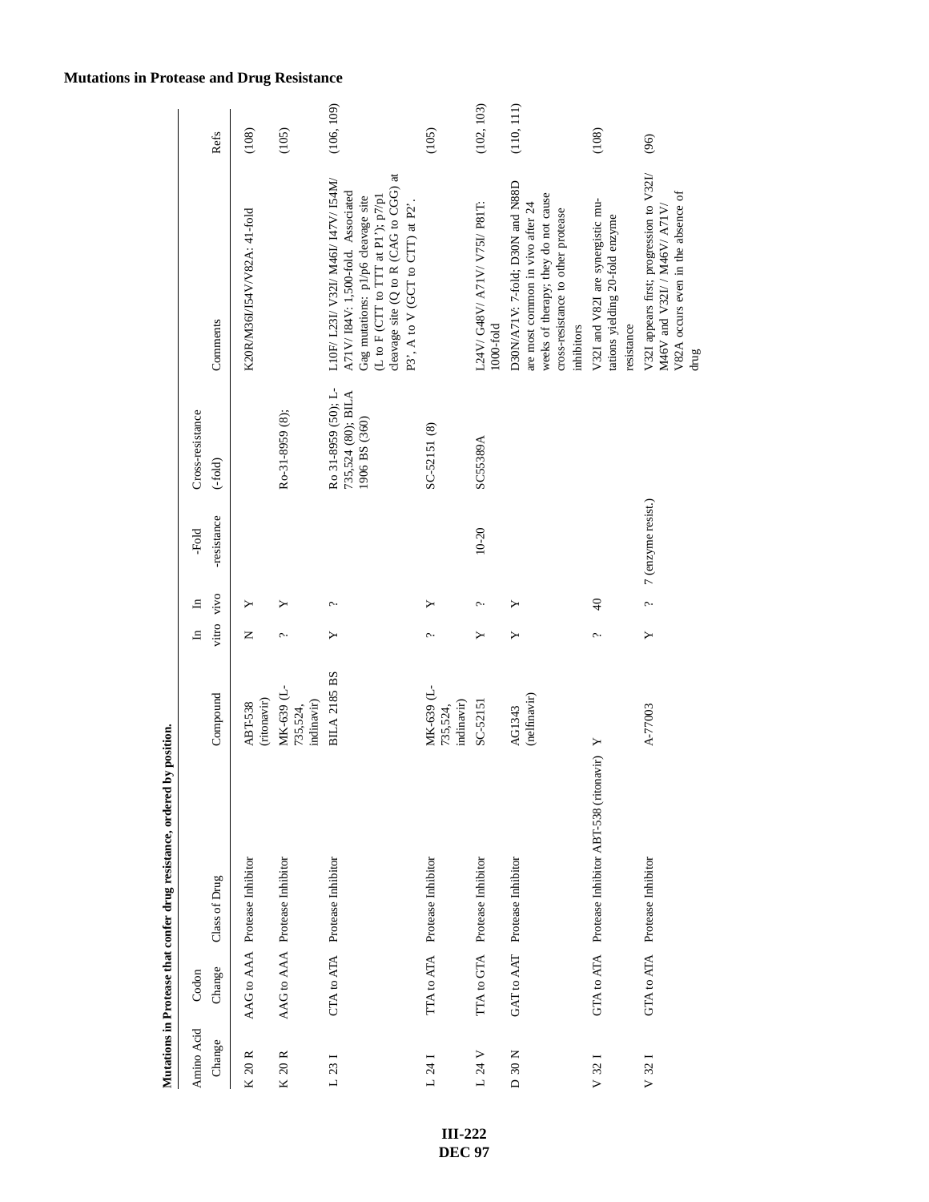## Mutations in Protease and Drug Resistance

**Mutations in Protease that confer drug resistance, ordered by position.**

| Amino Acid Change | Codon Change | Class of Drug | Compound | In vitro | In vivo | -Fold -resistance | Cross-resistance (-fold) | Comments | Refs |
|---|---|---|---|---|---|---|---|---|---|
| K 20 R | AAG to AAA | Protease Inhibitor | ABT-538 (ritonavir) | N | Y | | | K20R/M36I/I54V/V82A: 41-fold | (108) |
| K 20 R | AAG to AAA | Protease Inhibitor | MK-639 (L-735,524, indinavir) | ? | Y | | Ro-31-8959 (8); | | (105) |
| L 23 I | CTA to ATA | Protease Inhibitor | BILA 2185 BS | Y | ? | | Ro 31-8959 (50); L-735,524 (80); BILA 1906 BS (360) | L10F/ L23I/ V32I/ M46I/ I47V/ I54M/ A71V/ I84V: 1,500-fold. Associated Gag mutations: p1/p6 cleavage site (L to F (CTT to TTT at P1'); p7/p1 cleavage site (Q to R (CAG to CGG) at P3', A to V (GCT to CTT) at P2'. | (106, 109) |
| L 24 I | TTA to ATA | Protease Inhibitor | MK-639 (L-735,524, indinavir) | ? | Y | | SC-52151 (8) | | (105) |
| L 24 V | TTA to GTA | Protease Inhibitor | SC-52151 | Y | ? | 10-20 | SC55389A | L24V/ G48V/ A71V/ V75I/ P81T: 1000-fold | (102, 103) |
| D 30 N | GAT to AAT | Protease Inhibitor | AG1343 (nelfinavir) | Y | Y | | | D30N/A71V: 7-fold; D30N and N88D are most common in vivo after 24 weeks of therapy; they do not cause cross-resistance to other protease inhibitors | (110, 111) |
| V 32 I | GTA to ATA | Protease Inhibitor | ABT-538 (ritonavir) | Y | ? | 40 | | V32I and V82I are synergistic mutations yielding 20-fold enzyme resistance | (108) |
| V 32 I | GTA to ATA | Protease Inhibitor | A-77003 | Y | ? | 7 (enzyme resist.) | | V32I appears first; progression to V32I/ M46V and V32I/ / M46V/ A71V/ V82A occurs even in the absence of drug | (96) |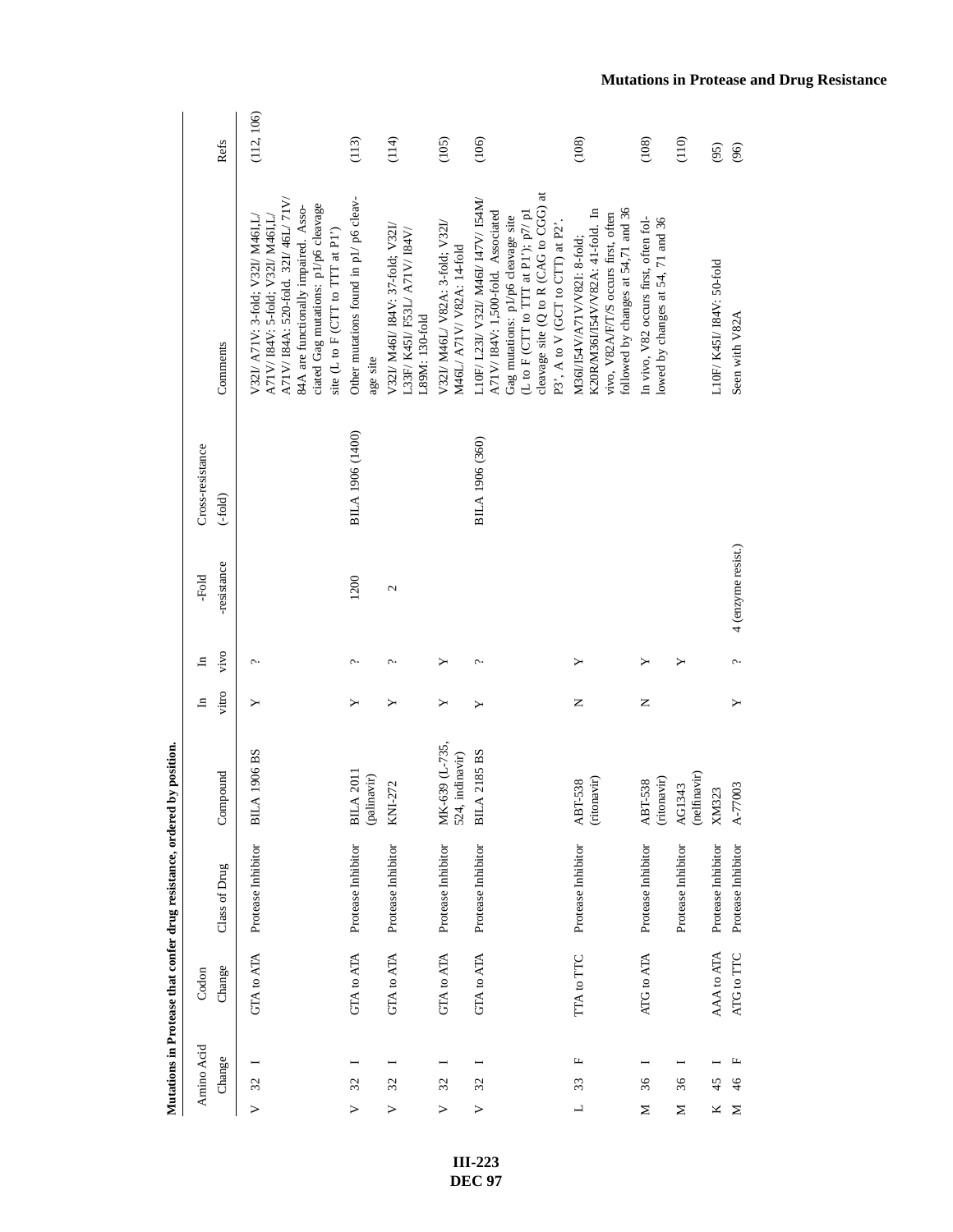**Mutations in Protease that confer drug resistance, ordered by position.**

| Amino Acid Change | Codon Change | Class of Drug | Compound | In vitro | In vivo | -Fold -resistance | Cross-resistance (-fold) | Comments | Refs |
|---|---|---|---|---|---|---|---|---|---|
| V 32 I | GTA to ATA | Protease Inhibitor | BILA 1906 BS | Y | ? | | | V32I/ A71V: 3-fold; V32I/ M46I,L/ A71V/ I84V: 5-fold; V32I/ M46I,L/ A71V/ I84A: 520-fold. 32I/ 46L/ 71V/ 84A are functionally impaired. Associated Gag mutations: p1/p6 cleavage site (L to F (CTT to TTT at P1') | (112, 106) |
| V 32 I | GTA to ATA | Protease Inhibitor | BILA 2011 (palinavir) | Y | ? | 1200 | BILA 1906 (1400) | Other mutations found in p1/ p6 cleavage site | (113) |
| V 32 I | GTA to ATA | Protease Inhibitor | KNI-272 | Y | ? | 2 | | V32I/ M46I/ I84V: 37-fold; V32I/ L33F/ K45I/ F53L/ A71V/ I84V/ L89M: 130-fold | (114) |
| V 32 I | GTA to ATA | Protease Inhibitor | MK-639 (L-735, 524, indinavir) | Y | Y | | | V32I/ M46L/ V82A: 3-fold; V32I/ M46L/ A71V/ V82A: 14-fold | (105) |
| V 32 I | GTA to ATA | Protease Inhibitor | BILA 2185 BS | Y | ? | | BILA 1906 (360) | L10F/ L23I/ V32I/ M46I/ I47V/ I54M/ A71V/ I84V: 1,500-fold. Associated Gag mutations: p1/p6 cleavage site (L to F (CTT to TTT at P1'); p7/ p1 cleavage site (Q to R (CAG to CGG) at P3', A to V (GCT to CTT) at P2'. | (106) |
| L 33 F | TTA to TTC | Protease Inhibitor | ABT-538 (ritonavir) | N | Y | | | M36I/I54V/A71V/V82I: 8-fold; K20R/M36I/I54V/V82A: 41-fold. In vivo, V82A/F/T/S occurs first, often followed by changes at 54,71 and 36 | (108) |
| M 36 I | ATG to ATA | Protease Inhibitor | ABT-538 (ritonavir) | N | Y | | | In vivo, V82 occurs first, often followed by changes at 54, 71 and 36 | (108) |
| M 36 I | | Protease Inhibitor | AG1343 (nelfinavir) | | Y | | | | (110) |
| K 45 I | AAA to ATA | Protease Inhibitor | XM323 | | | | | L10F/ K45I/ I84V: 50-fold | (95) |
| M 46 F | ATG to TTC | Protease Inhibitor | A-77003 | Y | ? | 4 (enzyme resist.) | | Seen with V82A | (96) |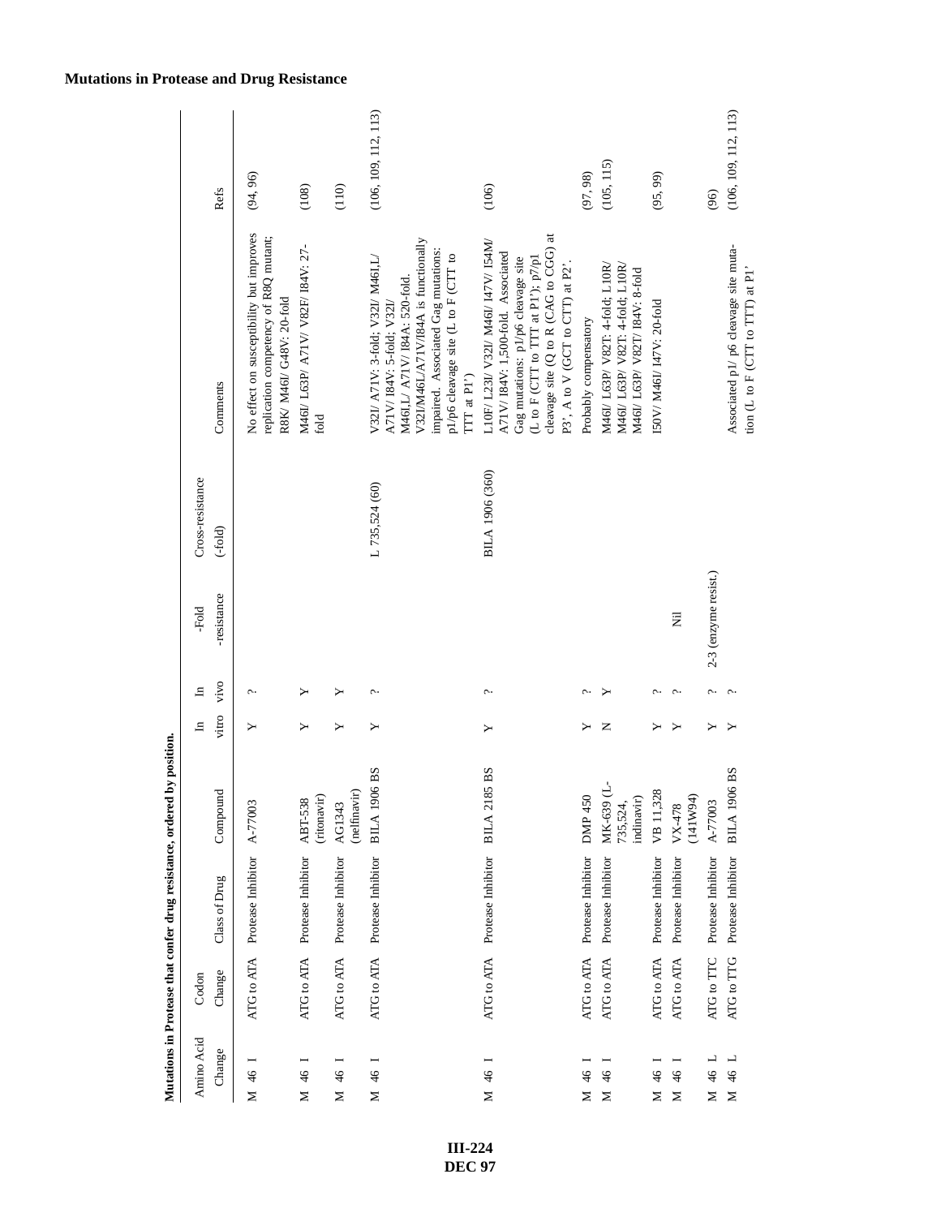# Mutations in Protease and Drug Resistance

**Mutations in Protease that confer drug resistance, ordered by position.**

| Amino Acid Change | Codon Change | Class of Drug | Compound | In vitro | In vivo | -Fold -resistance | Cross-resistance (-fold) | Comments | Refs |
|---|---|---|---|---|---|---|---|---|---|
| M 46 I | ATG to ATA | Protease Inhibitor | A-77003 | Y | ? | | | No effect on susceptibility but improves replication competency of R8Q mutant; R8K/ M46I/ G48V: 20-fold | (94, 96) |
| M 46 I | ATG to ATA | Protease Inhibitor | ABT-538 (ritonavir) | Y | Y | | | M46I/ L63P/ A71V/ V82F/ I84V: 27-fold | (108) |
| M 46 I | ATG to ATA | Protease Inhibitor | AG1343 (nelfinavir) | Y | Y | | | | (110) |
| M 46 I | ATG to ATA | Protease Inhibitor | BILA 1906 BS | Y | ? | | L 735,524 (60) | V32I/ A71V: 3-fold; V32I/ M46I,L/ A71V/ I84V: 5-fold; V32I/ M46I,L/ A71V/ I84A: 520-fold. V32I/M46L/A71V/I84A is functionally impaired. Associated Gag mutations: p1/p6 cleavage site (L to F (CTT to TTT at P1') | (106, 109, 112, 113) |
| M 46 I | ATG to ATA | Protease Inhibitor | BILA 2185 BS | Y | ? | | BILA 1906 (360) | L10F/ L23I/ V32I/ M46I/ I47V/ I54M/ A71V/ I84V: 1,500-fold. Associated Gag mutations: p1/p6 cleavage site (L to F (CTT to TTT at P1'); p7/p1 cleavage site (Q to R (CAG to CGG) at P3', A to V (GCT to CTT) at P2'. | (106) |
| M 46 I | ATG to ATA | Protease Inhibitor | DMP 450 | Y | ? | | | Probably compensatory | (97, 98) |
| M 46 I | ATG to ATA | Protease Inhibitor | MK-639 (L-735,524, indinavir) | N | Y | | | M46I/ L63P/ V82T: 4-fold; L10R/ M46I/ L63P/ V82T: 4-fold; L10R/ M46I/ L63P/ V82T/ I84V: 8-fold | (105, 115) |
| M 46 I | ATG to ATA | Protease Inhibitor | VB 11,328 | Y | ? | | | I50V/ M46I/ I47V: 20-fold | (95, 99) |
| M 46 I | ATG to ATA | Protease Inhibitor | VX-478 (141W94) | Y | ? | Nil | | | |
| M 46 L | ATG to TTC | Protease Inhibitor | A-77003 | Y | ? | 2-3 (enzyme resist.) | | | (96) |
| M 46 L | ATG to TTG | Protease Inhibitor | BILA 1906 BS | Y | ? | | | Associated p1/ p6 cleavage site mutation (L to F (CTT to TTT) at P1' | (106, 109, 112, 113) |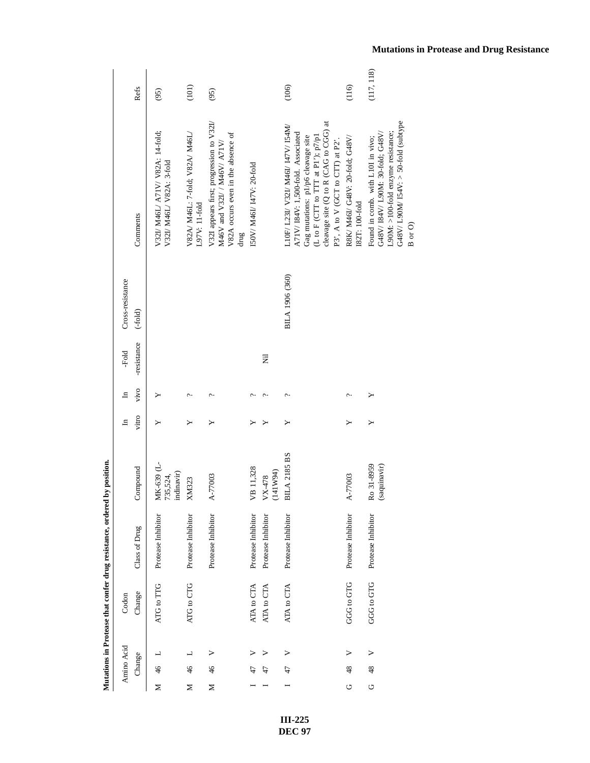**Mutations in Protease that confer drug resistance, ordered by position.**

| Amino Acid Change | | | Codon Change | Class of Drug | Compound | In vitro | In vivo | -Fold -resistance | Cross-resistance (-fold) | Comments | Refs |
|---|---|---|---|---|---|---|---|---|---|---|---|
| M | 46 | L | ATG to TTG | Protease Inhibitor | MK-639 (L-735,524, indinavir) | Y | Y | | | V32I/ M46L/ A71V/ V82A: 14-fold; V32I/ M46L/ V82A: 3-fold | (95) |
| M | 46 | L | ATG to CTG | Protease Inhibitor | XM323 | Y | ? | | | V82A/ M46L: 7-fold; V82A/ M46L/ L97V: 11-fold | (101) |
| M | 46 | V | | Protease Inhibitor | A-77003 | Y | ? | | | V32I appears first; progression to V32I/ M46V and V32I/ / M46V/ A71V/ V82A occurs even in the absence of drug | (95) |
| I | 47 | V | ATA to CTA | Protease Inhibitor | VB 11,328 | Y | ? | | | I50V/ M46I/ I47V: 20-fold | |
| I | 47 | V | ATA to CTA | Protease Inhibitor | VX-478 (141W94) | Y | ? | Nil | | | |
| I | 47 | V | ATA to CTA | Protease Inhibitor | BILA 2185 BS | Y | ? | | BILA 1906 (360) | L10F/ L23I/ V32I/ M46I/ I47V/ I54M/ A71V/ I84V: 1,500-fold. Associated Gag mutations: p1/p6 cleavage site (L to F (CTT to TTT at P1'); p7/p1 cleavage site (Q to R (CAG to CGG) at P3', A to V (GCT to CTT) at P2'. | (106) |
| G | 48 | V | GGG to GTG | Protease Inhibitor | A-77003 | Y | ? | | | R8K/ M46I/ G48V: 20-fold; G48V/ I82T: 100-fold | (116) |
| G | 48 | V | GGG to GTG | Protease Inhibitor | Ro 31-8959 (saquinavir) | Y | Y | | | Found in comb. with L10I in vivo; G48V/ I84V/ L90M: 30-fold; G48V/ L90M: >100-fold enzyme resistance; G48V/ L90M/ I54V: > 50-fold (subtype B or O) | (117, 118) |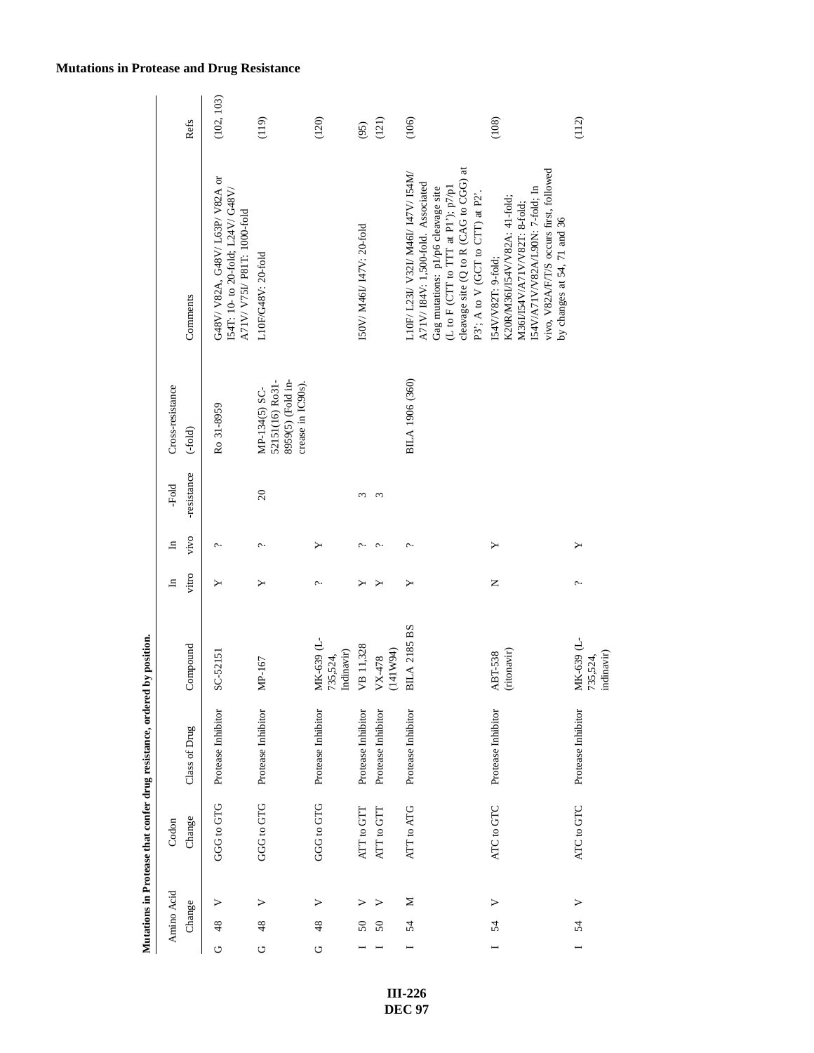## Mutations in Protease and Drug Resistance

**Mutations in Protease that confer drug resistance, ordered by position.**

| Amino Acid Change | | | Codon Change | Class of Drug | Compound | In vitro | In vivo | -Fold -resistance | Cross-resistance (-fold) | Comments | Refs |
|---|---|---|---|---|---|---|---|---|---|---|---|
| G | 48 | V | GGG to GTG | Protease Inhibitor | SC-52151 | Y | ? | | Ro 31-8959 | G48V/ V82A, G48V/ L63P/ V82A or I54T: 10- to 20-fold; L24V/ G48V/ A71V/ V75I/ P81T: 1000-fold | (102, 103) |
| G | 48 | V | GGG to GTG | Protease Inhibitor | MP-167 | Y | ? | 20 | MP-134(5) SC-52151(16) Ro31-8959(5) (Fold increase in IC90s). | L10F/G48V: 20-fold | (119) |
| G | 48 | V | GGG to GTG | Protease Inhibitor | MK-639 (L-735,524, Indinavir) | ? | Y | | | | (120) |
| I | 50 | V | ATT to GTT | Protease Inhibitor | VB 11,328 | Y | ? | 3 | | I50V/ M46I/ I47V: 20-fold | (95) |
| I | 50 | V | ATT to GTT | Protease Inhibitor | VX-478 (141W94) | Y | ? | 3 | | | (121) |
| I | 54 | M | ATT to ATG | Protease Inhibitor | BILA 2185 BS | Y | ? | | BILA 1906 (360) | L10F/ L23I/ V32I/ M46I/ I47V/ I54M/ A71V/ I84V: 1,500-fold. Associated Gag mutations: p1/p6 cleavage site (L to F (CTT to TTT at P1'); p7/p1 cleavage site (Q to R (CAG to CGG) at P3'; A to V (GCT to CTT) at P2'. | (106) |
| I | 54 | V | ATC to GTC | Protease Inhibitor | ABT-538 (ritonavir) | N | Y | | | I54V/V82T: 9-fold; K20R/M36I/I54V/V82A: 41-fold; M36I/I54V/A71V/V82T: 8-fold; I54V/A71V/V82A/L90N: 7-fold; In vivo, V82A/F/T/S occurs first, followed by changes at 54, 71 and 36 | (108) |
| I | 54 | V | ATC to GTC | Protease Inhibitor | MK-639 (L-735,524, indinavir) | ? | Y | | | | (112) |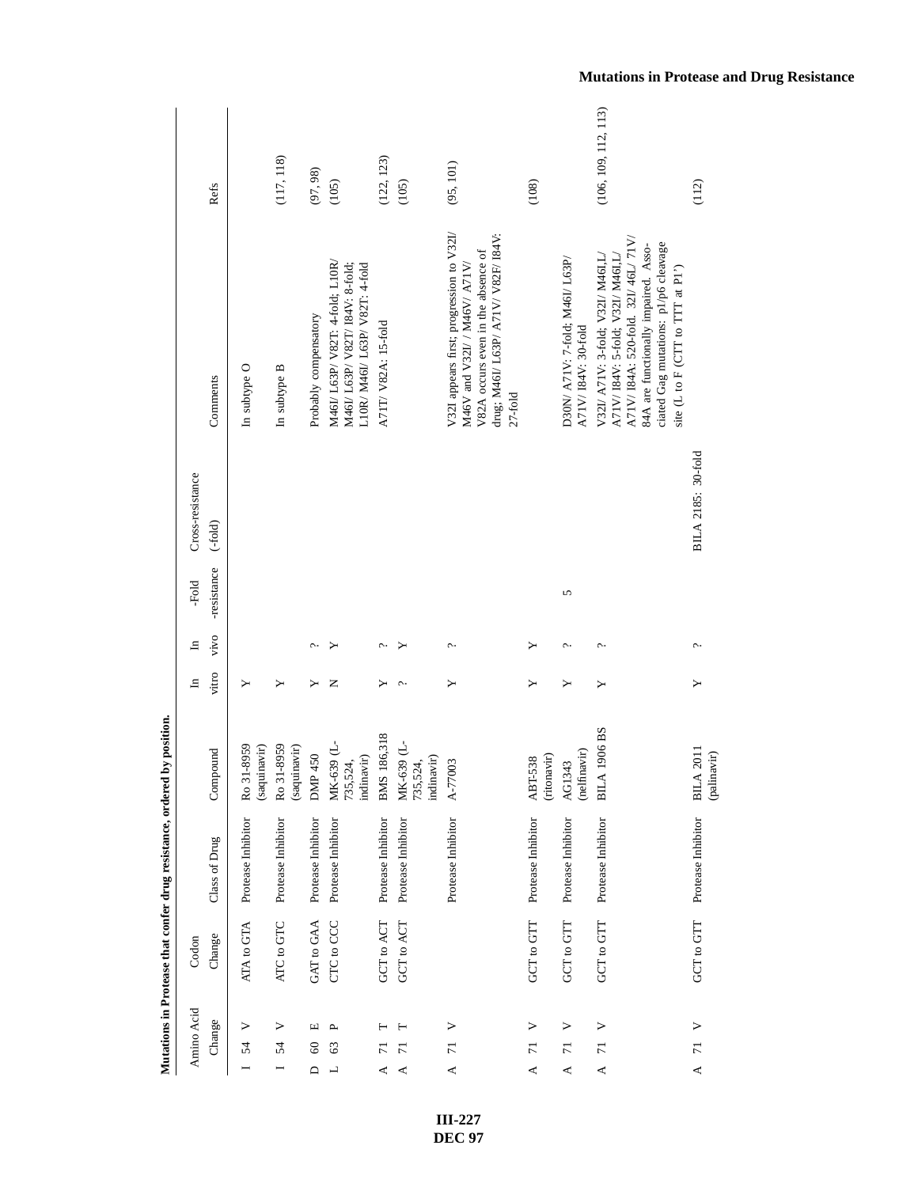**Mutations in Protease that confer drug resistance, ordered by position.**

| Amino Acid Change | Codon Change | Class of Drug | Compound | In vitro | In vivo | -Fold -resistance | Cross-resistance (-fold) | Comments | Refs |
|---|---|---|---|---|---|---|---|---|---|
| I 54 V | ATA to GTA | Protease Inhibitor | Ro 31-8959 (saquinavir) | Y | | | | In subtype O | |
| I 54 V | ATC to GTC | Protease Inhibitor | Ro 31-8959 (saquinavir) | Y | | | | In subtype B | (117, 118) |
| D 60 E | GAT to GAA | Protease Inhibitor | DMP 450 | Y | ? | | | Probably compensatory | (97, 98) |
| L 63 P | CTC to CCC | Protease Inhibitor | MK-639 (L-735,524, indinavir) | N | Y | | | M46I/ L63P/ V82T: 4-fold; L10R/ M46I/ L63P/ V82T/ I84V: 8-fold; L10R/ M46I/ L63P/ V82T: 4-fold | (105) |
| A 71 T | GCT to ACT | Protease Inhibitor | BMS 186,318 | Y | ? | | | A71T/ V82A: 15-fold | (122, 123) |
| A 71 T | GCT to ACT | Protease Inhibitor | MK-639 (L-735,524, indinavir) | ? | Y | | | | (105) |
| A 71 V | | Protease Inhibitor | A-77003 | Y | ? | | | V32I appears first; progression to V32I/ M46V and V32I/ / M46V/ A71V/ V82A occurs even in the absence of drug; M46I/ L63P/ A71V/ V82F/ I84V: 27-fold | (95, 101) |
| A 71 V | GCT to GTT | Protease Inhibitor | ABT-538 (ritonavir) | Y | Y | | | | (108) |
| A 71 V | GCT to GTT | Protease Inhibitor | AG1343 (nelfinavir) | Y | ? | 5 | | D30N/ A71V: 7-fold; M46I/ L63P/ A71V/ I84V: 30-fold | |
| A 71 V | GCT to GTT | Protease Inhibitor | BILA 1906 BS | Y | ? | | | V32I/ A71V: 3-fold; V32I/ M46I,L/ A71V/ I84V: 5-fold; V32I/ M46I,L/ A71V/ I84A: 520-fold. 32I/ 46L/ 71V/ 84A are functionally impaired. Associated Gag mutations: p1/p6 cleavage site (L to F (CTT to TTT at P1') | (106, 109, 112, 113) |
| A 71 V | GCT to GTT | Protease Inhibitor | BILA 2011 (palinavir) | Y | ? | | BILA 2185: 30-fold | | (112) |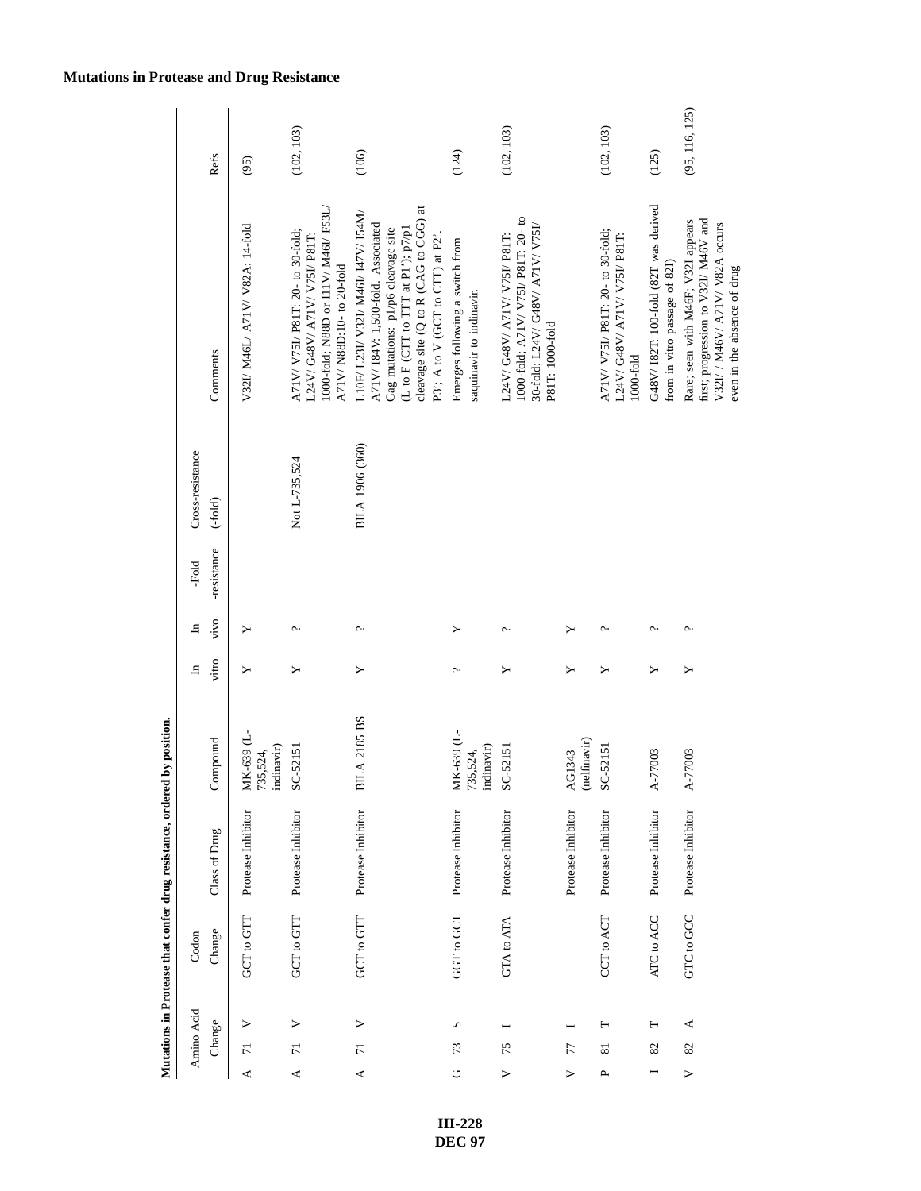## Mutations in Protease and Drug Resistance

**Mutations in Protease that confer drug resistance, ordered by position.**

| Amino Acid Change | | | Codon Change | Class of Drug | Compound | In vitro | In vivo | -Fold -resistance | Cross-resistance (-fold) | Comments | Refs |
|---|---|---|---|---|---|---|---|---|---|---|---|
| A | 71 | V | GCT to GTT | Protease Inhibitor | MK-639 (L-735,524, indinavir) | Y | Y | | | V32I/ M46L/ A71V/ V82A: 14-fold | (95) |
| A | 71 | V | GCT to GTT | Protease Inhibitor | SC-52151 | Y | ? | | Not L-735,524 | A71V/ V75I/ P81T: 20- to 30-fold; L24V/ G48V/ A71V/ V75I/ P81T: 1000-fold; N88D or I11V/ M46I/ F53L/ A71V/ N88D:10- to 20-fold | (102, 103) |
| A | 71 | V | GCT to GTT | Protease Inhibitor | BILA 2185 BS | Y | ? | | BILA 1906 (360) | L10F/ L23I/ V32I/ M46I/ I47V/ I54M/ A71V/ I84V: 1,500-fold. Associated Gag mutations: p1/p6 cleavage site (L to F (CTT to TTT at P1'); p7/p1 cleavage site (Q to R (CAG to CGG) at P3'; A to V (GCT to CTT) at P2'. | (106) |
| G | 73 | S | GGT to GCT | Protease Inhibitor | MK-639 (L-735,524, indinavir) | ? | Y | | | Emerges following a switch from saquinavir to indinavir. | (124) |
| V | 75 | I | GTA to ATA | Protease Inhibitor | SC-52151 | Y | ? | | | L24V/ G48V/ A71V/ V75I/ P81T: 1000-fold; A71V/ V75I/ P81T: 20- to 30-fold; L24V/ G48V/ A71V/ V75I/ P81T: 1000-fold | (102, 103) |
| V | 77 | I | | Protease Inhibitor | AG1343 (nelfinavir) | Y | Y | | | | |
| P | 81 | T | CCT to ACT | Protease Inhibitor | SC-52151 | Y | ? | | | A71V/ V75I/ P81T: 20- to 30-fold; L24V/ G48V/ A71V/ V75I/ P81T: 1000-fold | (102, 103) |
| I | 82 | T | ATC to ACC | Protease Inhibitor | A-77003 | Y | ? | | | G48V/ I82T: 100-fold (82T was derived from in vitro passage of 82I) | (125) |
| V | 82 | A | GTC to GCC | Protease Inhibitor | A-77003 | Y | ? | | | Rare; seen with M46F; V32I appears first; progression to V32I/ M46V and V32I/ / M46V/ A71V/ V82A occurs even in the absence of drug | (95, 116, 125) |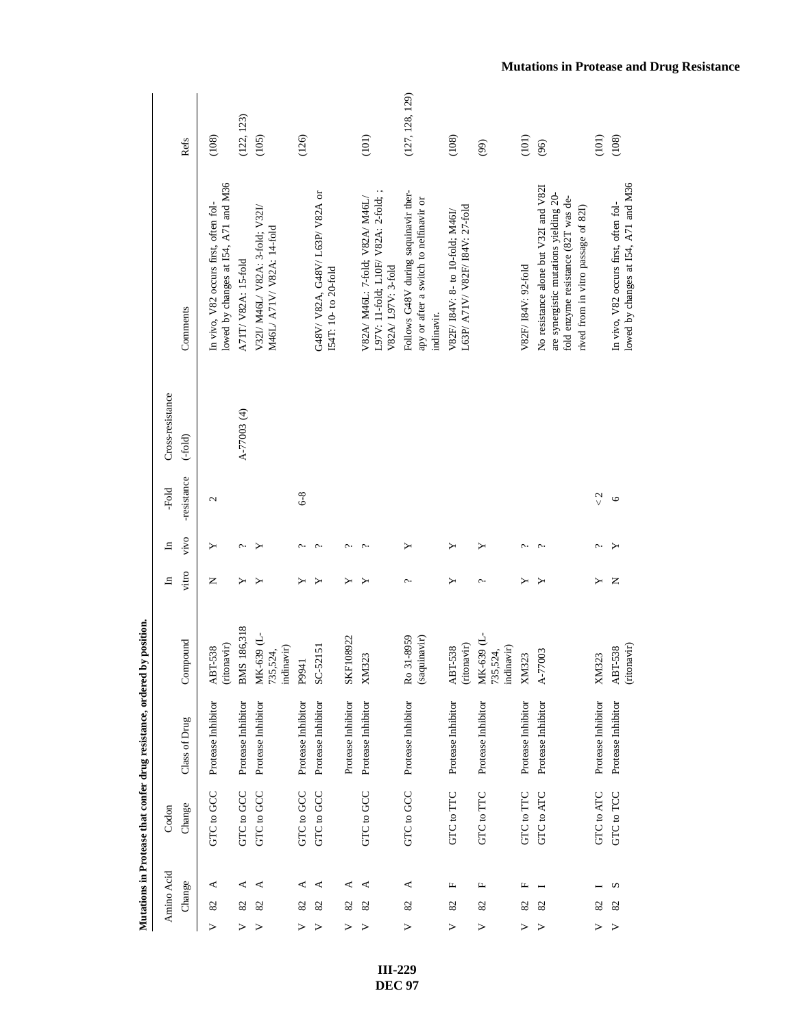**Mutations in Protease that confer drug resistance, ordered by position.**

| Amino Acid Change | | | Codon Change | Class of Drug | Compound | In vitro | In vivo | -Fold -resistance | Cross-resistance (-fold) | Comments | Refs |
|---|---|---|---|---|---|---|---|---|---|---|---|
| V | 82 | A | GTC to GCC | Protease Inhibitor | ABT-538 (ritonavir) | N | Y | 2 | | In vivo, V82 occurs first, often followed by changes at I54, A71 and M36 | (108) |
| V | 82 | A | GTC to GCC | Protease Inhibitor | BMS 186,318 | Y | ? | | A-77003 (4) | A71T/ V82A: 15-fold | (122, 123) |
| V | 82 | A | GTC to GCC | Protease Inhibitor | MK-639 (L-735,524, indinavir) | Y | Y | | | V32I/ M46L/ V82A: 3-fold; V32I/ M46L/ A71V/ V82A: 14-fold | (105) |
| V | 82 | A | GTC to GCC | Protease Inhibitor | P9941 | Y | ? | 6-8 | | | (126) |
| V | 82 | A | GTC to GCC | Protease Inhibitor | SC-52151 | Y | ? | | | G48V/ V82A, G48V/ L63P/ V82A or I54T: 10- to 20-fold | |
| V | 82 | A | | Protease Inhibitor | SKF108922 | Y | ? | | | | |
| V | 82 | A | GTC to GCC | Protease Inhibitor | XM323 | Y | ? | | | V82A/ M46L: 7-fold; V82A/ M46L/ L97V: 11-fold; L10F/ V82A: 2-fold; ; V82A/ L97V: 3-fold | (101) |
| V | 82 | A | GTC to GCC | Protease Inhibitor | Ro 31-8959 (saquinavir) | ? | Y | | | Follows G48V during saquinavir therapy or after a switch to nelfinavir or indinavir. | (127, 128, 129) |
| V | 82 | F | GTC to TTC | Protease Inhibitor | ABT-538 (ritonavir) | Y | Y | | | V82F/ I84V: 8- to 10-fold; M46I/ L63P/ A71V/ V82F/ I84V: 27-fold | (108) |
| V | 82 | F | GTC to TTC | Protease Inhibitor | MK-639 (L-735,524, indinavir) | ? | Y | | | | (99) |
| V | 82 | F | GTC to TTC | Protease Inhibitor | XM323 | Y | ? | | | V82F/ I84V: 92-fold | (101) |
| V | 82 | I | GTC to ATC | Protease Inhibitor | A-77003 | Y | ? | | | No resistance alone but V32I and V82I are synergistic mutations yielding 20-fold enzyme resistance (82T was derived from in vitro passage of 82I) | (96) |
| V | 82 | I | GTC to ATC | Protease Inhibitor | XM323 | Y | ? | < 2 | | | (101) |
| V | 82 | S | GTC to TCC | Protease Inhibitor | ABT-538 (ritonavir) | N | Y | 6 | | In vivo, V82 occurs first, often followed by changes at I54, A71 and M36 | (108) |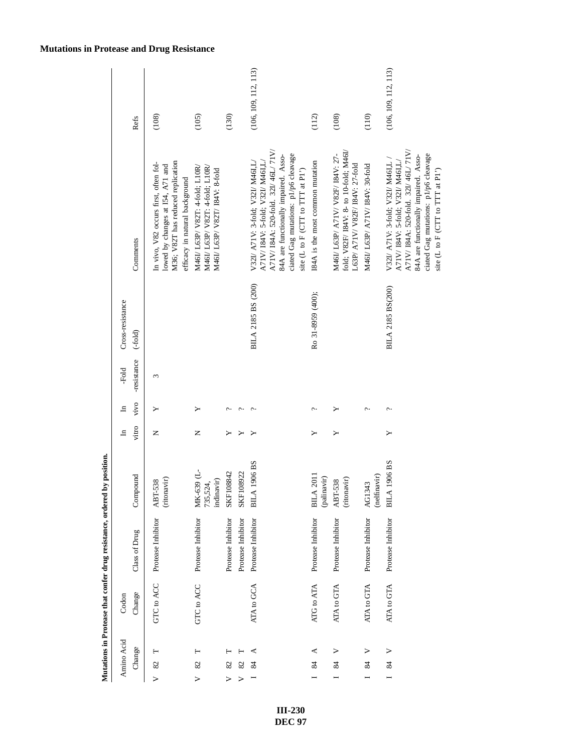## Mutations in Protease and Drug Resistance

**Mutations in Protease that confer drug resistance, ordered by position.**

| Amino Acid Change | Codon Change | Class of Drug | Compound | In vitro | In vivo | -Fold -resistance | Cross-resistance (-fold) | Comments | Refs |
|---|---|---|---|---|---|---|---|---|---|
| V 82 T | GTC to ACC | Protease Inhibitor | ABT-538 (ritonavir) | N | Y | 3 | | In vivo, V82 occurs first, often followed by changes at I54, A71 and M36; V82T has reduced replication efficacy in natural background | (108) |
| V 82 T | GTC to ACC | Protease Inhibitor | MK-639 (L-735,524, indinavir) | N | Y | | | M46I/ L63P/ V82T: 4-fold; L10R/ M46I/ L63P/ V82T: 4-fold; L10R/ M46I/ L63P/ V82T/ I84V: 8-fold | (105) |
| V 82 T | | Protease Inhibitor | SKF108842 | Y | ? | | | | (130) |
| V 82 T | | Protease Inhibitor | SKF108922 | Y | ? | | | | |
| I 84 A | ATA to GCA | Protease Inhibitor | BILA 1906 BS | Y | ? | | BILA 2185 BS (200) | V32I/ A71V: 3-fold; V32I/ M46I,L/ A71V/ I84V: 5-fold; V32I/ M46I,L/ A71V/ I84A: 520-fold. 32I/ 46L/ 71V/ 84A are functionally impaired. Associated Gag mutations: p1/p6 cleavage site (L to F (CTT to TTT at P1') | (106, 109, 112, 113) |
| I 84 A | ATG to ATA | Protease Inhibitor | BILA 2011 (palinavir) | Y | ? | | Ro 31-8959 (400); | I84A is the most common mutation | (112) |
| I 84 V | ATA to GTA | Protease Inhibitor | ABT-538 (ritonavir) | Y | Y | | | M46I/ L63P/ A71V/ V82F/ I84V: 27-fold; V82F/ I84V: 8- to 10-fold; M46I/ L63P/ A71V/ V82F/ I84V: 27-fold | (108) |
| I 84 V | ATA to GTA | Protease Inhibitor | AG1343 (nelfinavir) | | ? | | | M46I/ L63P/ A71V/ I84V: 30-fold | (110) |
| I 84 V | ATA to GTA | Protease Inhibitor | BILA 1906 BS | Y | ? | | BILA 2185 BS(200) | V32I/ A71V: 3-fold; V32I/ M46I,L / A71V/ I84V: 5-fold; V32I/ M46I,L/ A71V/ I84A: 520-fold. 32I/ 46L/ 71V/ 84A are functionally impaired. Associated Gag mutations: p1/p6 cleavage site (L to F (CTT to TTT at P1') | (106, 109, 112, 113) |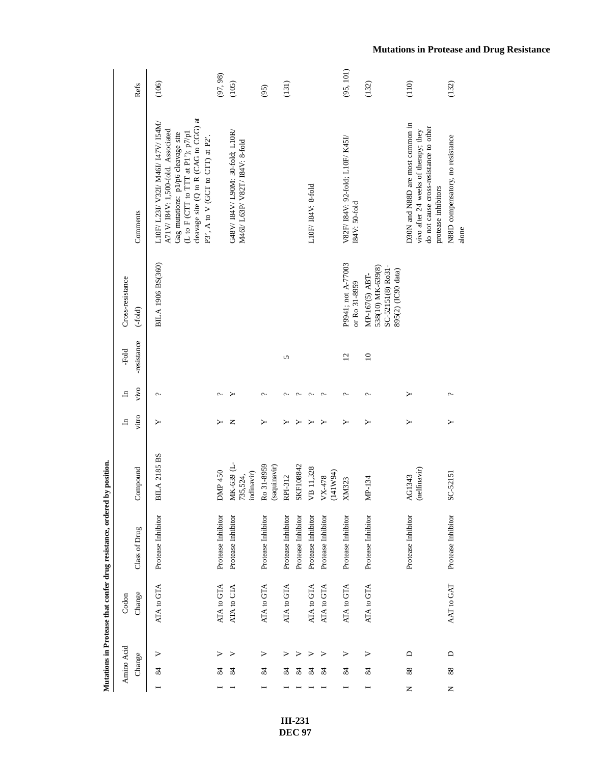**Mutations in Protease that confer drug resistance, ordered by position.**

| Amino Acid Change | | | Codon Change | Class of Drug | Compound | In vitro | In vivo | -Fold -resistance | Cross-resistance (-fold) | Comments | Refs |
|---|---|---|---|---|---|---|---|---|---|---|---|
| I | 84 | V | ATA to GTA | Protease Inhibitor | BILA 2185 BS | Y | ? | | BILA 1906 BS(360) | L10F/ L23I/ V32I/ M46I/ I47V/ I54M/ A71V/ I84V: 1,500-fold. Associated Gag mutations: p1/p6 cleavage site (L to F (CTT to TTT at P1'); p7/p1 cleavage site (Q to R (CAG to CGG) at P3', A to V (GCT to CTT) at P2'. | (106) |
| I | 84 | V | ATA to GTA | Protease Inhibitor | DMP 450 | Y | ? | | | | (97, 98) |
| I | 84 | V | ATA to CTA | Protease Inhibitor | MK-639 (L-735,524, indinavir) | N | Y | | | G48V/ I84V/ L90M: 30-fold; L10R/ M46I/ L63P/ V82T/ I84V: 8-fold | (105) |
| I | 84 | V | ATA to GTA | Protease Inhibitor | Ro 31-8959 (saquinavir) | Y | ? | | | | (95) |
| I | 84 | V | ATA to GTA | Protease Inhibitor | RPI-312 | Y | ? | 5 | | | (131) |
| I | 84 | V | | Protease Inhibitor | SKF108842 | Y | ? | | | | |
| I | 84 | V | ATA to GTA | Protease Inhibitor | VB 11,328 | Y | ? | | | L10F/ I84V: 8-fold | |
| I | 84 | V | ATA to GTA | Protease Inhibitor | VX-478 (141W94) | Y | ? | | | | |
| I | 84 | V | ATA to GTA | Protease Inhibitor | XM323 | Y | ? | 12 | P9941; not A-77003 or Ro 31-8959 | V82F/ I84V: 92-fold; L10F/ K45I/ I84V: 50-fold | (95, 101) |
| I | 84 | V | ATA to GTA | Protease Inhibitor | MP-134 | Y | ? | 10 | MP-167(5) ABT-538(10) MK-639(8) SC-52151(8) Ro31-895(2) (IC90 data) | | (132) |
| N | 88 | D | | Protease Inhibitor | AG1343 (nelfinavir) | Y | Y | | | D30N and N88D are most common in vivo after 24 weeks of therapy; they do not cause cross-resistance to other protease inhibitors | (110) |
| N | 88 | D | AAT to GAT | Protease Inhibitor | SC-52151 | Y | ? | | | N88D compensatory, no resistance alone | (132) |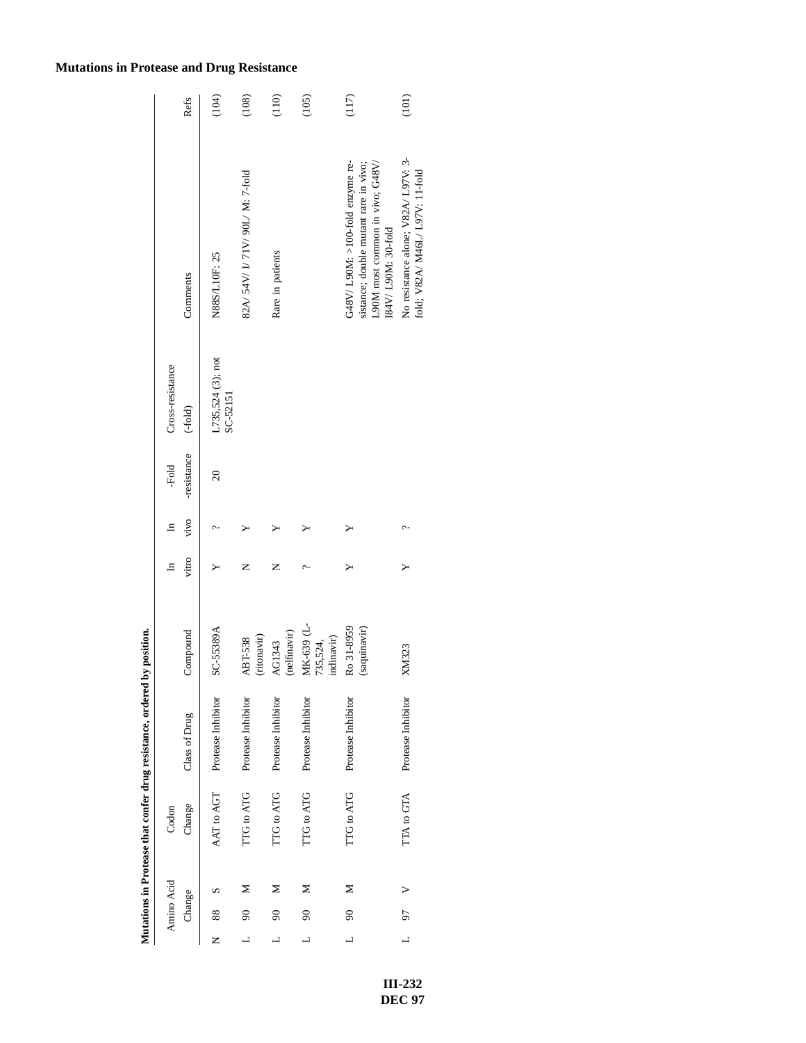## Mutations in Protease and Drug Resistance

**Mutations in Protease that confer drug resistance, ordered by position.**

| Amino Acid Change | | | Codon Change | Class of Drug | Compound | In vitro | In vivo | -Fold -resistance | Cross-resistance (-fold) | Comments | Refs |
|---|---|---|---|---|---|---|---|---|---|---|---|
| N | 88 | S | AAT to AGT | Protease Inhibitor | SC-55389A | Y | ? | 20 | L735,524 (3); not SC-52151 | N88S/L10F: 25 | (104) |
| L | 90 | M | TTG to ATG | Protease Inhibitor | ABT-538 (ritonavir) | N | Y | | | 82A/ 54V/ I/ 71V/ 90L/ M: 7-fold | (108) |
| L | 90 | M | TTG to ATG | Protease Inhibitor | AG1343 (nelfinavir) | N | Y | | | Rare in patients | (110) |
| L | 90 | M | TTG to ATG | Protease Inhibitor | MK-639 (L-735,524, indinavir) | ? | Y | | | | (105) |
| L | 90 | M | TTG to ATG | Protease Inhibitor | Ro 31-8959 (saquinavir) | Y | Y | | | G48V/ L90M: >100-fold enzyme resistance; double mutant rare in vivo; L90M most common in vivo; G48V/ I84V/ L90M: 30-fold | (117) |
| L | 97 | V | TTA to GTA | Protease Inhibitor | XM323 | Y | ? | | | No resistance alone; V82A/ L97V: 3-fold; V82A/ M46L/ L97V: 11-fold | (101) |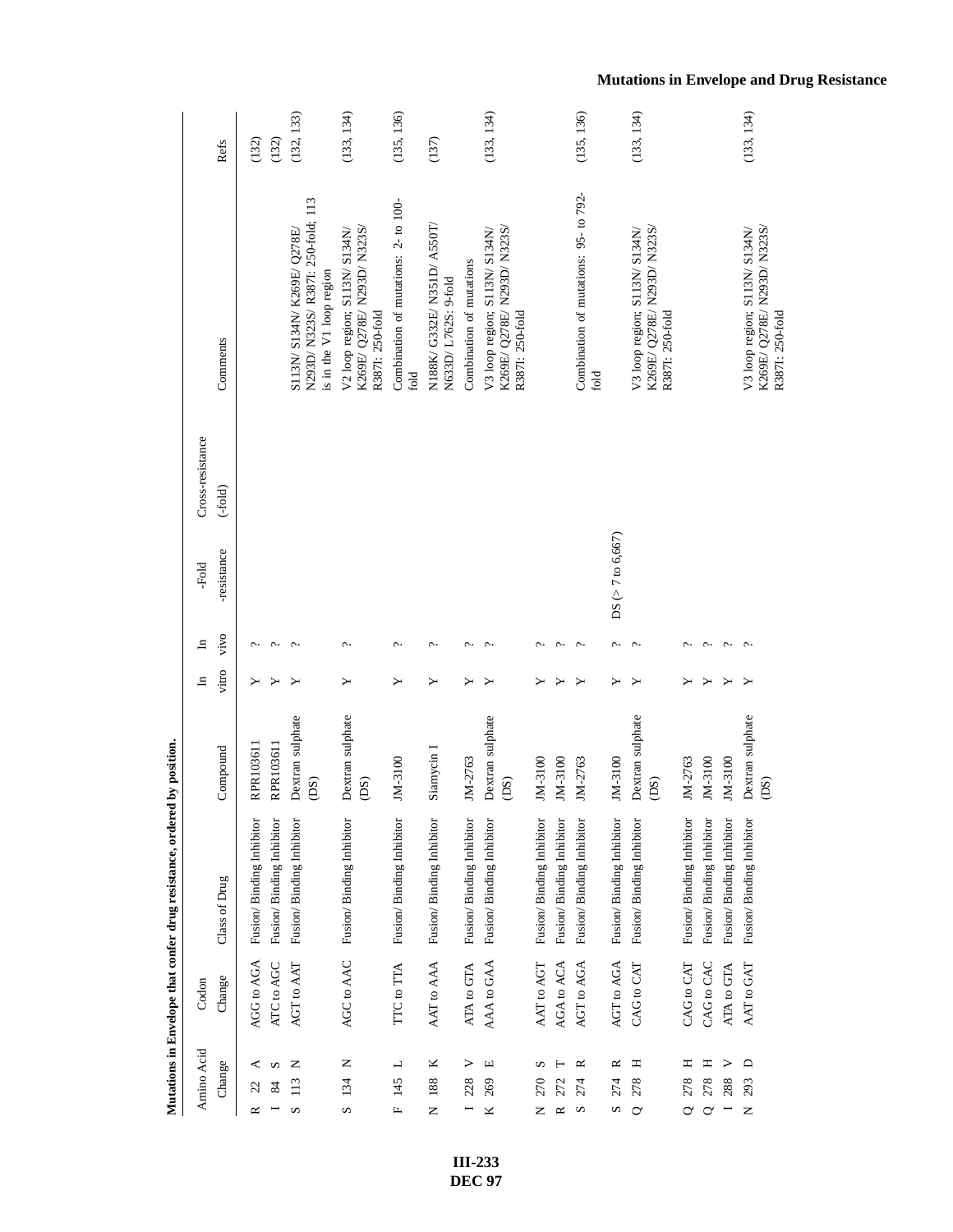## Mutations in Envelope and Drug Resistance

**Mutations in Envelope that confer drug resistance, ordered by position.**

| Amino Acid Change | Codon Change | Class of Drug | Compound | In vitro | In vivo | -Fold -resistance | Cross-resistance (-fold) | Comments | Refs |
|---|---|---|---|---|---|---|---|---|---|
| R 22 A | AGG to AGA | Fusion/ Binding Inhibitor | RPR103611 | Y | ? | | | | (132) |
| I 84 S | ATC to AGC | Fusion/ Binding Inhibitor | RPR103611 | Y | ? | | | | (132) |
| S 113 N | AGT to AAT | Fusion/ Binding Inhibitor | Dextran sulphate (DS) | Y | ? | | | S113N/ S134N/ K269E/ Q278E/ N293D/ N323S/ R387I: 250-fold; 113 is in the V1 loop region | (132, 133) |
| S 134 N | AGC to AAC | Fusion/ Binding Inhibitor | Dextran sulphate (DS) | Y | ? | | | V2 loop region; S113N/ S134N/ K269E/ Q278E/ N293D/ N323S/ R387I: 250-fold | (133, 134) |
| F 145 L | TTC to TTA | Fusion/ Binding Inhibitor | JM-3100 | Y | ? | | | Combination of mutations: 2- to 100-fold | (135, 136) |
| N 188 K | AAT to AAA | Fusion/ Binding Inhibitor | Siamycin I | Y | ? | | | N188K/ G332E/ N351D/ A550T/ N633D/ L762S: 9-fold | (137) |
| I 228 V | ATA to GTA | Fusion/ Binding Inhibitor | JM-2763 | Y | ? | | | Combination of mutations | |
| K 269 E | AAA to GAA | Fusion/ Binding Inhibitor | Dextran sulphate (DS) | Y | ? | | | V3 loop region; S113N/ S134N/ K269E/ Q278E/ N293D/ N323S/ R387I: 250-fold | (133, 134) |
| N 270 S | AAT to AGT | Fusion/ Binding Inhibitor | JM-3100 | Y | ? | | | | |
| R 272 T | AGA to ACA | Fusion/ Binding Inhibitor | JM-3100 | Y | ? | | | | |
| S 274 R | AGT to AGA | Fusion/ Binding Inhibitor | JM-2763 | Y | ? | | | Combination of mutations: 95- to 792-fold | (135, 136) |
| S 274 R | AGT to AGA | Fusion/ Binding Inhibitor | JM-3100 | Y | ? | DS (> 7 to 6,667) | | | |
| Q 278 H | CAG to CAT | Fusion/ Binding Inhibitor | Dextran sulphate (DS) | Y | ? | | | V3 loop region; S113N/ S134N/ K269E/ Q278E/ N293D/ N323S/ R387I: 250-fold | (133, 134) |
| Q 278 H | CAG to CAT | Fusion/ Binding Inhibitor | JM-2763 | Y | ? | | | | |
| Q 278 H | CAG to CAC | Fusion/ Binding Inhibitor | JM-3100 | Y | ? | | | | |
| I 288 V | ATA to GTA | Fusion/ Binding Inhibitor | JM-3100 | Y | ? | | | | |
| N 293 D | AAT to GAT | Fusion/ Binding Inhibitor | Dextran sulphate (DS) | Y | ? | | | V3 loop region; S113N/ S134N/ K269E/ Q278E/ N293D/ N323S/ R387I: 250-fold | (133, 134) |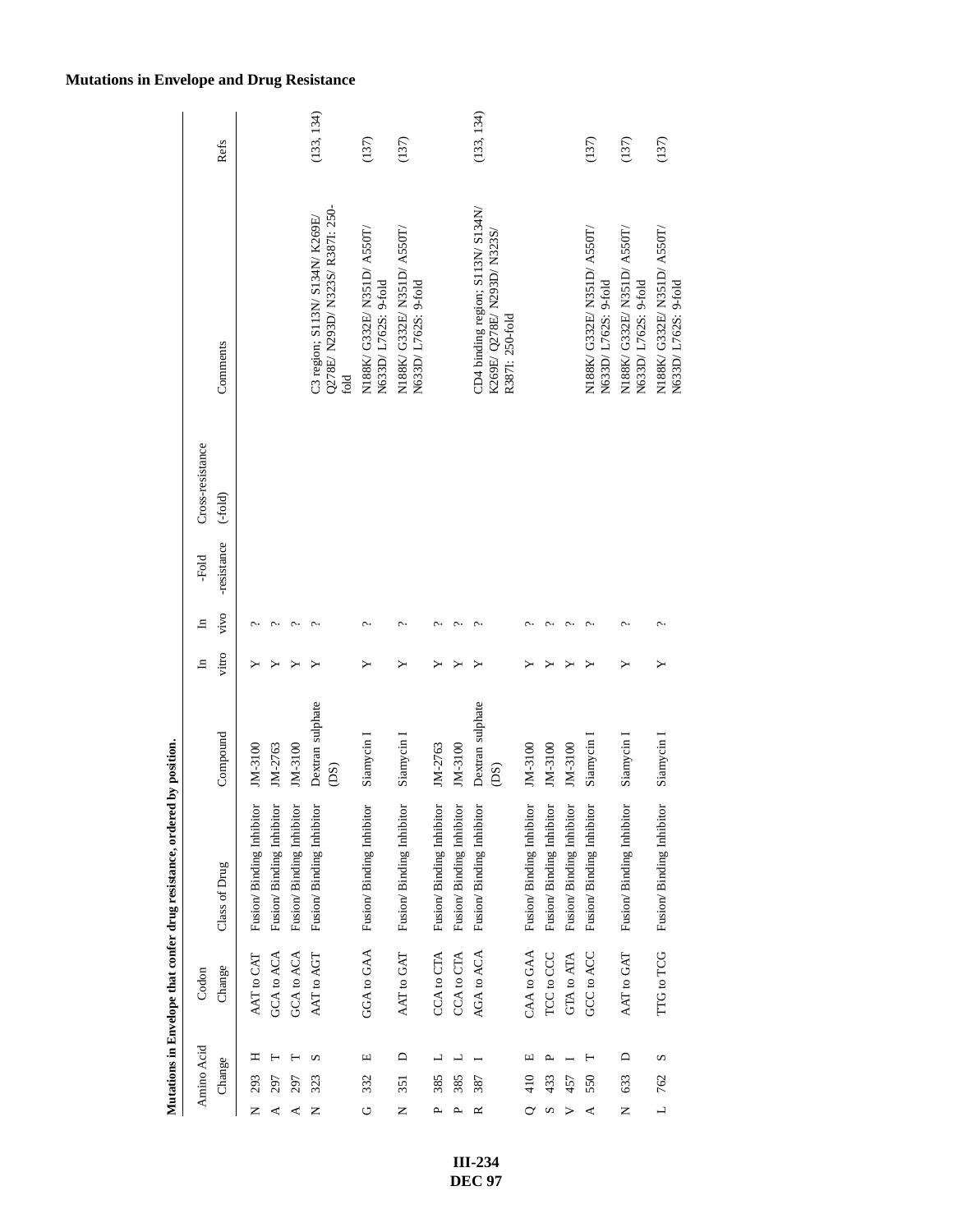## Mutations in Envelope and Drug Resistance

**Mutations in Envelope that confer drug resistance, ordered by position.**

| Amino Acid Change | | | Codon Change | Class of Drug | Compound | In vitro | In vivo | -Fold -resistance | Cross-resistance (-fold) | Comments | Refs |
|---|---|---|---|---|---|---|---|---|---|---|---|
| N | 293 | H | AAT to CAT | Fusion/ Binding Inhibitor | JM-3100 | Y | ? | | | | |
| A | 297 | T | GCA to ACA | Fusion/ Binding Inhibitor | JM-2763 | Y | ? | | | | |
| A | 297 | T | GCA to ACA | Fusion/ Binding Inhibitor | JM-3100 | Y | ? | | | | |
| N | 323 | S | AAT to AGT | Fusion/ Binding Inhibitor | Dextran sulphate (DS) | Y | ? | | | C3 region; S113N/ S134N/ K269E/ Q278E/ N293D/ N323S/ R387I: 250-fold | (133, 134) |
| G | 332 | E | GGA to GAA | Fusion/ Binding Inhibitor | Siamycin I | Y | ? | | | N188K/ G332E/ N351D/ A550T/ N633D/ L762S: 9-fold | (137) |
| N | 351 | D | AAT to GAT | Fusion/ Binding Inhibitor | Siamycin I | Y | ? | | | N188K/ G332E/ N351D/ A550T/ N633D/ L762S: 9-fold | (137) |
| P | 385 | L | CCA to CTA | Fusion/ Binding Inhibitor | JM-2763 | Y | ? | | | | |
| P | 385 | L | CCA to CTA | Fusion/ Binding Inhibitor | JM-3100 | Y | ? | | | | |
| R | 387 | I | AGA to ACA | Fusion/ Binding Inhibitor | Dextran sulphate (DS) | Y | ? | | | CD4 binding region; S113N/ S134N/ K269E/ Q278E/ N293D/ N323S/ R387I: 250-fold | (133, 134) |
| Q | 410 | E | CAA to GAA | Fusion/ Binding Inhibitor | JM-3100 | Y | ? | | | | |
| S | 433 | P | TCC to CCC | Fusion/ Binding Inhibitor | JM-3100 | Y | ? | | | | |
| V | 457 | I | GTA to ATA | Fusion/ Binding Inhibitor | JM-3100 | Y | ? | | | | |
| A | 550 | T | GCC to ACC | Fusion/ Binding Inhibitor | Siamycin I | Y | ? | | | N188K/ G332E/ N351D/ A550T/ N633D/ L762S: 9-fold | (137) |
| N | 633 | D | AAT to GAT | Fusion/ Binding Inhibitor | Siamycin I | Y | ? | | | N188K/ G332E/ N351D/ A550T/ N633D/ L762S: 9-fold | (137) |
| L | 762 | S | TTG to TCG | Fusion/ Binding Inhibitor | Siamycin I | Y | ? | | | N188K/ G332E/ N351D/ A550T/ N633D/ L762S: 9-fold | (137) |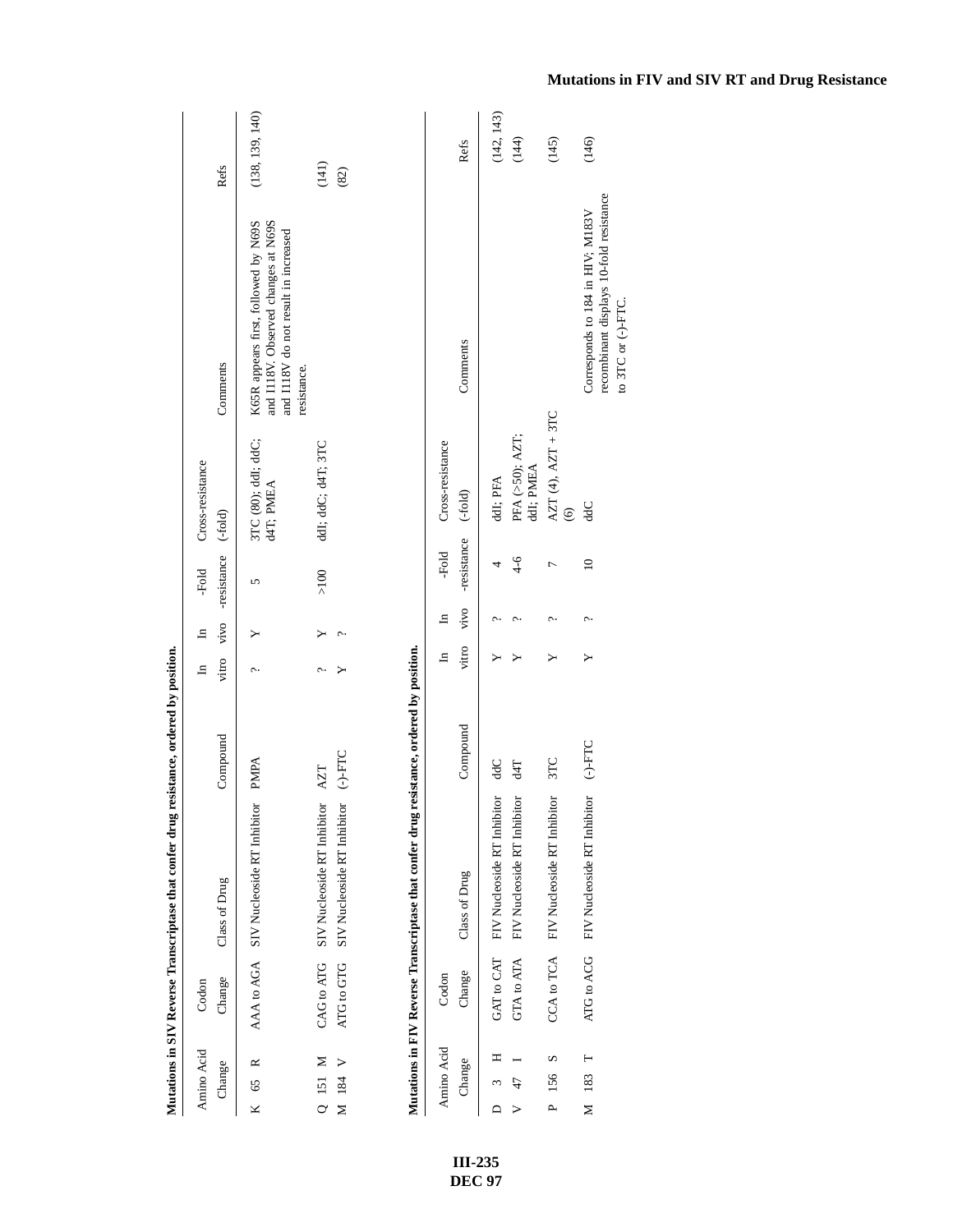## Mutations in FIV and SIV RT and Drug Resistance

**Mutations in SIV Reverse Transcriptase that confer drug resistance, ordered by position.**

| Amino Acid Change | Codon Change | Class of Drug | Compound | In vitro | In vivo | -Fold -resistance | Cross-resistance (-fold) | Comments | Refs |
|---|---|---|---|---|---|---|---|---|---|
| K 65 R | AAA to AGA | SIV Nucleoside RT Inhibitor | PMPA | ? | Y | 5 | 3TC (80); ddI; ddC; d4T; PMEA | K65R appears first, followed by N69S and I118V. Observed changes at N69S and I118V do not result in increased resistance. | (138, 139, 140) |
| Q 151 M | CAG to ATG | SIV Nucleoside RT Inhibitor | AZT | ? | Y | >100 | ddI; ddC; d4T; 3TC | | (141) |
| M 184 V | ATG to GTG | SIV Nucleoside RT Inhibitor | (-)-FTC | Y | ? | | | | (82) |

**Mutations in FIV Reverse Transcriptase that confer drug resistance, ordered by position.**

| Amino Acid Change | Codon Change | Class of Drug | Compound | In vitro | In vivo | -Fold -resistance | Cross-resistance (-fold) | Comments | Refs |
|---|---|---|---|---|---|---|---|---|---|
| D 3 H | GAT to CAT | FIV Nucleoside RT Inhibitor | ddC | Y | ? | 4 | ddI; PFA | | (142, 143) |
| V 47 I | GTA to ATA | FIV Nucleoside RT Inhibitor | d4T | Y | ? | 4-6 | PFA (>50); AZT; ddI; PMEA | | (144) |
| P 156 S | CCA to TCA | FIV Nucleoside RT Inhibitor | 3TC | Y | ? | 7 | AZT (4), AZT + 3TC (6) | | (145) |
| M 183 T | ATG to ACG | FIV Nucleoside RT Inhibitor | (-)-FTC | Y | ? | 10 | ddC | Corresponds to 184 in HIV; M183V recombinant displays 10-fold resistance to 3TC or (-)-FTC. | (146) |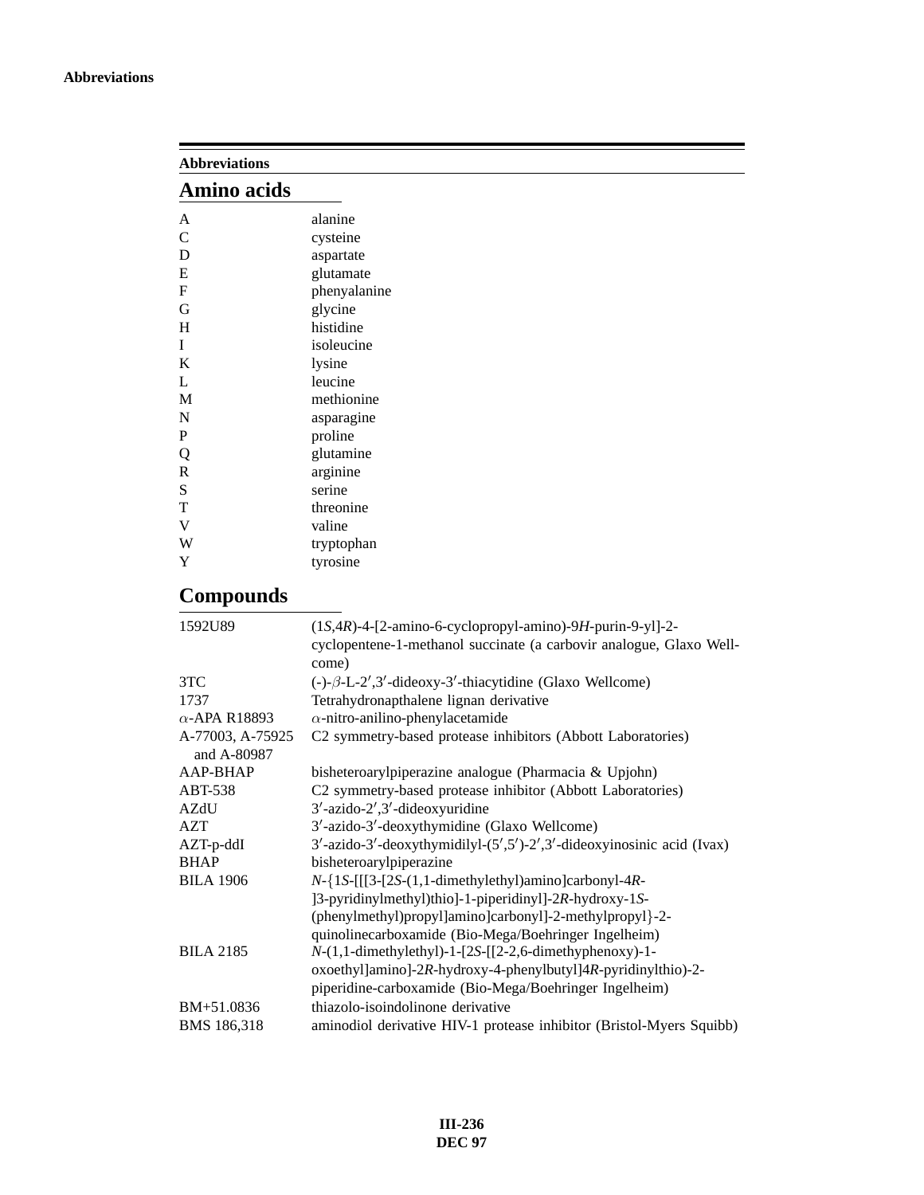## Abbreviations

### Amino acids

| | |
|---|---|
| A | alanine |
| C | cysteine |
| D | aspartate |
| E | glutamate |
| F | phenyalanine |
| G | glycine |
| H | histidine |
| I | isoleucine |
| K | lysine |
| L | leucine |
| M | methionine |
| N | asparagine |
| P | proline |
| Q | glutamine |
| R | arginine |
| S | serine |
| T | threonine |
| V | valine |
| W | tryptophan |
| Y | tyrosine |

### Compounds

| | |
|---|---|
| 1592U89 | (1*S*,4*R*)-4-[2-amino-6-cyclopropyl-amino)-9*H*-purin-9-yl]-2-cyclopentene-1-methanol succinate (a carbovir analogue, Glaxo Wellcome) |
| 3TC | (-)-$\beta$-L-2′,3′-dideoxy-3′-thiacytidine (Glaxo Wellcome) |
| 1737 | Tetrahydronapthalene lignan derivative |
| $\alpha$-APA R18893 | $\alpha$-nitro-anilino-phenylacetamide |
| A-77003, A-75925 and A-80987 | C2 symmetry-based protease inhibitors (Abbott Laboratories) |
| AAP-BHAP | bisheteroarylpiperazine analogue (Pharmacia & Upjohn) |
| ABT-538 | C2 symmetry-based protease inhibitor (Abbott Laboratories) |
| AZdU | 3′-azido-2′,3′-dideoxyuridine |
| AZT | 3′-azido-3′-deoxythymidine (Glaxo Wellcome) |
| AZT-p-ddI | 3′-azido-3′-deoxythymidilyl-(5′,5′)-2′,3′-dideoxyinosinic acid (Ivax) |
| BHAP | bisheteroarylpiperazine |
| BILA 1906 | *N*-{1*S*-[[[3-[2*S*-(1,1-dimethylethyl)amino]carbonyl-4*R*-]3-pyridinylmethyl)thio]-1-piperidinyl]-2*R*-hydroxy-1*S*-(phenylmethyl)propyl]amino]carbonyl]-2-methylpropyl}-2-quinolinecarboxamide (Bio-Mega/Boehringer Ingelheim) |
| BILA 2185 | *N*-(1,1-dimethylethyl)-1-[2*S*-[[2-2,6-dimethyphenoxy)-1-oxoethyl]amino]-2*R*-hydroxy-4-phenylbutyl]4*R*-pyridinylthio)-2-piperidine-carboxamide (Bio-Mega/Boehringer Ingelheim) |
| BM+51.0836 | thiazolo-isoindolinone derivative |
| BMS 186,318 | aminodiol derivative HIV-1 protease inhibitor (Bristol-Myers Squibb) |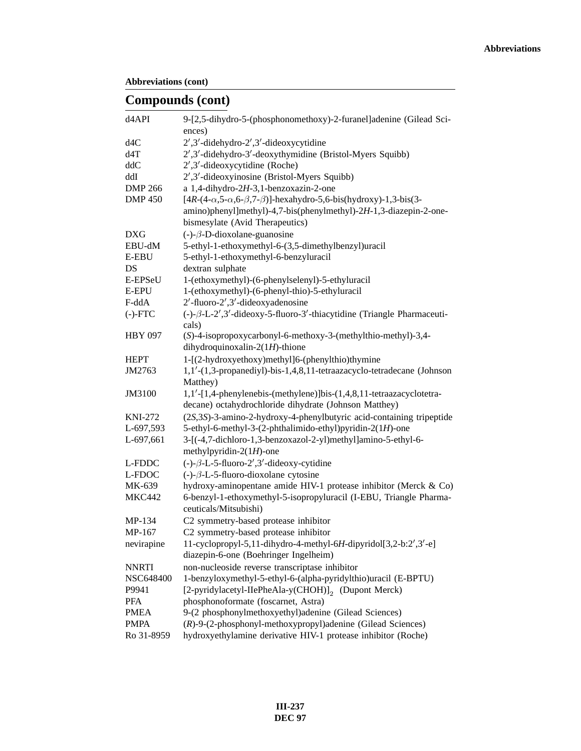**Abbreviations (cont)**

## Compounds (cont)

| | |
|---|---|
| d4API | 9-[2,5-dihydro-5-(phosphonomethoxy)-2-furanel]adenine (Gilead Sciences) |
| d4C | 2′,3′-didehydro-2′,3′-dideoxycytidine |
| d4T | 2′,3′-didehydro-3′-deoxythymidine (Bristol-Myers Squibb) |
| ddC | 2′,3′-dideoxycytidine (Roche) |
| ddI | 2′,3′-dideoxyinosine (Bristol-Myers Squibb) |
| DMP 266 | a 1,4-dihydro-2*H*-3,1-benzoxazin-2-one |
| DMP 450 | [4*R*-(4-$\alpha$,5-$\alpha$,6-$\beta$,7-$\beta$)]-hexahydro-5,6-bis(hydroxy)-1,3-bis(3-amino)phenyl]methyl)-4,7-bis(phenylmethyl)-2*H*-1,3-diazepin-2-one-bismesylate (Avid Therapeutics) |
| DXG | (-)-$\beta$-D-dioxolane-guanosine |
| EBU-dM | 5-ethyl-1-ethoxymethyl-6-(3,5-dimethylbenzyl)uracil |
| E-EBU | 5-ethyl-1-ethoxymethyl-6-benzyluracil |
| DS | dextran sulphate |
| E-EPSeU | 1-(ethoxymethyl)-(6-phenylselenyl)-5-ethyluracil |
| E-EPU | 1-(ethoxymethyl)-(6-phenyl-thio)-5-ethyluracil |
| F-ddA | 2′-fluoro-2′,3′-dideoxyadenosine |
| (-)-FTC | (-)-$\beta$-L-2′,3′-dideoxy-5-fluoro-3′-thiacytidine (Triangle Pharmaceuticals) |
| HBY 097 | (*S*)-4-isopropoxycarbonyl-6-methoxy-3-(methylthio-methyl)-3,4-dihydroquinoxalin-2(1*H*)-thione |
| HEPT | 1-[(2-hydroxyethoxy)methyl]6-(phenylthio)thymine |
| JM2763 | 1,1′-(1,3-propanediyl)-bis-1,4,8,11-tetraazacyclo-tetradecane (Johnson Matthey) |
| JM3100 | 1,1′-[1,4-phenylenebis-(methylene)]bis-(1,4,8,11-tetraazacyclotetradecane) octahydrochloride dihydrate (Johnson Matthey) |
| KNI-272 | (2*S*,3*S*)-3-amino-2-hydroxy-4-phenylbutyric acid-containing tripeptide |
| L-697,593 | 5-ethyl-6-methyl-3-(2-phthalimido-ethyl)pyridin-2(1*H*)-one |
| L-697,661 | 3-[(-4,7-dichloro-1,3-benzoxazol-2-yl)methyl]amino-5-ethyl-6-methylpyridin-2(1*H*)-one |
| L-FDDC | (-)-$\beta$-L-5-fluoro-2′,3′-dideoxy-cytidine |
| L-FDOC | (-)-$\beta$-L-5-fluoro-dioxolane cytosine |
| MK-639 | hydroxy-aminopentane amide HIV-1 protease inhibitor (Merck & Co) |
| MKC442 | 6-benzyl-1-ethoxymethyl-5-isopropyluracil (I-EBU, Triangle Pharmaceuticals/Mitsubishi) |
| MP-134 | C2 symmetry-based protease inhibitor |
| MP-167 | C2 symmetry-based protease inhibitor |
| nevirapine | 11-cyclopropyl-5,11-dihydro-4-methyl-6*H*-dipyridol[3,2-b:2′,3′-e] diazepin-6-one (Boehringer Ingelheim) |
| NNRTI | non-nucleoside reverse transcriptase inhibitor |
| NSC648400 | 1-benzyloxymethyl-5-ethyl-6-(alpha-pyridylthio)uracil (E-BPTU) |
| P9941 | [2-pyridylacetyl-IlePheAla-y(CHOH)]$_2$ (Dupont Merck) |
| PFA | phosphonoformate (foscarnet, Astra) |
| PMEA | 9-(2 phosphonylmethoxyethyl)adenine (Gilead Sciences) |
| PMPA | (*R*)-9-(2-phosphonyl-methoxypropyl)adenine (Gilead Sciences) |
| Ro 31-8959 | hydroxyethylamine derivative HIV-1 protease inhibitor (Roche) |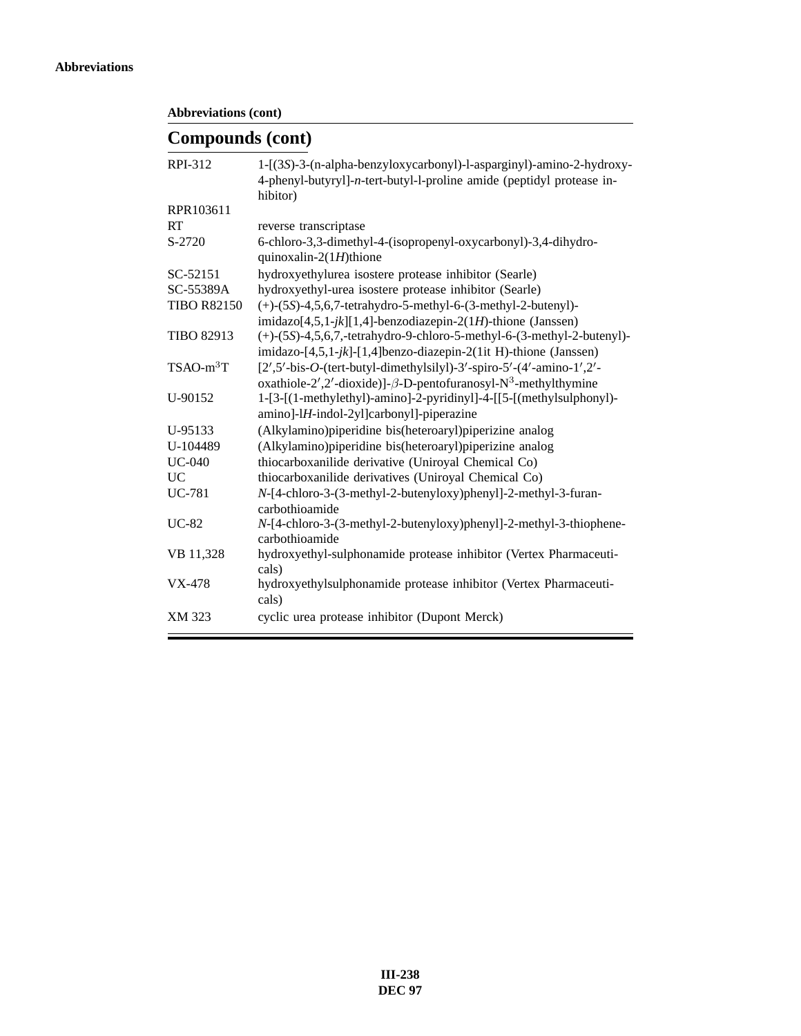**Abbreviations (cont)**

## Compounds (cont)

| | |
|---|---|
| RPI-312 | 1-[(3*S*)-3-(n-alpha-benzyloxycarbonyl)-l-asparginyl)-amino-2-hydroxy-4-phenyl-butyryl]-*n*-tert-butyl-l-proline amide (peptidyl protease inhibitor) |
| RPR103611 | |
| RT | reverse transcriptase |
| S-2720 | 6-chloro-3,3-dimethyl-4-(isopropenyl-oxycarbonyl)-3,4-dihydro-quinoxalin-2(1*H*)thione |
| SC-52151 | hydroxyethylurea isostere protease inhibitor (Searle) |
| SC-55389A | hydroxyethyl-urea isostere protease inhibitor (Searle) |
| TIBO R82150 | (+)-(5*S*)-4,5,6,7-tetrahydro-5-methyl-6-(3-methyl-2-butenyl)-imidazo[4,5,1-*jk*][1,4]-benzodiazepin-2(1*H*)-thione (Janssen) |
| TIBO 82913 | (+)-(5*S*)-4,5,6,7,-tetrahydro-9-chloro-5-methyl-6-(3-methyl-2-butenyl)-imidazo-[4,5,1-*jk*]-[1,4]benzo-diazepin-2(1it H)-thione (Janssen) |
| TSAO-m$^3$T | [2′,5′-bis-*O*-(tert-butyl-dimethylsilyl)-3′-spiro-5′-(4′-amino-1′,2′-oxathiole-2′,2′-dioxide)]-$\beta$-D-pentofuranosyl-N$^3$-methylthymine |
| U-90152 | 1-[3-[(1-methylethyl)-amino]-2-pyridinyl]-4-[[5-[(methylsulphonyl)-amino]-l*H*-indol-2yl]carbonyl]-piperazine |
| U-95133 | (Alkylamino)piperidine bis(heteroaryl)piperizine analog |
| U-104489 | (Alkylamino)piperidine bis(heteroaryl)piperizine analog |
| UC-040 | thiocarboxanilide derivative (Uniroyal Chemical Co) |
| UC | thiocarboxanilide derivatives (Uniroyal Chemical Co) |
| UC-781 | *N*-[4-chloro-3-(3-methyl-2-butenyloxy)phenyl]-2-methyl-3-furan-carbothioamide |
| UC-82 | *N*-[4-chloro-3-(3-methyl-2-butenyloxy)phenyl]-2-methyl-3-thiophene-carbothioamide |
| VB 11,328 | hydroxyethyl-sulphonamide protease inhibitor (Vertex Pharmaceuticals) |
| VX-478 | hydroxyethylsulphonamide protease inhibitor (Vertex Pharmaceuticals) |
| XM 323 | cyclic urea protease inhibitor (Dupont Merck) |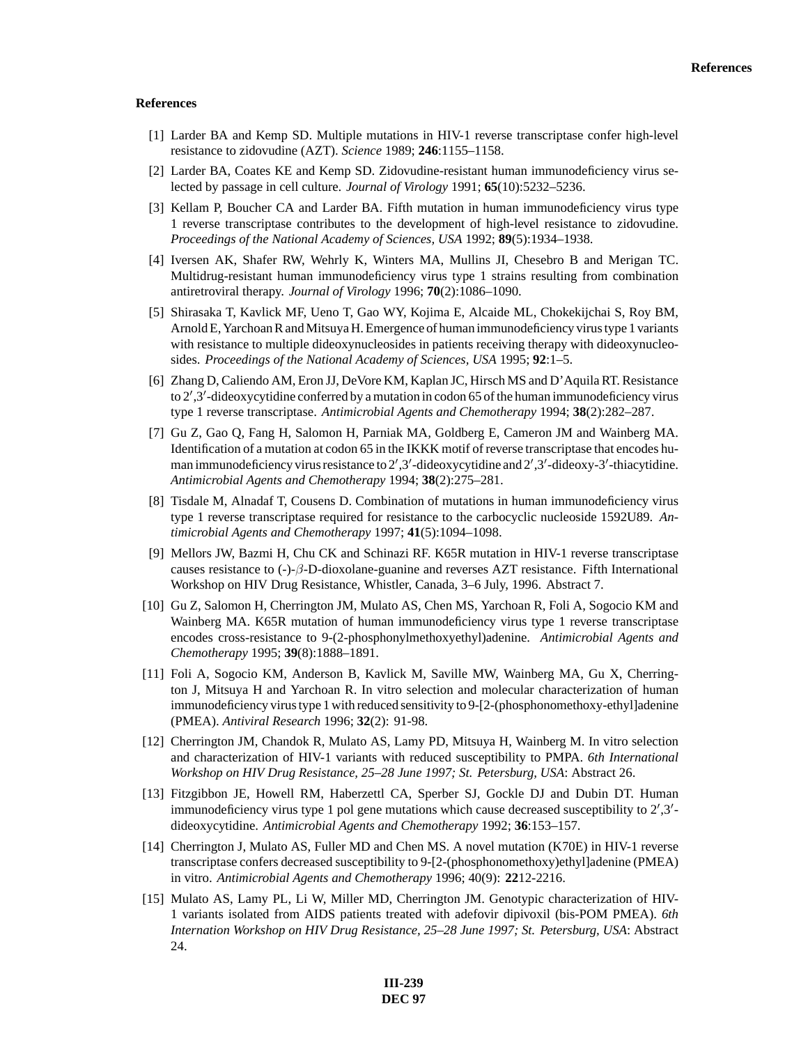## References

[1] Larder BA and Kemp SD. Multiple mutations in HIV-1 reverse transcriptase confer high-level resistance to zidovudine (AZT). *Science* 1989; **246**:1155–1158.

[2] Larder BA, Coates KE and Kemp SD. Zidovudine-resistant human immunodeficiency virus selected by passage in cell culture. *Journal of Virology* 1991; **65**(10):5232–5236.

[3] Kellam P, Boucher CA and Larder BA. Fifth mutation in human immunodeficiency virus type 1 reverse transcriptase contributes to the development of high-level resistance to zidovudine. *Proceedings of the National Academy of Sciences, USA* 1992; **89**(5):1934–1938.

[4] Iversen AK, Shafer RW, Wehrly K, Winters MA, Mullins JI, Chesebro B and Merigan TC. Multidrug-resistant human immunodeficiency virus type 1 strains resulting from combination antiretroviral therapy. *Journal of Virology* 1996; **70**(2):1086–1090.

[5] Shirasaka T, Kavlick MF, Ueno T, Gao WY, Kojima E, Alcaide ML, Chokekijchai S, Roy BM, Arnold E, Yarchoan R and Mitsuya H. Emergence of human immunodeficiency virus type 1 variants with resistance to multiple dideoxynucleosides in patients receiving therapy with dideoxynucleosides. *Proceedings of the National Academy of Sciences, USA* 1995; **92**:1–5.

[6] Zhang D, Caliendo AM, Eron JJ, DeVore KM, Kaplan JC, Hirsch MS and D'Aquila RT. Resistance to 2′,3′-dideoxycytidine conferred by a mutation in codon 65 of the human immunodeficiency virus type 1 reverse transcriptase. *Antimicrobial Agents and Chemotherapy* 1994; **38**(2):282–287.

[7] Gu Z, Gao Q, Fang H, Salomon H, Parniak MA, Goldberg E, Cameron JM and Wainberg MA. Identification of a mutation at codon 65 in the IKKK motif of reverse transcriptase that encodes human immunodeficiency virus resistance to 2′,3′-dideoxycytidine and 2′,3′-dideoxy-3′-thiacytidine. *Antimicrobial Agents and Chemotherapy* 1994; **38**(2):275–281.

[8] Tisdale M, Alnadaf T, Cousens D. Combination of mutations in human immunodeficiency virus type 1 reverse transcriptase required for resistance to the carbocyclic nucleoside 1592U89. *Antimicrobial Agents and Chemotherapy* 1997; **41**(5):1094–1098.

[9] Mellors JW, Bazmi H, Chu CK and Schinazi RF. K65R mutation in HIV-1 reverse transcriptase causes resistance to (-)-$\beta$-D-dioxolane-guanine and reverses AZT resistance. Fifth International Workshop on HIV Drug Resistance, Whistler, Canada, 3–6 July, 1996. Abstract 7.

[10] Gu Z, Salomon H, Cherrington JM, Mulato AS, Chen MS, Yarchoan R, Foli A, Sogocio KM and Wainberg MA. K65R mutation of human immunodeficiency virus type 1 reverse transcriptase encodes cross-resistance to 9-(2-phosphonylmethoxyethyl)adenine. *Antimicrobial Agents and Chemotherapy* 1995; **39**(8):1888–1891.

[11] Foli A, Sogocio KM, Anderson B, Kavlick M, Saville MW, Wainberg MA, Gu X, Cherrington J, Mitsuya H and Yarchoan R. In vitro selection and molecular characterization of human immunodeficiency virus type 1 with reduced sensitivity to 9-[2-(phosphonomethoxy-ethyl]adenine (PMEA). *Antiviral Research* 1996; **32**(2): 91-98.

[12] Cherrington JM, Chandok R, Mulato AS, Lamy PD, Mitsuya H, Wainberg M. In vitro selection and characterization of HIV-1 variants with reduced susceptibility to PMPA. *6th International Workshop on HIV Drug Resistance, 25–28 June 1997; St. Petersburg, USA*: Abstract 26.

[13] Fitzgibbon JE, Howell RM, Haberzettl CA, Sperber SJ, Gockle DJ and Dubin DT. Human immunodeficiency virus type 1 pol gene mutations which cause decreased susceptibility to 2′,3′-dideoxycytidine. *Antimicrobial Agents and Chemotherapy* 1992; **36**:153–157.

[14] Cherrington J, Mulato AS, Fuller MD and Chen MS. A novel mutation (K70E) in HIV-1 reverse transcriptase confers decreased susceptibility to 9-[2-(phosphonomethoxy)ethyl]adenine (PMEA) in vitro. *Antimicrobial Agents and Chemotherapy* 1996; 40(9): **22**12-2216.

[15] Mulato AS, Lamy PL, Li W, Miller MD, Cherrington JM. Genotypic characterization of HIV-1 variants isolated from AIDS patients treated with adefovir dipivoxil (bis-POM PMEA). *6th Internation Workshop on HIV Drug Resistance, 25–28 June 1997; St. Petersburg, USA*: Abstract 24.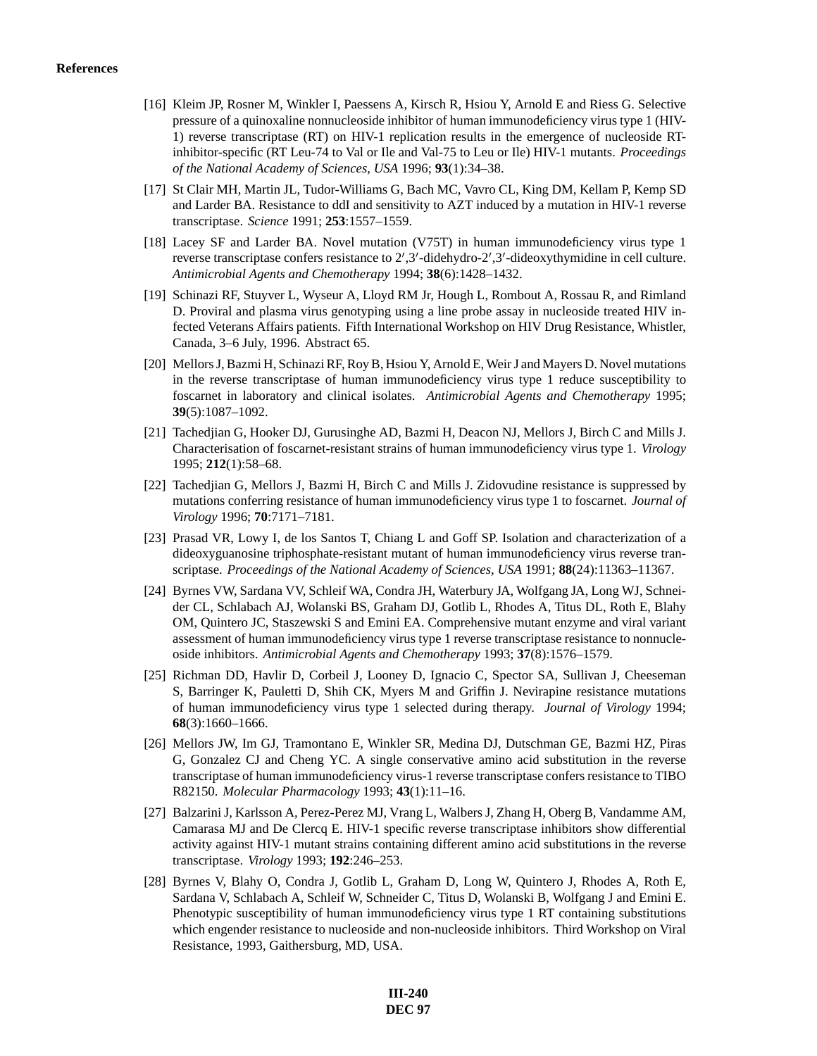**References**

[16] Kleim JP, Rosner M, Winkler I, Paessens A, Kirsch R, Hsiou Y, Arnold E and Riess G. Selective pressure of a quinoxaline nonnucleoside inhibitor of human immunodeficiency virus type 1 (HIV-1) reverse transcriptase (RT) on HIV-1 replication results in the emergence of nucleoside RT-inhibitor-specific (RT Leu-74 to Val or Ile and Val-75 to Leu or Ile) HIV-1 mutants. *Proceedings of the National Academy of Sciences, USA* 1996; **93**(1):34–38.

[17] St Clair MH, Martin JL, Tudor-Williams G, Bach MC, Vavro CL, King DM, Kellam P, Kemp SD and Larder BA. Resistance to ddI and sensitivity to AZT induced by a mutation in HIV-1 reverse transcriptase. *Science* 1991; **253**:1557–1559.

[18] Lacey SF and Larder BA. Novel mutation (V75T) in human immunodeficiency virus type 1 reverse transcriptase confers resistance to 2′,3′-didehydro-2′,3′-dideoxythymidine in cell culture. *Antimicrobial Agents and Chemotherapy* 1994; **38**(6):1428–1432.

[19] Schinazi RF, Stuyver L, Wyseur A, Lloyd RM Jr, Hough L, Rombout A, Rossau R, and Rimland D. Proviral and plasma virus genotyping using a line probe assay in nucleoside treated HIV infected Veterans Affairs patients. Fifth International Workshop on HIV Drug Resistance, Whistler, Canada, 3–6 July, 1996. Abstract 65.

[20] Mellors J, Bazmi H, Schinazi RF, Roy B, Hsiou Y, Arnold E, Weir J and Mayers D. Novel mutations in the reverse transcriptase of human immunodeficiency virus type 1 reduce susceptibility to foscarnet in laboratory and clinical isolates. *Antimicrobial Agents and Chemotherapy* 1995; **39**(5):1087–1092.

[21] Tachedjian G, Hooker DJ, Gurusinghe AD, Bazmi H, Deacon NJ, Mellors J, Birch C and Mills J. Characterisation of foscarnet-resistant strains of human immunodeficiency virus type 1. *Virology* 1995; **212**(1):58–68.

[22] Tachedjian G, Mellors J, Bazmi H, Birch C and Mills J. Zidovudine resistance is suppressed by mutations conferring resistance of human immunodeficiency virus type 1 to foscarnet. *Journal of Virology* 1996; **70**:7171–7181.

[23] Prasad VR, Lowy I, de los Santos T, Chiang L and Goff SP. Isolation and characterization of a dideoxyguanosine triphosphate-resistant mutant of human immunodeficiency virus reverse transcriptase. *Proceedings of the National Academy of Sciences, USA* 1991; **88**(24):11363–11367.

[24] Byrnes VW, Sardana VV, Schleif WA, Condra JH, Waterbury JA, Wolfgang JA, Long WJ, Schneider CL, Schlabach AJ, Wolanski BS, Graham DJ, Gotlib L, Rhodes A, Titus DL, Roth E, Blahy OM, Quintero JC, Staszewski S and Emini EA. Comprehensive mutant enzyme and viral variant assessment of human immunodeficiency virus type 1 reverse transcriptase resistance to nonnucleoside inhibitors. *Antimicrobial Agents and Chemotherapy* 1993; **37**(8):1576–1579.

[25] Richman DD, Havlir D, Corbeil J, Looney D, Ignacio C, Spector SA, Sullivan J, Cheeseman S, Barringer K, Pauletti D, Shih CK, Myers M and Griffin J. Nevirapine resistance mutations of human immunodeficiency virus type 1 selected during therapy. *Journal of Virology* 1994; **68**(3):1660–1666.

[26] Mellors JW, Im GJ, Tramontano E, Winkler SR, Medina DJ, Dutschman GE, Bazmi HZ, Piras G, Gonzalez CJ and Cheng YC. A single conservative amino acid substitution in the reverse transcriptase of human immunodeficiency virus-1 reverse transcriptase confers resistance to TIBO R82150. *Molecular Pharmacology* 1993; **43**(1):11–16.

[27] Balzarini J, Karlsson A, Perez-Perez MJ, Vrang L, Walbers J, Zhang H, Oberg B, Vandamme AM, Camarasa MJ and De Clercq E. HIV-1 specific reverse transcriptase inhibitors show differential activity against HIV-1 mutant strains containing different amino acid substitutions in the reverse transcriptase. *Virology* 1993; **192**:246–253.

[28] Byrnes V, Blahy O, Condra J, Gotlib L, Graham D, Long W, Quintero J, Rhodes A, Roth E, Sardana V, Schlabach A, Schleif W, Schneider C, Titus D, Wolanski B, Wolfgang J and Emini E. Phenotypic susceptibility of human immunodeficiency virus type 1 RT containing substitutions which engender resistance to nucleoside and non-nucleoside inhibitors. Third Workshop on Viral Resistance, 1993, Gaithersburg, MD, USA.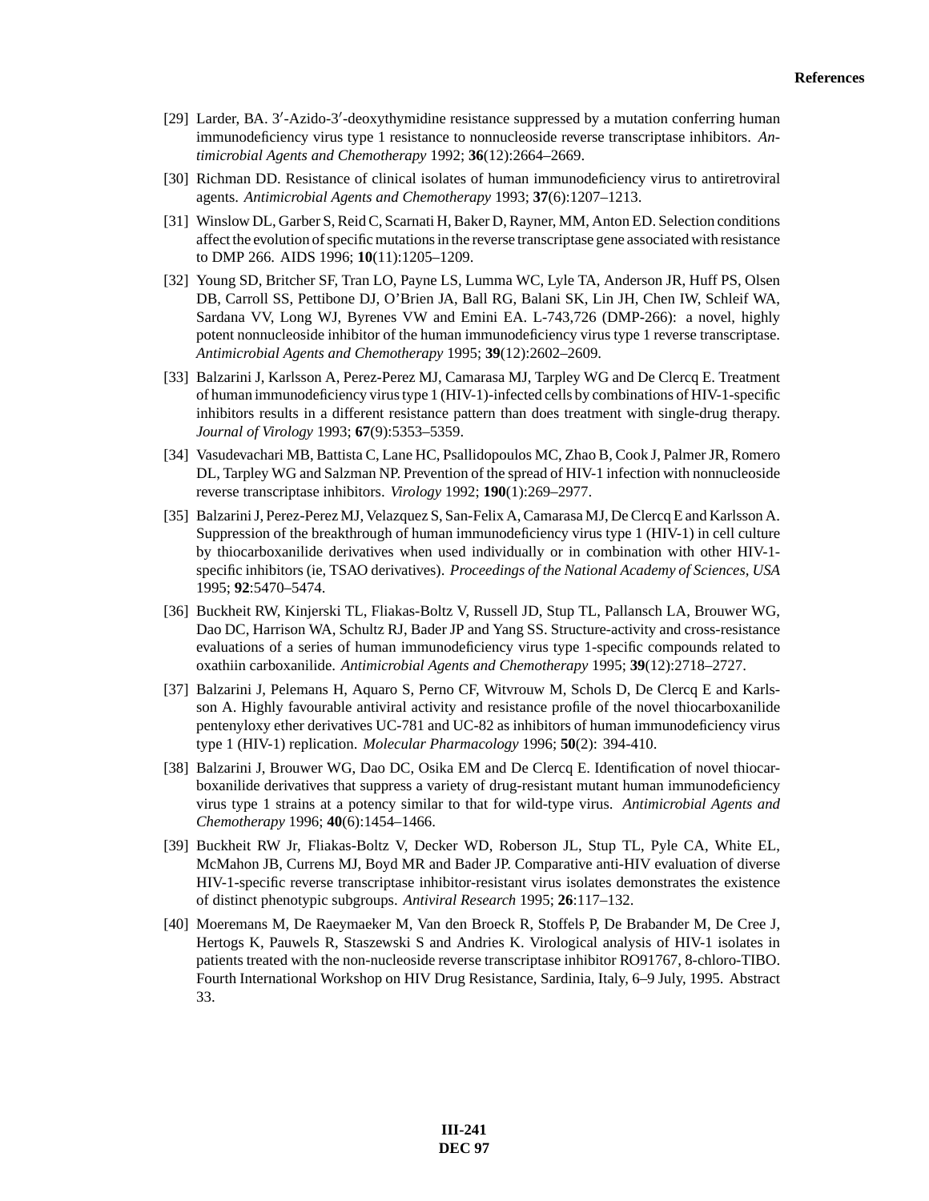[29] Larder, BA. 3′-Azido-3′-deoxythymidine resistance suppressed by a mutation conferring human immunodeficiency virus type 1 resistance to nonnucleoside reverse transcriptase inhibitors. *Antimicrobial Agents and Chemotherapy* 1992; **36**(12):2664–2669.

[30] Richman DD. Resistance of clinical isolates of human immunodeficiency virus to antiretroviral agents. *Antimicrobial Agents and Chemotherapy* 1993; **37**(6):1207–1213.

[31] Winslow DL, Garber S, Reid C, Scarnati H, Baker D, Rayner, MM, Anton ED. Selection conditions affect the evolution of specific mutations in the reverse transcriptase gene associated with resistance to DMP 266. AIDS 1996; **10**(11):1205–1209.

[32] Young SD, Britcher SF, Tran LO, Payne LS, Lumma WC, Lyle TA, Anderson JR, Huff PS, Olsen DB, Carroll SS, Pettibone DJ, O'Brien JA, Ball RG, Balani SK, Lin JH, Chen IW, Schleif WA, Sardana VV, Long WJ, Byrenes VW and Emini EA. L-743,726 (DMP-266): a novel, highly potent nonnucleoside inhibitor of the human immunodeficiency virus type 1 reverse transcriptase. *Antimicrobial Agents and Chemotherapy* 1995; **39**(12):2602–2609.

[33] Balzarini J, Karlsson A, Perez-Perez MJ, Camarasa MJ, Tarpley WG and De Clercq E. Treatment of human immunodeficiency virus type 1 (HIV-1)-infected cells by combinations of HIV-1-specific inhibitors results in a different resistance pattern than does treatment with single-drug therapy. *Journal of Virology* 1993; **67**(9):5353–5359.

[34] Vasudevachari MB, Battista C, Lane HC, Psallidopoulos MC, Zhao B, Cook J, Palmer JR, Romero DL, Tarpley WG and Salzman NP. Prevention of the spread of HIV-1 infection with nonnucleoside reverse transcriptase inhibitors. *Virology* 1992; **190**(1):269–2977.

[35] Balzarini J, Perez-Perez MJ, Velazquez S, San-Felix A, Camarasa MJ, De Clercq E and Karlsson A. Suppression of the breakthrough of human immunodeficiency virus type 1 (HIV-1) in cell culture by thiocarboxanilide derivatives when used individually or in combination with other HIV-1-specific inhibitors (ie, TSAO derivatives). *Proceedings of the National Academy of Sciences, USA* 1995; **92**:5470–5474.

[36] Buckheit RW, Kinjerski TL, Fliakas-Boltz V, Russell JD, Stup TL, Pallansch LA, Brouwer WG, Dao DC, Harrison WA, Schultz RJ, Bader JP and Yang SS. Structure-activity and cross-resistance evaluations of a series of human immunodeficiency virus type 1-specific compounds related to oxathiin carboxanilide. *Antimicrobial Agents and Chemotherapy* 1995; **39**(12):2718–2727.

[37] Balzarini J, Pelemans H, Aquaro S, Perno CF, Witvrouw M, Schols D, De Clercq E and Karlsson A. Highly favourable antiviral activity and resistance profile of the novel thiocarboxanilide pentenyloxy ether derivatives UC-781 and UC-82 as inhibitors of human immunodeficiency virus type 1 (HIV-1) replication. *Molecular Pharmacology* 1996; **50**(2): 394-410.

[38] Balzarini J, Brouwer WG, Dao DC, Osika EM and De Clercq E. Identification of novel thiocarboxanilide derivatives that suppress a variety of drug-resistant mutant human immunodeficiency virus type 1 strains at a potency similar to that for wild-type virus. *Antimicrobial Agents and Chemotherapy* 1996; **40**(6):1454–1466.

[39] Buckheit RW Jr, Fliakas-Boltz V, Decker WD, Roberson JL, Stup TL, Pyle CA, White EL, McMahon JB, Currens MJ, Boyd MR and Bader JP. Comparative anti-HIV evaluation of diverse HIV-1-specific reverse transcriptase inhibitor-resistant virus isolates demonstrates the existence of distinct phenotypic subgroups. *Antiviral Research* 1995; **26**:117–132.

[40] Moeremans M, De Raeymaeker M, Van den Broeck R, Stoffels P, De Brabander M, De Cree J, Hertogs K, Pauwels R, Staszewski S and Andries K. Virological analysis of HIV-1 isolates in patients treated with the non-nucleoside reverse transcriptase inhibitor RO91767, 8-chloro-TIBO. Fourth International Workshop on HIV Drug Resistance, Sardinia, Italy, 6–9 July, 1995. Abstract 33.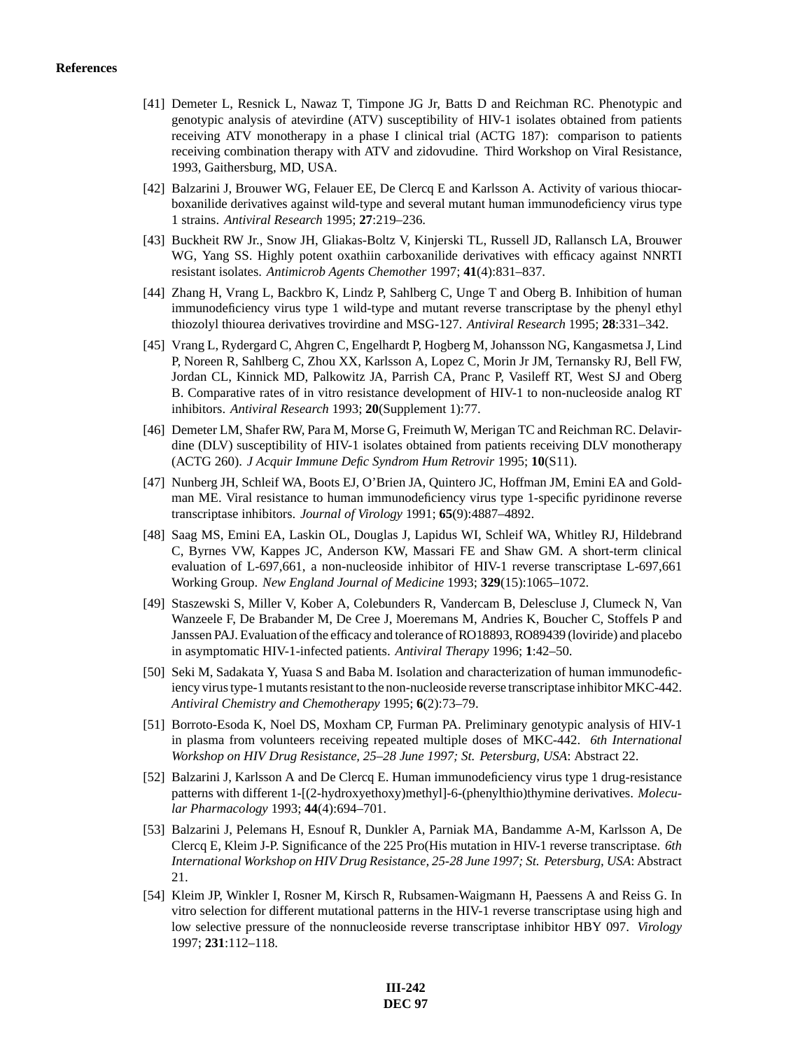**References**

[41] Demeter L, Resnick L, Nawaz T, Timpone JG Jr, Batts D and Reichman RC. Phenotypic and genotypic analysis of atevirdine (ATV) susceptibility of HIV-1 isolates obtained from patients receiving ATV monotherapy in a phase I clinical trial (ACTG 187): comparison to patients receiving combination therapy with ATV and zidovudine. Third Workshop on Viral Resistance, 1993, Gaithersburg, MD, USA.

[42] Balzarini J, Brouwer WG, Felauer EE, De Clercq E and Karlsson A. Activity of various thiocarboxanilide derivatives against wild-type and several mutant human immunodeficiency virus type 1 strains. *Antiviral Research* 1995; **27**:219–236.

[43] Buckheit RW Jr., Snow JH, Gliakas-Boltz V, Kinjerski TL, Russell JD, Rallansch LA, Brouwer WG, Yang SS. Highly potent oxathiin carboxanilide derivatives with efficacy against NNRTI resistant isolates. *Antimicrob Agents Chemother* 1997; **41**(4):831–837.

[44] Zhang H, Vrang L, Backbro K, Lindz P, Sahlberg C, Unge T and Oberg B. Inhibition of human immunodeficiency virus type 1 wild-type and mutant reverse transcriptase by the phenyl ethyl thiozolyl thiourea derivatives trovirdine and MSG-127. *Antiviral Research* 1995; **28**:331–342.

[45] Vrang L, Rydergard C, Ahgren C, Engelhardt P, Hogberg M, Johansson NG, Kangasmetsa J, Lind P, Noreen R, Sahlberg C, Zhou XX, Karlsson A, Lopez C, Morin Jr JM, Ternansky RJ, Bell FW, Jordan CL, Kinnick MD, Palkowitz JA, Parrish CA, Pranc P, Vasileff RT, West SJ and Oberg B. Comparative rates of in vitro resistance development of HIV-1 to non-nucleoside analog RT inhibitors. *Antiviral Research* 1993; **20**(Supplement 1):77.

[46] Demeter LM, Shafer RW, Para M, Morse G, Freimuth W, Merigan TC and Reichman RC. Delavirdine (DLV) susceptibility of HIV-1 isolates obtained from patients receiving DLV monotherapy (ACTG 260). *J Acquir Immune Defic Syndrom Hum Retrovir* 1995; **10**(S11).

[47] Nunberg JH, Schleif WA, Boots EJ, O'Brien JA, Quintero JC, Hoffman JM, Emini EA and Goldman ME. Viral resistance to human immunodeficiency virus type 1-specific pyridinone reverse transcriptase inhibitors. *Journal of Virology* 1991; **65**(9):4887–4892.

[48] Saag MS, Emini EA, Laskin OL, Douglas J, Lapidus WI, Schleif WA, Whitley RJ, Hildebrand C, Byrnes VW, Kappes JC, Anderson KW, Massari FE and Shaw GM. A short-term clinical evaluation of L-697,661, a non-nucleoside inhibitor of HIV-1 reverse transcriptase L-697,661 Working Group. *New England Journal of Medicine* 1993; **329**(15):1065–1072.

[49] Staszewski S, Miller V, Kober A, Colebunders R, Vandercam B, Delescluse J, Clumeck N, Van Wanzeele F, De Brabander M, De Cree J, Moeremans M, Andries K, Boucher C, Stoffels P and Janssen PAJ. Evaluation of the efficacy and tolerance of RO18893, RO89439 (loviride) and placebo in asymptomatic HIV-1-infected patients. *Antiviral Therapy* 1996; **1**:42–50.

[50] Seki M, Sadakata Y, Yuasa S and Baba M. Isolation and characterization of human immunodeficiency virus type-1 mutants resistant to the non-nucleoside reverse transcriptase inhibitor MKC-442. *Antiviral Chemistry and Chemotherapy* 1995; **6**(2):73–79.

[51] Borroto-Esoda K, Noel DS, Moxham CP, Furman PA. Preliminary genotypic analysis of HIV-1 in plasma from volunteers receiving repeated multiple doses of MKC-442. *6th International Workshop on HIV Drug Resistance, 25–28 June 1997; St. Petersburg, USA*: Abstract 22.

[52] Balzarini J, Karlsson A and De Clercq E. Human immunodeficiency virus type 1 drug-resistance patterns with different 1-[(2-hydroxyethoxy)methyl]-6-(phenylthio)thymine derivatives. *Molecular Pharmacology* 1993; **44**(4):694–701.

[53] Balzarini J, Pelemans H, Esnouf R, Dunkler A, Parniak MA, Bandamme A-M, Karlsson A, De Clercq E, Kleim J-P. Significance of the 225 Pro(His mutation in HIV-1 reverse transcriptase. *6th International Workshop on HIV Drug Resistance, 25-28 June 1997; St. Petersburg, USA*: Abstract 21.

[54] Kleim JP, Winkler I, Rosner M, Kirsch R, Rubsamen-Waigmann H, Paessens A and Reiss G. In vitro selection for different mutational patterns in the HIV-1 reverse transcriptase using high and low selective pressure of the nonnucleoside reverse transcriptase inhibitor HBY 097. *Virology* 1997; **231**:112–118.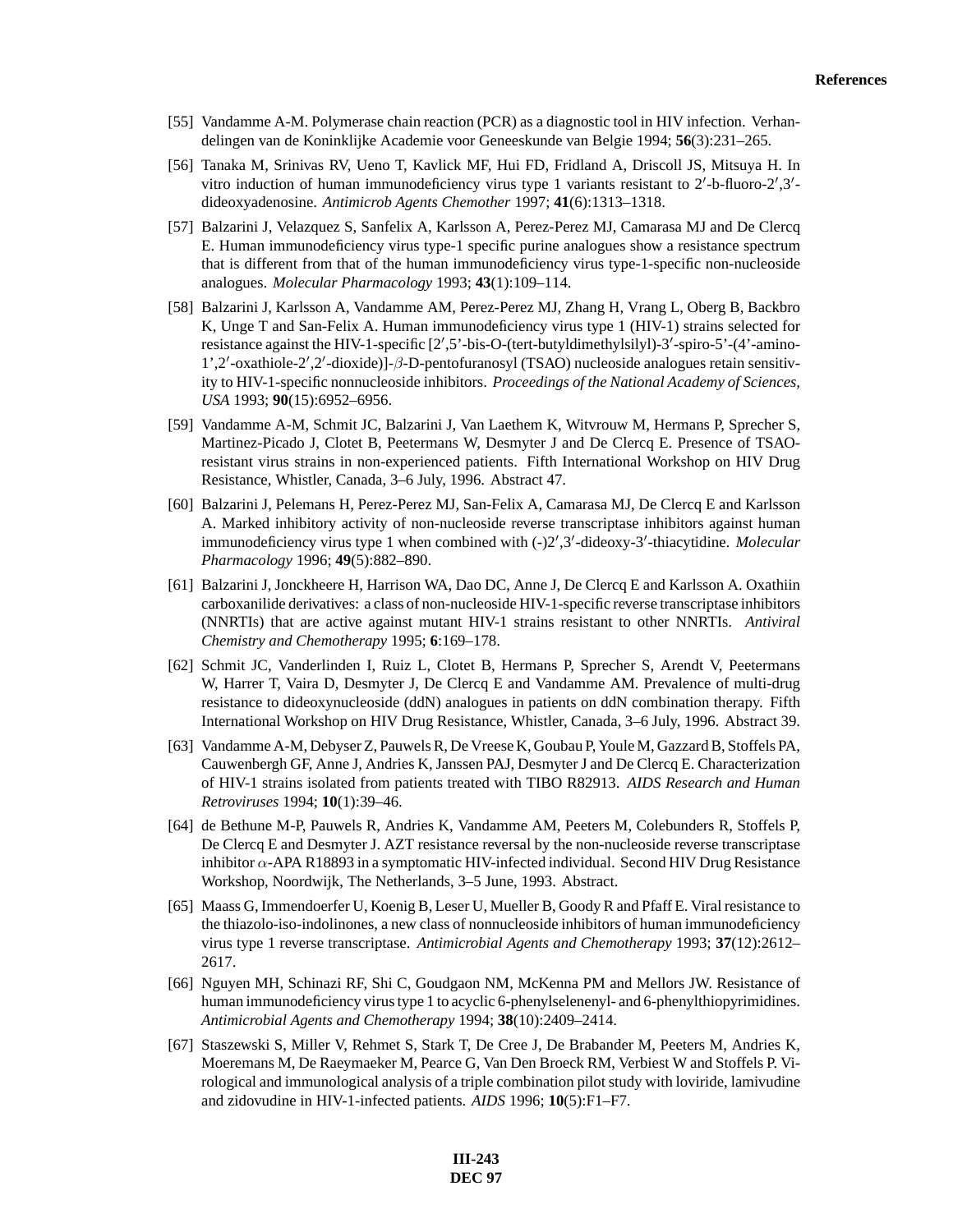[55] Vandamme A-M. Polymerase chain reaction (PCR) as a diagnostic tool in HIV infection. Verhandelingen van de Koninklijke Academie voor Geneeskunde van Belgie 1994; **56**(3):231–265.

[56] Tanaka M, Srinivas RV, Ueno T, Kavlick MF, Hui FD, Fridland A, Driscoll JS, Mitsuya H. In vitro induction of human immunodeficiency virus type 1 variants resistant to 2′-b-fluoro-2′,3′-dideoxyadenosine. *Antimicrob Agents Chemother* 1997; **41**(6):1313–1318.

[57] Balzarini J, Velazquez S, Sanfelix A, Karlsson A, Perez-Perez MJ, Camarasa MJ and De Clercq E. Human immunodeficiency virus type-1 specific purine analogues show a resistance spectrum that is different from that of the human immunodeficiency virus type-1-specific non-nucleoside analogues. *Molecular Pharmacology* 1993; **43**(1):109–114.

[58] Balzarini J, Karlsson A, Vandamme AM, Perez-Perez MJ, Zhang H, Vrang L, Oberg B, Backbro K, Unge T and San-Felix A. Human immunodeficiency virus type 1 (HIV-1) strains selected for resistance against the HIV-1-specific [2′,5'-bis-O-(tert-butyldimethylsilyl)-3′-spiro-5'-(4'-amino-1',2′-oxathiole-2′,2′-dioxide)]-$\beta$-D-pentofuranosyl (TSAO) nucleoside analogues retain sensitivity to HIV-1-specific nonnucleoside inhibitors. *Proceedings of the National Academy of Sciences, USA* 1993; **90**(15):6952–6956.

[59] Vandamme A-M, Schmit JC, Balzarini J, Van Laethem K, Witvrouw M, Hermans P, Sprecher S, Martinez-Picado J, Clotet B, Peetermans W, Desmyter J and De Clercq E. Presence of TSAO-resistant virus strains in non-experienced patients. Fifth International Workshop on HIV Drug Resistance, Whistler, Canada, 3–6 July, 1996. Abstract 47.

[60] Balzarini J, Pelemans H, Perez-Perez MJ, San-Felix A, Camarasa MJ, De Clercq E and Karlsson A. Marked inhibitory activity of non-nucleoside reverse transcriptase inhibitors against human immunodeficiency virus type 1 when combined with (-)2′,3′-dideoxy-3′-thiacytidine. *Molecular Pharmacology* 1996; **49**(5):882–890.

[61] Balzarini J, Jonckheere H, Harrison WA, Dao DC, Anne J, De Clercq E and Karlsson A. Oxathiin carboxanilide derivatives: a class of non-nucleoside HIV-1-specific reverse transcriptase inhibitors (NNRTIs) that are active against mutant HIV-1 strains resistant to other NNRTIs. *Antiviral Chemistry and Chemotherapy* 1995; **6**:169–178.

[62] Schmit JC, Vanderlinden I, Ruiz L, Clotet B, Hermans P, Sprecher S, Arendt V, Peetermans W, Harrer T, Vaira D, Desmyter J, De Clercq E and Vandamme AM. Prevalence of multi-drug resistance to dideoxynucleoside (ddN) analogues in patients on ddN combination therapy. Fifth International Workshop on HIV Drug Resistance, Whistler, Canada, 3–6 July, 1996. Abstract 39.

[63] Vandamme A-M, Debyser Z, Pauwels R, De Vreese K, Goubau P, Youle M, Gazzard B, Stoffels PA, Cauwenbergh GF, Anne J, Andries K, Janssen PAJ, Desmyter J and De Clercq E. Characterization of HIV-1 strains isolated from patients treated with TIBO R82913. *AIDS Research and Human Retroviruses* 1994; **10**(1):39–46.

[64] de Bethune M-P, Pauwels R, Andries K, Vandamme AM, Peeters M, Colebunders R, Stoffels P, De Clercq E and Desmyter J. AZT resistance reversal by the non-nucleoside reverse transcriptase inhibitor $\alpha$-APA R18893 in a symptomatic HIV-infected individual. Second HIV Drug Resistance Workshop, Noordwijk, The Netherlands, 3–5 June, 1993. Abstract.

[65] Maass G, Immendoerfer U, Koenig B, Leser U, Mueller B, Goody R and Pfaff E. Viral resistance to the thiazolo-iso-indolinones, a new class of nonnucleoside inhibitors of human immunodeficiency virus type 1 reverse transcriptase. *Antimicrobial Agents and Chemotherapy* 1993; **37**(12):2612–2617.

[66] Nguyen MH, Schinazi RF, Shi C, Goudgaon NM, McKenna PM and Mellors JW. Resistance of human immunodeficiency virus type 1 to acyclic 6-phenylselenenyl- and 6-phenylthiopyrimidines. *Antimicrobial Agents and Chemotherapy* 1994; **38**(10):2409–2414.

[67] Staszewski S, Miller V, Rehmet S, Stark T, De Cree J, De Brabander M, Peeters M, Andries K, Moeremans M, De Raeymaeker M, Pearce G, Van Den Broeck RM, Verbiest W and Stoffels P. Virological and immunological analysis of a triple combination pilot study with loviride, lamivudine and zidovudine in HIV-1-infected patients. *AIDS* 1996; **10**(5):F1–F7.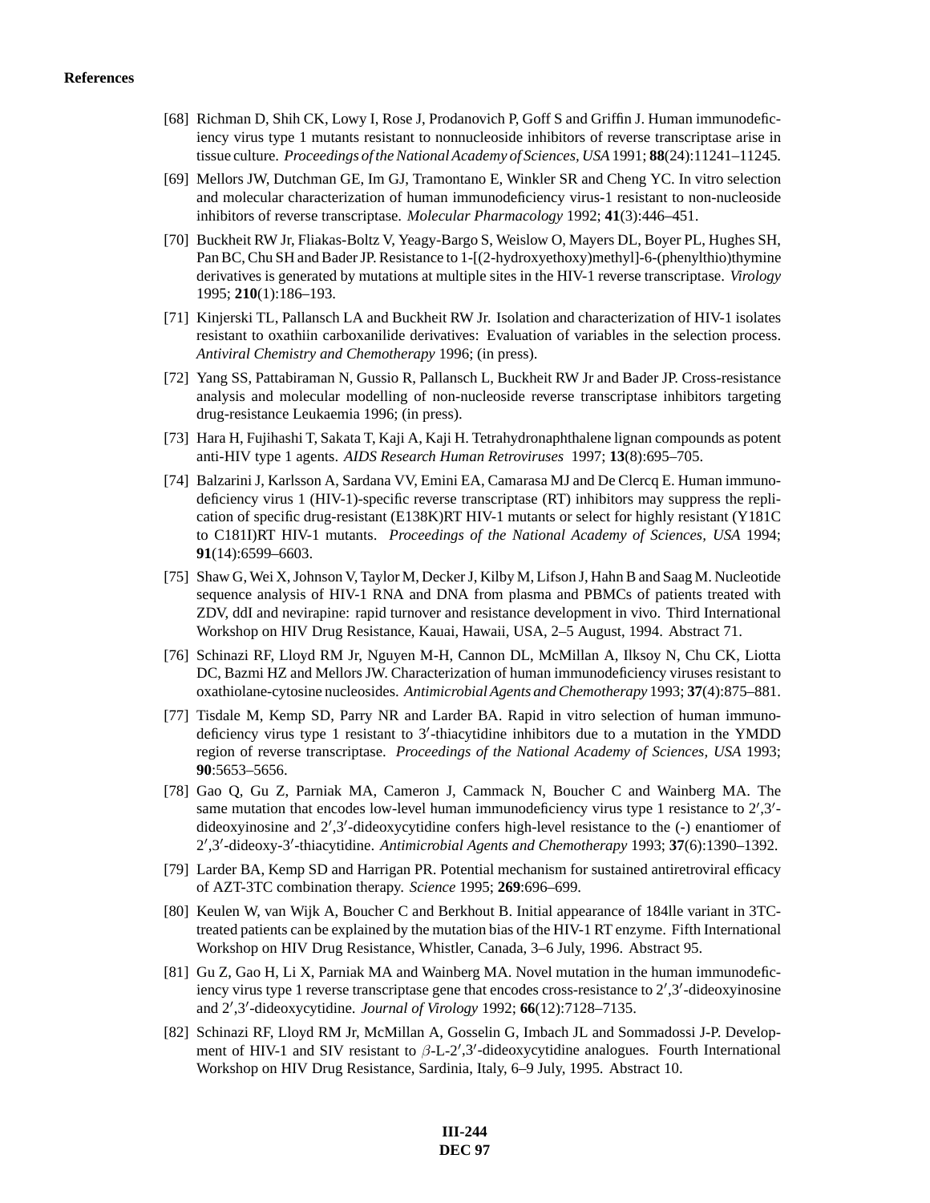**References**

[68] Richman D, Shih CK, Lowy I, Rose J, Prodanovich P, Goff S and Griffin J. Human immunodeficiency virus type 1 mutants resistant to nonnucleoside inhibitors of reverse transcriptase arise in tissue culture. *Proceedings of the National Academy of Sciences, USA* 1991; **88**(24):11241–11245.

[69] Mellors JW, Dutchman GE, Im GJ, Tramontano E, Winkler SR and Cheng YC. In vitro selection and molecular characterization of human immunodeficiency virus-1 resistant to non-nucleoside inhibitors of reverse transcriptase. *Molecular Pharmacology* 1992; **41**(3):446–451.

[70] Buckheit RW Jr, Fliakas-Boltz V, Yeagy-Bargo S, Weislow O, Mayers DL, Boyer PL, Hughes SH, Pan BC, Chu SH and Bader JP. Resistance to 1-[(2-hydroxyethoxy)methyl]-6-(phenylthio)thymine derivatives is generated by mutations at multiple sites in the HIV-1 reverse transcriptase. *Virology* 1995; **210**(1):186–193.

[71] Kinjerski TL, Pallansch LA and Buckheit RW Jr. Isolation and characterization of HIV-1 isolates resistant to oxathiin carboxanilide derivatives: Evaluation of variables in the selection process. *Antiviral Chemistry and Chemotherapy* 1996; (in press).

[72] Yang SS, Pattabiraman N, Gussio R, Pallansch L, Buckheit RW Jr and Bader JP. Cross-resistance analysis and molecular modelling of non-nucleoside reverse transcriptase inhibitors targeting drug-resistance Leukaemia 1996; (in press).

[73] Hara H, Fujihashi T, Sakata T, Kaji A, Kaji H. Tetrahydronaphthalene lignan compounds as potent anti-HIV type 1 agents. *AIDS Research Human Retroviruses* 1997; **13**(8):695–705.

[74] Balzarini J, Karlsson A, Sardana VV, Emini EA, Camarasa MJ and De Clercq E. Human immunodeficiency virus 1 (HIV-1)-specific reverse transcriptase (RT) inhibitors may suppress the replication of specific drug-resistant (E138K)RT HIV-1 mutants or select for highly resistant (Y181C to C181I)RT HIV-1 mutants. *Proceedings of the National Academy of Sciences, USA* 1994; **91**(14):6599–6603.

[75] Shaw G, Wei X, Johnson V, Taylor M, Decker J, Kilby M, Lifson J, Hahn B and Saag M. Nucleotide sequence analysis of HIV-1 RNA and DNA from plasma and PBMCs of patients treated with ZDV, ddI and nevirapine: rapid turnover and resistance development in vivo. Third International Workshop on HIV Drug Resistance, Kauai, Hawaii, USA, 2–5 August, 1994. Abstract 71.

[76] Schinazi RF, Lloyd RM Jr, Nguyen M-H, Cannon DL, McMillan A, Ilksoy N, Chu CK, Liotta DC, Bazmi HZ and Mellors JW. Characterization of human immunodeficiency viruses resistant to oxathiolane-cytosine nucleosides. *Antimicrobial Agents and Chemotherapy* 1993; **37**(4):875–881.

[77] Tisdale M, Kemp SD, Parry NR and Larder BA. Rapid in vitro selection of human immunodeficiency virus type 1 resistant to 3′-thiacytidine inhibitors due to a mutation in the YMDD region of reverse transcriptase. *Proceedings of the National Academy of Sciences, USA* 1993; **90**:5653–5656.

[78] Gao Q, Gu Z, Parniak MA, Cameron J, Cammack N, Boucher C and Wainberg MA. The same mutation that encodes low-level human immunodeficiency virus type 1 resistance to 2′,3′-dideoxyinosine and 2′,3′-dideoxycytidine confers high-level resistance to the (-) enantiomer of 2′,3′-dideoxy-3′-thiacytidine. *Antimicrobial Agents and Chemotherapy* 1993; **37**(6):1390–1392.

[79] Larder BA, Kemp SD and Harrigan PR. Potential mechanism for sustained antiretroviral efficacy of AZT-3TC combination therapy. *Science* 1995; **269**:696–699.

[80] Keulen W, van Wijk A, Boucher C and Berkhout B. Initial appearance of 184lle variant in 3TC-treated patients can be explained by the mutation bias of the HIV-1 RT enzyme. Fifth International Workshop on HIV Drug Resistance, Whistler, Canada, 3–6 July, 1996. Abstract 95.

[81] Gu Z, Gao H, Li X, Parniak MA and Wainberg MA. Novel mutation in the human immunodeficiency virus type 1 reverse transcriptase gene that encodes cross-resistance to 2′,3′-dideoxyinosine and 2′,3′-dideoxycytidine. *Journal of Virology* 1992; **66**(12):7128–7135.

[82] Schinazi RF, Lloyd RM Jr, McMillan A, Gosselin G, Imbach JL and Sommadossi J-P. Development of HIV-1 and SIV resistant to $\beta$-L-2′,3′-dideoxycytidine analogues. Fourth International Workshop on HIV Drug Resistance, Sardinia, Italy, 6–9 July, 1995. Abstract 10.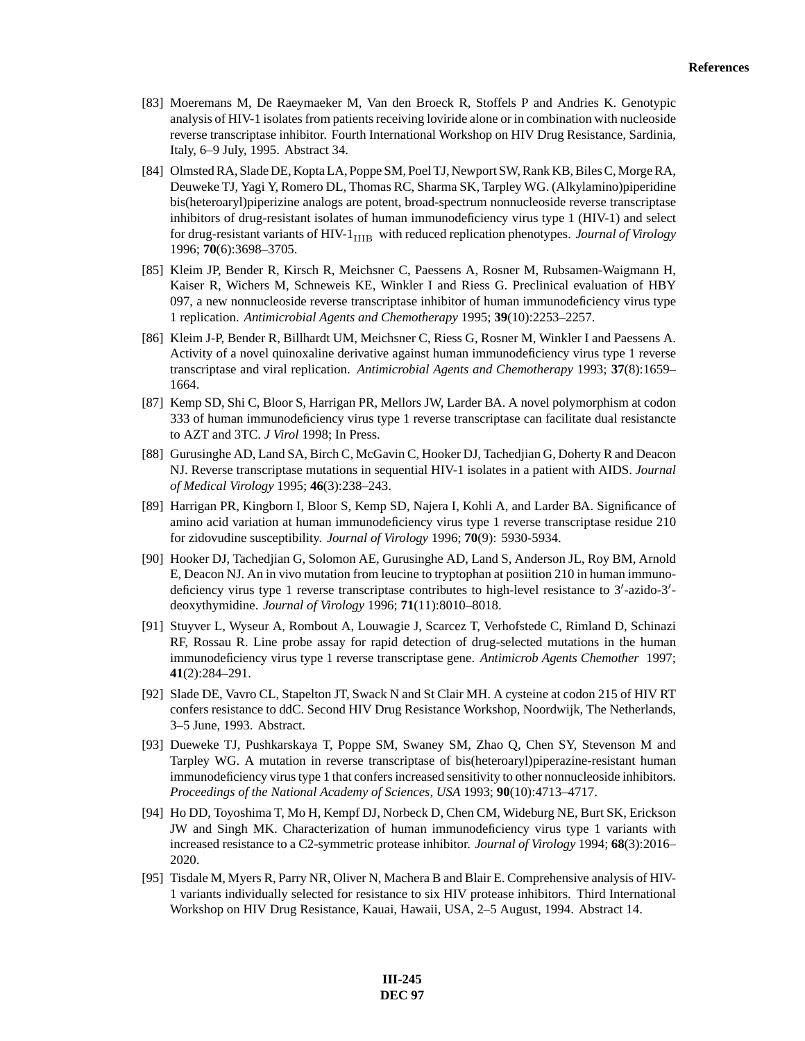[83] Moeremans M, De Raeymaeker M, Van den Broeck R, Stoffels P and Andries K. Genotypic analysis of HIV-1 isolates from patients receiving loviride alone or in combination with nucleoside reverse transcriptase inhibitor. Fourth International Workshop on HIV Drug Resistance, Sardinia, Italy, 6–9 July, 1995. Abstract 34.

[84] Olmsted RA, Slade DE, Kopta LA, Poppe SM, Poel TJ, Newport SW, Rank KB, Biles C, Morge RA, Deuweke TJ, Yagi Y, Romero DL, Thomas RC, Sharma SK, Tarpley WG. (Alkylamino)piperidine bis(heteroaryl)piperizine analogs are potent, broad-spectrum nonnucleoside reverse transcriptase inhibitors of drug-resistant isolates of human immunodeficiency virus type 1 (HIV-1) and select for drug-resistant variants of HIV-$1_{\text{IIIB}}$ with reduced replication phenotypes. *Journal of Virology* 1996; **70**(6):3698–3705.

[85] Kleim JP, Bender R, Kirsch R, Meichsner C, Paessens A, Rosner M, Rubsamen-Waigmann H, Kaiser R, Wichers M, Schneweis KE, Winkler I and Riess G. Preclinical evaluation of HBY 097, a new nonnucleoside reverse transcriptase inhibitor of human immunodeficiency virus type 1 replication. *Antimicrobial Agents and Chemotherapy* 1995; **39**(10):2253–2257.

[86] Kleim J-P, Bender R, Billhardt UM, Meichsner C, Riess G, Rosner M, Winkler I and Paessens A. Activity of a novel quinoxaline derivative against human immunodeficiency virus type 1 reverse transcriptase and viral replication. *Antimicrobial Agents and Chemotherapy* 1993; **37**(8):1659–1664.

[87] Kemp SD, Shi C, Bloor S, Harrigan PR, Mellors JW, Larder BA. A novel polymorphism at codon 333 of human immunodeficiency virus type 1 reverse transcriptase can facilitate dual resistancte to AZT and 3TC. *J Virol* 1998; In Press.

[88] Gurusinghe AD, Land SA, Birch C, McGavin C, Hooker DJ, Tachedjian G, Doherty R and Deacon NJ. Reverse transcriptase mutations in sequential HIV-1 isolates in a patient with AIDS. *Journal of Medical Virology* 1995; **46**(3):238–243.

[89] Harrigan PR, Kingborn I, Bloor S, Kemp SD, Najera I, Kohli A, and Larder BA. Significance of amino acid variation at human immunodeficiency virus type 1 reverse transcriptase residue 210 for zidovudine susceptibility. *Journal of Virology* 1996; **70**(9): 5930-5934.

[90] Hooker DJ, Tachedjian G, Solomon AE, Gurusinghe AD, Land S, Anderson JL, Roy BM, Arnold E, Deacon NJ. An in vivo mutation from leucine to tryptophan at posiition 210 in human immunodeficiency virus type 1 reverse transcriptase contributes to high-level resistance to 3′-azido-3′-deoxythymidine. *Journal of Virology* 1996; **71**(11):8010–8018.

[91] Stuyver L, Wyseur A, Rombout A, Louwagie J, Scarcez T, Verhofstede C, Rimland D, Schinazi RF, Rossau R. Line probe assay for rapid detection of drug-selected mutations in the human immunodeficiency virus type 1 reverse transcriptase gene. *Antimicrob Agents Chemother* 1997; **41**(2):284–291.

[92] Slade DE, Vavro CL, Stapelton JT, Swack N and St Clair MH. A cysteine at codon 215 of HIV RT confers resistance to ddC. Second HIV Drug Resistance Workshop, Noordwijk, The Netherlands, 3–5 June, 1993. Abstract.

[93] Dueweke TJ, Pushkarskaya T, Poppe SM, Swaney SM, Zhao Q, Chen SY, Stevenson M and Tarpley WG. A mutation in reverse transcriptase of bis(heteroaryl)piperazine-resistant human immunodeficiency virus type 1 that confers increased sensitivity to other nonnucleoside inhibitors. *Proceedings of the National Academy of Sciences, USA* 1993; **90**(10):4713–4717.

[94] Ho DD, Toyoshima T, Mo H, Kempf DJ, Norbeck D, Chen CM, Wideburg NE, Burt SK, Erickson JW and Singh MK. Characterization of human immunodeficiency virus type 1 variants with increased resistance to a C2-symmetric protease inhibitor. *Journal of Virology* 1994; **68**(3):2016–2020.

[95] Tisdale M, Myers R, Parry NR, Oliver N, Machera B and Blair E. Comprehensive analysis of HIV-1 variants individually selected for resistance to six HIV protease inhibitors. Third International Workshop on HIV Drug Resistance, Kauai, Hawaii, USA, 2–5 August, 1994. Abstract 14.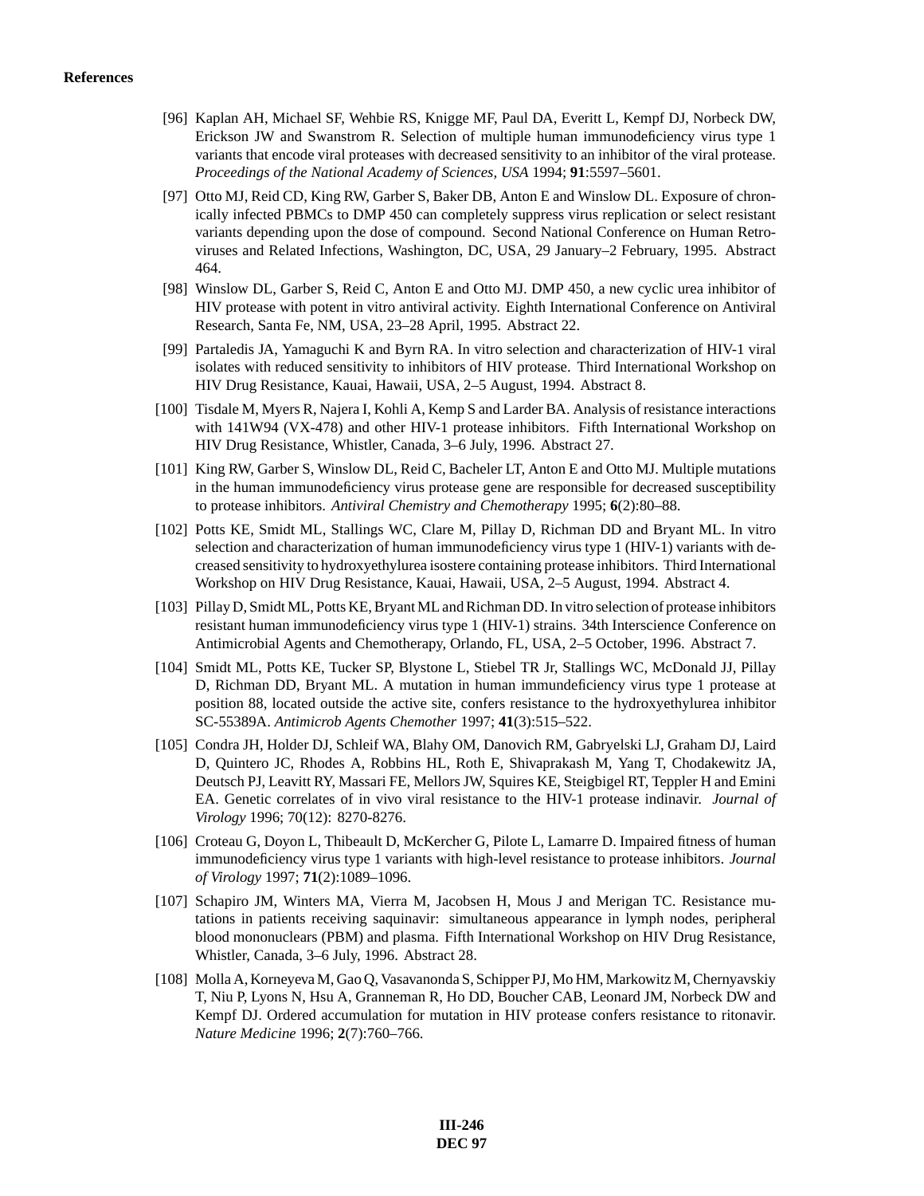**References**

[96] Kaplan AH, Michael SF, Wehbie RS, Knigge MF, Paul DA, Everitt L, Kempf DJ, Norbeck DW, Erickson JW and Swanstrom R. Selection of multiple human immunodeficiency virus type 1 variants that encode viral proteases with decreased sensitivity to an inhibitor of the viral protease. *Proceedings of the National Academy of Sciences, USA* 1994; **91**:5597–5601.

[97] Otto MJ, Reid CD, King RW, Garber S, Baker DB, Anton E and Winslow DL. Exposure of chronically infected PBMCs to DMP 450 can completely suppress virus replication or select resistant variants depending upon the dose of compound. Second National Conference on Human Retroviruses and Related Infections, Washington, DC, USA, 29 January–2 February, 1995. Abstract 464.

[98] Winslow DL, Garber S, Reid C, Anton E and Otto MJ. DMP 450, a new cyclic urea inhibitor of HIV protease with potent in vitro antiviral activity. Eighth International Conference on Antiviral Research, Santa Fe, NM, USA, 23–28 April, 1995. Abstract 22.

[99] Partaledis JA, Yamaguchi K and Byrn RA. In vitro selection and characterization of HIV-1 viral isolates with reduced sensitivity to inhibitors of HIV protease. Third International Workshop on HIV Drug Resistance, Kauai, Hawaii, USA, 2–5 August, 1994. Abstract 8.

[100] Tisdale M, Myers R, Najera I, Kohli A, Kemp S and Larder BA. Analysis of resistance interactions with 141W94 (VX-478) and other HIV-1 protease inhibitors. Fifth International Workshop on HIV Drug Resistance, Whistler, Canada, 3–6 July, 1996. Abstract 27.

[101] King RW, Garber S, Winslow DL, Reid C, Bacheler LT, Anton E and Otto MJ. Multiple mutations in the human immunodeficiency virus protease gene are responsible for decreased susceptibility to protease inhibitors. *Antiviral Chemistry and Chemotherapy* 1995; **6**(2):80–88.

[102] Potts KE, Smidt ML, Stallings WC, Clare M, Pillay D, Richman DD and Bryant ML. In vitro selection and characterization of human immunodeficiency virus type 1 (HIV-1) variants with decreased sensitivity to hydroxyethylurea isostere containing protease inhibitors. Third International Workshop on HIV Drug Resistance, Kauai, Hawaii, USA, 2–5 August, 1994. Abstract 4.

[103] Pillay D, Smidt ML, Potts KE, Bryant ML and Richman DD. In vitro selection of protease inhibitors resistant human immunodeficiency virus type 1 (HIV-1) strains. 34th Interscience Conference on Antimicrobial Agents and Chemotherapy, Orlando, FL, USA, 2–5 October, 1996. Abstract 7.

[104] Smidt ML, Potts KE, Tucker SP, Blystone L, Stiebel TR Jr, Stallings WC, McDonald JJ, Pillay D, Richman DD, Bryant ML. A mutation in human immundeficiency virus type 1 protease at position 88, located outside the active site, confers resistance to the hydroxyethylurea inhibitor SC-55389A. *Antimicrob Agents Chemother* 1997; **41**(3):515–522.

[105] Condra JH, Holder DJ, Schleif WA, Blahy OM, Danovich RM, Gabryelski LJ, Graham DJ, Laird D, Quintero JC, Rhodes A, Robbins HL, Roth E, Shivaprakash M, Yang T, Chodakewitz JA, Deutsch PJ, Leavitt RY, Massari FE, Mellors JW, Squires KE, Steigbigel RT, Teppler H and Emini EA. Genetic correlates of in vivo viral resistance to the HIV-1 protease indinavir. *Journal of Virology* 1996; 70(12): 8270-8276.

[106] Croteau G, Doyon L, Thibeault D, McKercher G, Pilote L, Lamarre D. Impaired fitness of human immunodeficiency virus type 1 variants with high-level resistance to protease inhibitors. *Journal of Virology* 1997; **71**(2):1089–1096.

[107] Schapiro JM, Winters MA, Vierra M, Jacobsen H, Mous J and Merigan TC. Resistance mutations in patients receiving saquinavir: simultaneous appearance in lymph nodes, peripheral blood mononuclears (PBM) and plasma. Fifth International Workshop on HIV Drug Resistance, Whistler, Canada, 3–6 July, 1996. Abstract 28.

[108] Molla A, Korneyeva M, Gao Q, Vasavanonda S, Schipper PJ, Mo HM, Markowitz M, Chernyavskiy T, Niu P, Lyons N, Hsu A, Granneman R, Ho DD, Boucher CAB, Leonard JM, Norbeck DW and Kempf DJ. Ordered accumulation for mutation in HIV protease confers resistance to ritonavir. *Nature Medicine* 1996; **2**(7):760–766.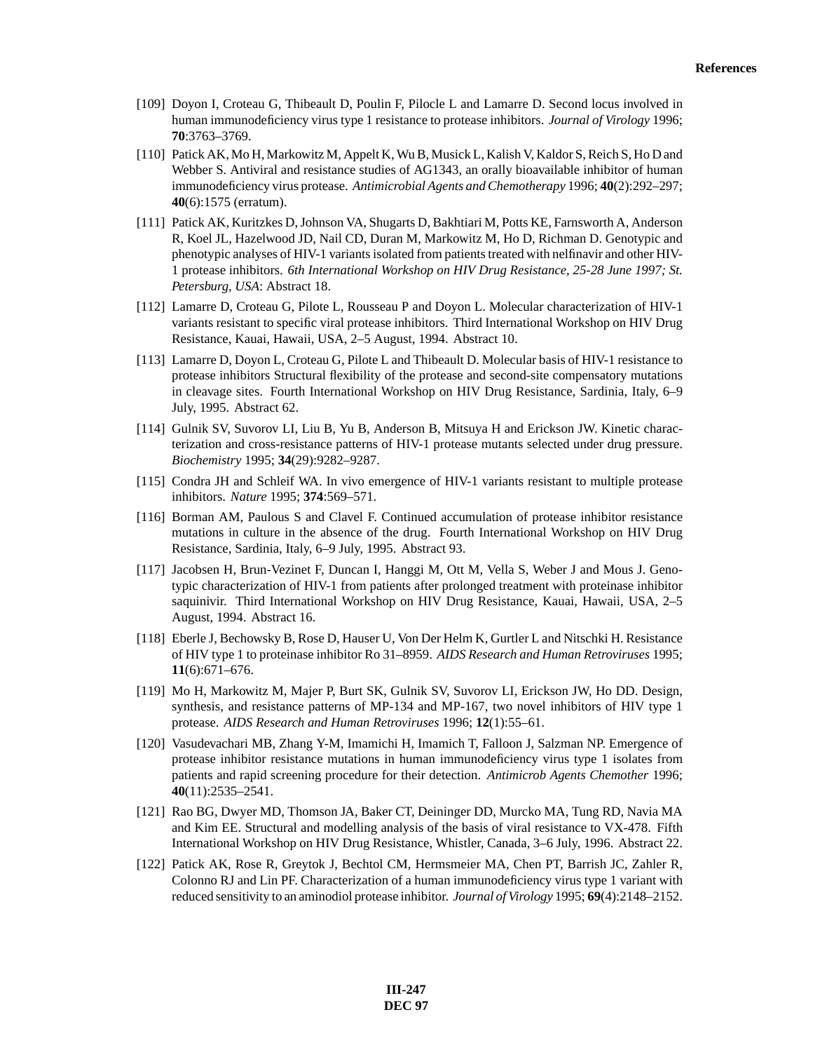[109] Doyon I, Croteau G, Thibeault D, Poulin F, Pilocle L and Lamarre D. Second locus involved in human immunodeficiency virus type 1 resistance to protease inhibitors. *Journal of Virology* 1996; **70**:3763–3769.

[110] Patick AK, Mo H, Markowitz M, Appelt K, Wu B, Musick L, Kalish V, Kaldor S, Reich S, Ho D and Webber S. Antiviral and resistance studies of AG1343, an orally bioavailable inhibitor of human immunodeficiency virus protease. *Antimicrobial Agents and Chemotherapy* 1996; **40**(2):292–297; **40**(6):1575 (erratum).

[111] Patick AK, Kuritzkes D, Johnson VA, Shugarts D, Bakhtiari M, Potts KE, Farnsworth A, Anderson R, Koel JL, Hazelwood JD, Nail CD, Duran M, Markowitz M, Ho D, Richman D. Genotypic and phenotypic analyses of HIV-1 variants isolated from patients treated with nelfinavir and other HIV-1 protease inhibitors. *6th International Workshop on HIV Drug Resistance, 25-28 June 1997; St. Petersburg, USA*: Abstract 18.

[112] Lamarre D, Croteau G, Pilote L, Rousseau P and Doyon L. Molecular characterization of HIV-1 variants resistant to specific viral protease inhibitors. Third International Workshop on HIV Drug Resistance, Kauai, Hawaii, USA, 2–5 August, 1994. Abstract 10.

[113] Lamarre D, Doyon L, Croteau G, Pilote L and Thibeault D. Molecular basis of HIV-1 resistance to protease inhibitors Structural flexibility of the protease and second-site compensatory mutations in cleavage sites. Fourth International Workshop on HIV Drug Resistance, Sardinia, Italy, 6–9 July, 1995. Abstract 62.

[114] Gulnik SV, Suvorov LI, Liu B, Yu B, Anderson B, Mitsuya H and Erickson JW. Kinetic characterization and cross-resistance patterns of HIV-1 protease mutants selected under drug pressure. *Biochemistry* 1995; **34**(29):9282–9287.

[115] Condra JH and Schleif WA. In vivo emergence of HIV-1 variants resistant to multiple protease inhibitors. *Nature* 1995; **374**:569–571.

[116] Borman AM, Paulous S and Clavel F. Continued accumulation of protease inhibitor resistance mutations in culture in the absence of the drug. Fourth International Workshop on HIV Drug Resistance, Sardinia, Italy, 6–9 July, 1995. Abstract 93.

[117] Jacobsen H, Brun-Vezinet F, Duncan I, Hanggi M, Ott M, Vella S, Weber J and Mous J. Genotypic characterization of HIV-1 from patients after prolonged treatment with proteinase inhibitor saquinivir. Third International Workshop on HIV Drug Resistance, Kauai, Hawaii, USA, 2–5 August, 1994. Abstract 16.

[118] Eberle J, Bechowsky B, Rose D, Hauser U, Von Der Helm K, Gurtler L and Nitschki H. Resistance of HIV type 1 to proteinase inhibitor Ro 31–8959. *AIDS Research and Human Retroviruses* 1995; **11**(6):671–676.

[119] Mo H, Markowitz M, Majer P, Burt SK, Gulnik SV, Suvorov LI, Erickson JW, Ho DD. Design, synthesis, and resistance patterns of MP-134 and MP-167, two novel inhibitors of HIV type 1 protease. *AIDS Research and Human Retroviruses* 1996; **12**(1):55–61.

[120] Vasudevachari MB, Zhang Y-M, Imamichi H, Imamich T, Falloon J, Salzman NP. Emergence of protease inhibitor resistance mutations in human immunodeficiency virus type 1 isolates from patients and rapid screening procedure for their detection. *Antimicrob Agents Chemother* 1996; **40**(11):2535–2541.

[121] Rao BG, Dwyer MD, Thomson JA, Baker CT, Deininger DD, Murcko MA, Tung RD, Navia MA and Kim EE. Structural and modelling analysis of the basis of viral resistance to VX-478. Fifth International Workshop on HIV Drug Resistance, Whistler, Canada, 3–6 July, 1996. Abstract 22.

[122] Patick AK, Rose R, Greytok J, Bechtol CM, Hermsmeier MA, Chen PT, Barrish JC, Zahler R, Colonno RJ and Lin PF. Characterization of a human immunodeficiency virus type 1 variant with reduced sensitivity to an aminodiol protease inhibitor. *Journal of Virology* 1995; **69**(4):2148–2152.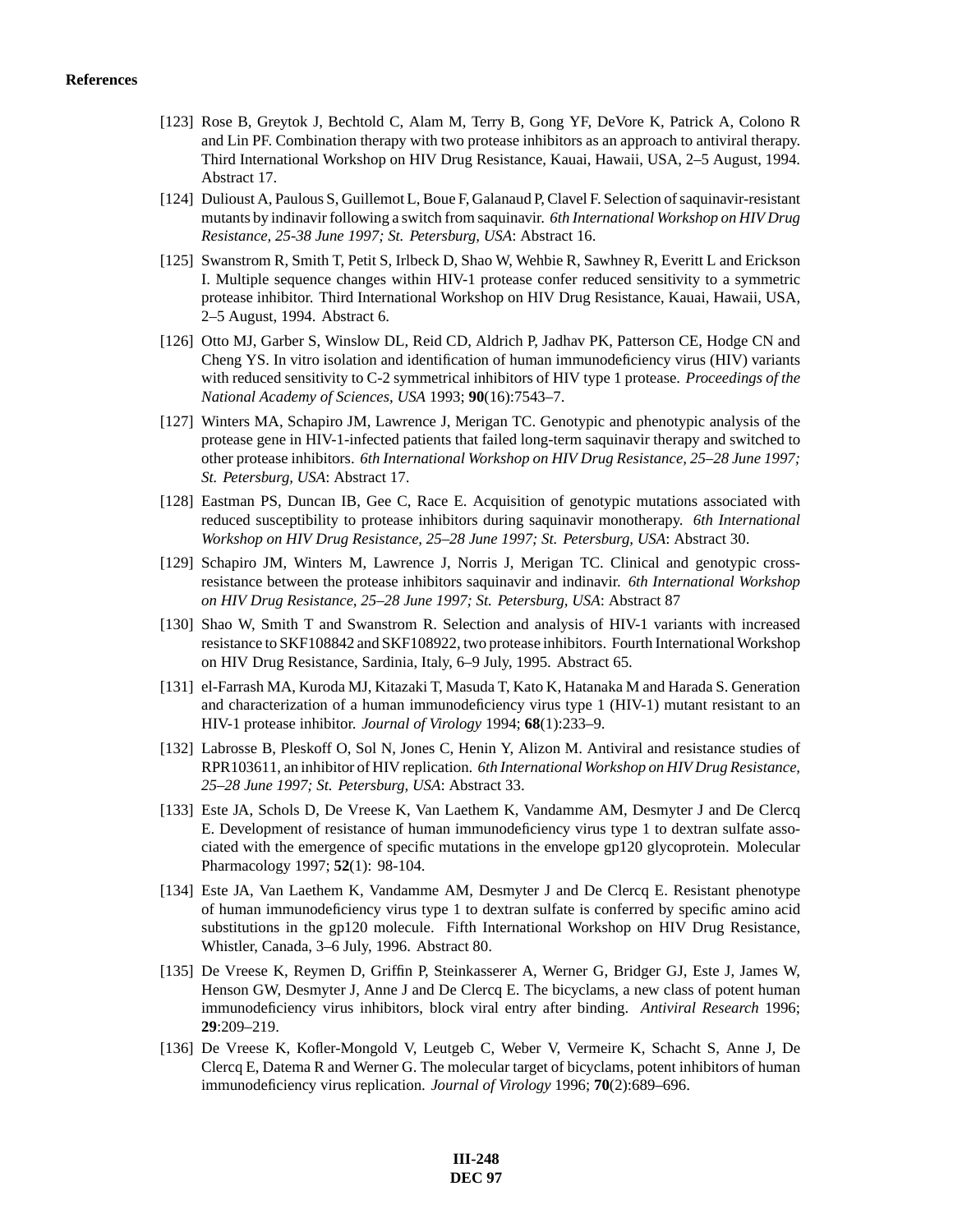**References**

[123] Rose B, Greytok J, Bechtold C, Alam M, Terry B, Gong YF, DeVore K, Patrick A, Colono R and Lin PF. Combination therapy with two protease inhibitors as an approach to antiviral therapy. Third International Workshop on HIV Drug Resistance, Kauai, Hawaii, USA, 2–5 August, 1994. Abstract 17.

[124] Dulioust A, Paulous S, Guillemot L, Boue F, Galanaud P, Clavel F. Selection of saquinavir-resistant mutants by indinavir following a switch from saquinavir. *6th International Workshop on HIV Drug Resistance, 25-38 June 1997; St. Petersburg, USA*: Abstract 16.

[125] Swanstrom R, Smith T, Petit S, Irlbeck D, Shao W, Wehbie R, Sawhney R, Everitt L and Erickson I. Multiple sequence changes within HIV-1 protease confer reduced sensitivity to a symmetric protease inhibitor. Third International Workshop on HIV Drug Resistance, Kauai, Hawaii, USA, 2–5 August, 1994. Abstract 6.

[126] Otto MJ, Garber S, Winslow DL, Reid CD, Aldrich P, Jadhav PK, Patterson CE, Hodge CN and Cheng YS. In vitro isolation and identification of human immunodeficiency virus (HIV) variants with reduced sensitivity to C-2 symmetrical inhibitors of HIV type 1 protease. *Proceedings of the National Academy of Sciences, USA* 1993; **90**(16):7543–7.

[127] Winters MA, Schapiro JM, Lawrence J, Merigan TC. Genotypic and phenotypic analysis of the protease gene in HIV-1-infected patients that failed long-term saquinavir therapy and switched to other protease inhibitors. *6th International Workshop on HIV Drug Resistance, 25–28 June 1997; St. Petersburg, USA*: Abstract 17.

[128] Eastman PS, Duncan IB, Gee C, Race E. Acquisition of genotypic mutations associated with reduced susceptibility to protease inhibitors during saquinavir monotherapy. *6th International Workshop on HIV Drug Resistance, 25–28 June 1997; St. Petersburg, USA*: Abstract 30.

[129] Schapiro JM, Winters M, Lawrence J, Norris J, Merigan TC. Clinical and genotypic cross-resistance between the protease inhibitors saquinavir and indinavir. *6th International Workshop on HIV Drug Resistance, 25–28 June 1997; St. Petersburg, USA*: Abstract 87

[130] Shao W, Smith T and Swanstrom R. Selection and analysis of HIV-1 variants with increased resistance to SKF108842 and SKF108922, two protease inhibitors. Fourth International Workshop on HIV Drug Resistance, Sardinia, Italy, 6–9 July, 1995. Abstract 65.

[131] el-Farrash MA, Kuroda MJ, Kitazaki T, Masuda T, Kato K, Hatanaka M and Harada S. Generation and characterization of a human immunodeficiency virus type 1 (HIV-1) mutant resistant to an HIV-1 protease inhibitor. *Journal of Virology* 1994; **68**(1):233–9.

[132] Labrosse B, Pleskoff O, Sol N, Jones C, Henin Y, Alizon M. Antiviral and resistance studies of RPR103611, an inhibitor of HIV replication. *6th International Workshop on HIV Drug Resistance, 25–28 June 1997; St. Petersburg, USA*: Abstract 33.

[133] Este JA, Schols D, De Vreese K, Van Laethem K, Vandamme AM, Desmyter J and De Clercq E. Development of resistance of human immunodeficiency virus type 1 to dextran sulfate associated with the emergence of specific mutations in the envelope gp120 glycoprotein. Molecular Pharmacology 1997; **52**(1): 98-104.

[134] Este JA, Van Laethem K, Vandamme AM, Desmyter J and De Clercq E. Resistant phenotype of human immunodeficiency virus type 1 to dextran sulfate is conferred by specific amino acid substitutions in the gp120 molecule. Fifth International Workshop on HIV Drug Resistance, Whistler, Canada, 3–6 July, 1996. Abstract 80.

[135] De Vreese K, Reymen D, Griffin P, Steinkasserer A, Werner G, Bridger GJ, Este J, James W, Henson GW, Desmyter J, Anne J and De Clercq E. The bicyclams, a new class of potent human immunodeficiency virus inhibitors, block viral entry after binding. *Antiviral Research* 1996; **29**:209–219.

[136] De Vreese K, Kofler-Mongold V, Leutgeb C, Weber V, Vermeire K, Schacht S, Anne J, De Clercq E, Datema R and Werner G. The molecular target of bicyclams, potent inhibitors of human immunodeficiency virus replication. *Journal of Virology* 1996; **70**(2):689–696.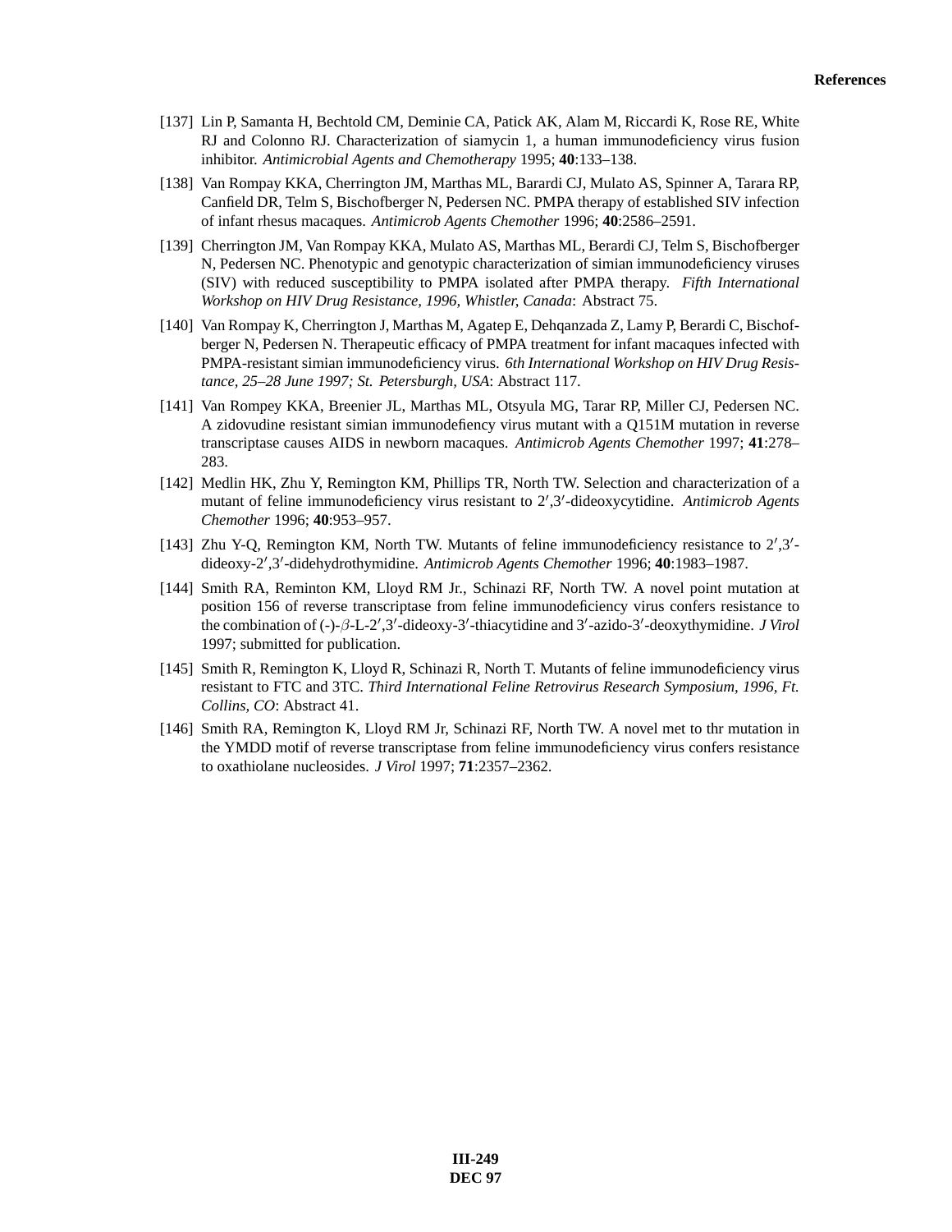[137] Lin P, Samanta H, Bechtold CM, Deminie CA, Patick AK, Alam M, Riccardi K, Rose RE, White RJ and Colonno RJ. Characterization of siamycin 1, a human immunodeficiency virus fusion inhibitor. *Antimicrobial Agents and Chemotherapy* 1995; **40**:133–138.

[138] Van Rompay KKA, Cherrington JM, Marthas ML, Barardi CJ, Mulato AS, Spinner A, Tarara RP, Canfield DR, Telm S, Bischofberger N, Pedersen NC. PMPA therapy of established SIV infection of infant rhesus macaques. *Antimicrob Agents Chemother* 1996; **40**:2586–2591.

[139] Cherrington JM, Van Rompay KKA, Mulato AS, Marthas ML, Berardi CJ, Telm S, Bischofberger N, Pedersen NC. Phenotypic and genotypic characterization of simian immunodeficiency viruses (SIV) with reduced susceptibility to PMPA isolated after PMPA therapy. *Fifth International Workshop on HIV Drug Resistance, 1996, Whistler, Canada*: Abstract 75.

[140] Van Rompay K, Cherrington J, Marthas M, Agatep E, Dehqanzada Z, Lamy P, Berardi C, Bischofberger N, Pedersen N. Therapeutic efficacy of PMPA treatment for infant macaques infected with PMPA-resistant simian immunodeficiency virus. *6th International Workshop on HIV Drug Resistance, 25–28 June 1997; St. Petersburgh, USA*: Abstract 117.

[141] Van Rompey KKA, Breenier JL, Marthas ML, Otsyula MG, Tarar RP, Miller CJ, Pedersen NC. A zidovudine resistant simian immunodefiency virus mutant with a Q151M mutation in reverse transcriptase causes AIDS in newborn macaques. *Antimicrob Agents Chemother* 1997; **41**:278–283.

[142] Medlin HK, Zhu Y, Remington KM, Phillips TR, North TW. Selection and characterization of a mutant of feline immunodeficiency virus resistant to 2′,3′-dideoxycytidine. *Antimicrob Agents Chemother* 1996; **40**:953–957.

[143] Zhu Y-Q, Remington KM, North TW. Mutants of feline immunodeficiency resistance to 2′,3′-dideoxy-2′,3′-didehydrothymidine. *Antimicrob Agents Chemother* 1996; **40**:1983–1987.

[144] Smith RA, Reminton KM, Lloyd RM Jr., Schinazi RF, North TW. A novel point mutation at position 156 of reverse transcriptase from feline immunodeficiency virus confers resistance to the combination of (-)-$\beta$-L-2′,3′-dideoxy-3′-thiacytidine and 3′-azido-3′-deoxythymidine. *J Virol* 1997; submitted for publication.

[145] Smith R, Remington K, Lloyd R, Schinazi R, North T. Mutants of feline immunodeficiency virus resistant to FTC and 3TC. *Third International Feline Retrovirus Research Symposium, 1996, Ft. Collins, CO*: Abstract 41.

[146] Smith RA, Remington K, Lloyd RM Jr, Schinazi RF, North TW. A novel met to thr mutation in the YMDD motif of reverse transcriptase from feline immunodeficiency virus confers resistance to oxathiolane nucleosides. *J Virol* 1997; **71**:2357–2362.